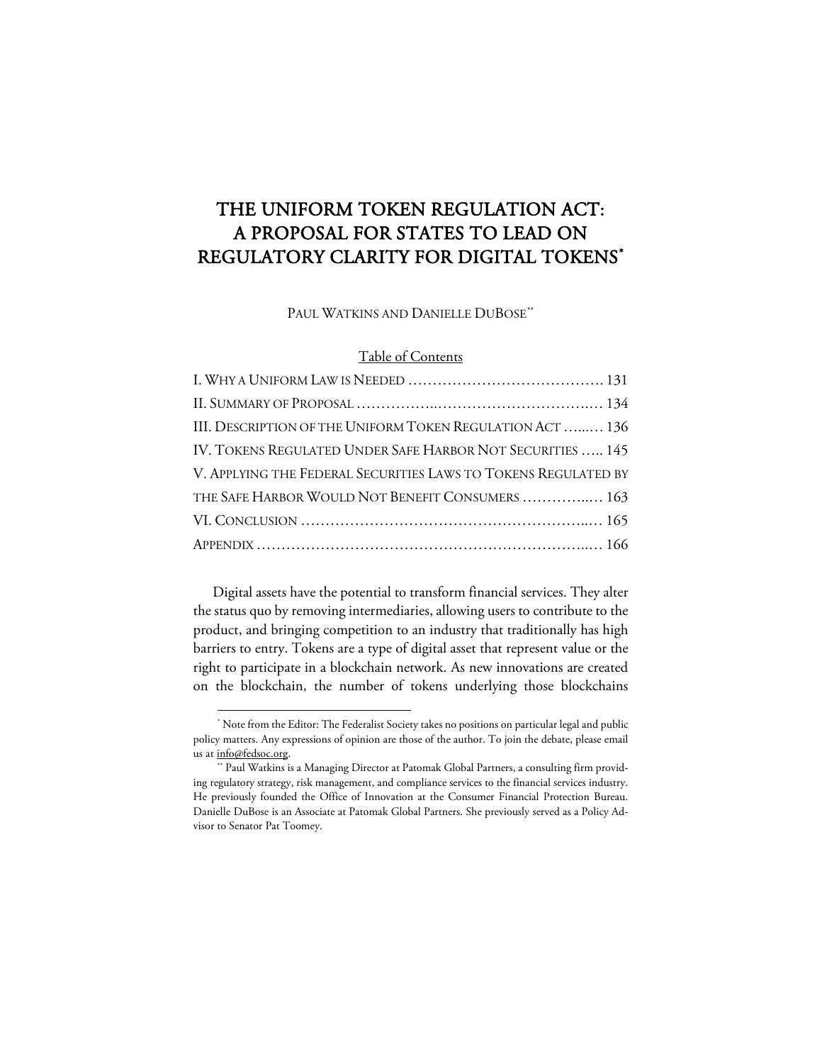# THE UNIFORM TOKEN REGULATION ACT: A PROPOSAL FOR STATES TO LEAD ON REGULATORY CLARITY FOR DIGITAL TOKENS[*]

PAUL WATKINS AND DANIELLE DUBOSE[**]

Table of Contents

I. WHY A UNIFORM LAW IS NEEDED …………………………………. 131
II. SUMMARY OF PROPOSAL …………….……………………….… 134
III. DESCRIPTION OF THE UNIFORM TOKEN REGULATION ACT …...… 136
IV. TOKENS REGULATED UNDER SAFE HARBOR NOT SECURITIES ….. 145
V. APPLYING THE FEDERAL SECURITIES LAWS TO TOKENS REGULATED BY THE SAFE HARBOR WOULD NOT BENEFIT CONSUMERS …………..… 163
VI. CONCLUSION ……………………………………………………..… 165
APPENDIX …………………………………………………………..… 166

Digital assets have the potential to transform financial services. They alter the status quo by removing intermediaries, allowing users to contribute to the product, and bringing competition to an industry that traditionally has high barriers to entry. Tokens are a type of digital asset that represent value or the right to participate in a blockchain network. As new innovations are created on the blockchain, the number of tokens underlying those blockchains

---

[*] Note from the Editor: The Federalist Society takes no positions on particular legal and public policy matters. Any expressions of opinion are those of the author. To join the debate, please email us at info@fedsoc.org.

[**] Paul Watkins is a Managing Director at Patomak Global Partners, a consulting firm providing regulatory strategy, risk management, and compliance services to the financial services industry. He previously founded the Office of Innovation at the Consumer Financial Protection Bureau. Danielle DuBose is an Associate at Patomak Global Partners. She previously served as a Policy Advisor to Senator Pat Toomey.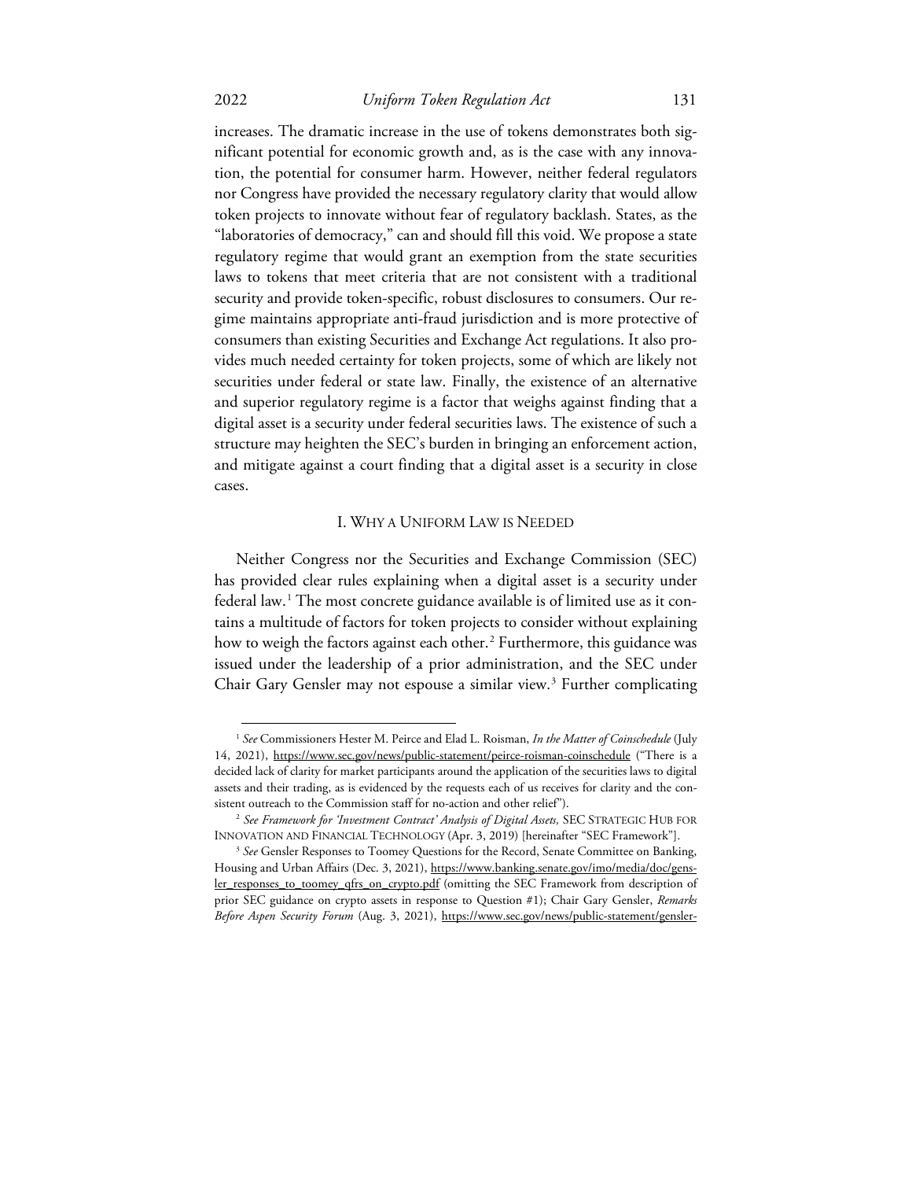increases. The dramatic increase in the use of tokens demonstrates both significant potential for economic growth and, as is the case with any innovation, the potential for consumer harm. However, neither federal regulators nor Congress have provided the necessary regulatory clarity that would allow token projects to innovate without fear of regulatory backlash. States, as the "laboratories of democracy," can and should fill this void. We propose a state regulatory regime that would grant an exemption from the state securities laws to tokens that meet criteria that are not consistent with a traditional security and provide token-specific, robust disclosures to consumers. Our regime maintains appropriate anti-fraud jurisdiction and is more protective of consumers than existing Securities and Exchange Act regulations. It also provides much needed certainty for token projects, some of which are likely not securities under federal or state law. Finally, the existence of an alternative and superior regulatory regime is a factor that weighs against finding that a digital asset is a security under federal securities laws. The existence of such a structure may heighten the SEC's burden in bringing an enforcement action, and mitigate against a court finding that a digital asset is a security in close cases.

## I. WHY A UNIFORM LAW IS NEEDED

Neither Congress nor the Securities and Exchange Commission (SEC) has provided clear rules explaining when a digital asset is a security under federal law.[1] The most concrete guidance available is of limited use as it contains a multitude of factors for token projects to consider without explaining how to weigh the factors against each other.[2] Furthermore, this guidance was issued under the leadership of a prior administration, and the SEC under Chair Gary Gensler may not espouse a similar view.[3] Further complicating

---

[1] *See* Commissioners Hester M. Peirce and Elad L. Roisman, *In the Matter of Coinschedule* (July 14, 2021), https://www.sec.gov/news/public-statement/peirce-roisman-coinschedule ("There is a decided lack of clarity for market participants around the application of the securities laws to digital assets and their trading, as is evidenced by the requests each of us receives for clarity and the consistent outreach to the Commission staff for no-action and other relief").

[2] *See Framework for 'Investment Contract' Analysis of Digital Assets,* SEC STRATEGIC HUB FOR INNOVATION AND FINANCIAL TECHNOLOGY (Apr. 3, 2019) [hereinafter "SEC Framework"].

[3] *See* Gensler Responses to Toomey Questions for the Record, Senate Committee on Banking, Housing and Urban Affairs (Dec. 3, 2021), https://www.banking.senate.gov/imo/media/doc/gensler_responses_to_toomey_qfrs_on_crypto.pdf (omitting the SEC Framework from description of prior SEC guidance on crypto assets in response to Question #1); Chair Gary Gensler, *Remarks Before Aspen Security Forum* (Aug. 3, 2021), https://www.sec.gov/news/public-statement/gensler-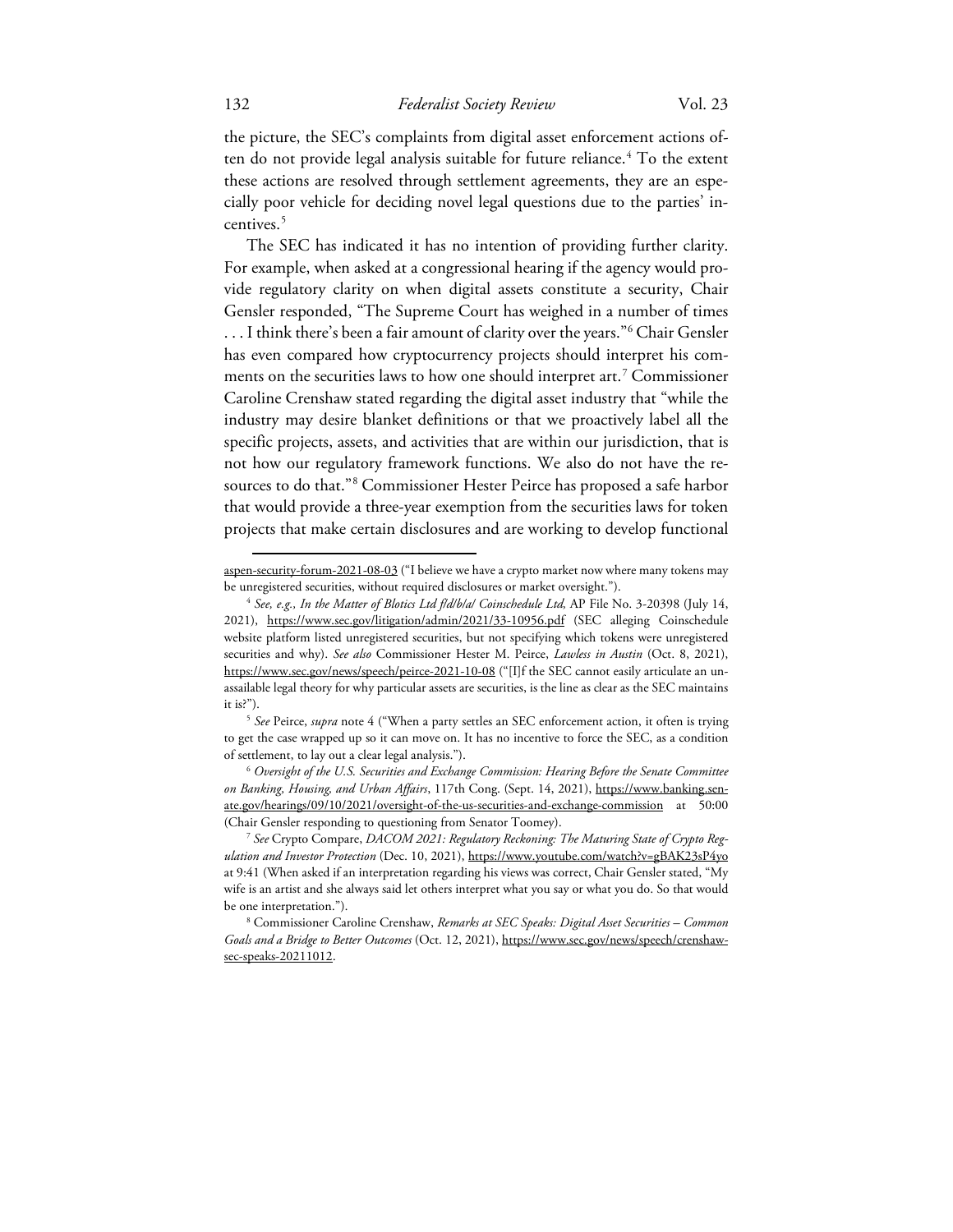the picture, the SEC's complaints from digital asset enforcement actions often do not provide legal analysis suitable for future reliance.[4] To the extent these actions are resolved through settlement agreements, they are an especially poor vehicle for deciding novel legal questions due to the parties' incentives.[5]

The SEC has indicated it has no intention of providing further clarity. For example, when asked at a congressional hearing if the agency would provide regulatory clarity on when digital assets constitute a security, Chair Gensler responded, "The Supreme Court has weighed in a number of times . . . I think there's been a fair amount of clarity over the years."[6] Chair Gensler has even compared how cryptocurrency projects should interpret his comments on the securities laws to how one should interpret art.[7] Commissioner Caroline Crenshaw stated regarding the digital asset industry that "while the industry may desire blanket definitions or that we proactively label all the specific projects, assets, and activities that are within our jurisdiction, that is not how our regulatory framework functions. We also do not have the resources to do that."[8] Commissioner Hester Peirce has proposed a safe harbor that would provide a three-year exemption from the securities laws for token projects that make certain disclosures and are working to develop functional

---

aspen-security-forum-2021-08-03 ("I believe we have a crypto market now where many tokens may be unregistered securities, without required disclosures or market oversight.").

[4] *See, e.g., In the Matter of Blotics Ltd f/d/b/a/ Coinschedule Ltd,* AP File No. 3-20398 (July 14, 2021), https://www.sec.gov/litigation/admin/2021/33-10956.pdf (SEC alleging Coinschedule website platform listed unregistered securities, but not specifying which tokens were unregistered securities and why). *See also* Commissioner Hester M. Peirce, *Lawless in Austin* (Oct. 8, 2021), https://www.sec.gov/news/speech/peirce-2021-10-08 ("[I]f the SEC cannot easily articulate an unassailable legal theory for why particular assets are securities, is the line as clear as the SEC maintains it is?").

[5] *See* Peirce, *supra* note 4 ("When a party settles an SEC enforcement action, it often is trying to get the case wrapped up so it can move on. It has no incentive to force the SEC, as a condition of settlement, to lay out a clear legal analysis.").

[6] *Oversight of the U.S. Securities and Exchange Commission: Hearing Before the Senate Committee on Banking, Housing, and Urban Affairs*, 117th Cong. (Sept. 14, 2021), https://www.banking.senate.gov/hearings/09/10/2021/oversight-of-the-us-securities-and-exchange-commission at 50:00 (Chair Gensler responding to questioning from Senator Toomey).

[7] *See* Crypto Compare, *DACOM 2021: Regulatory Reckoning: The Maturing State of Crypto Regulation and Investor Protection* (Dec. 10, 2021), https://www.youtube.com/watch?v=gBAK23sP4yo at 9:41 (When asked if an interpretation regarding his views was correct, Chair Gensler stated, "My wife is an artist and she always said let others interpret what you say or what you do. So that would be one interpretation.").

[8] Commissioner Caroline Crenshaw, *Remarks at SEC Speaks: Digital Asset Securities – Common Goals and a Bridge to Better Outcomes* (Oct. 12, 2021), https://www.sec.gov/news/speech/crenshaw-sec-speaks-20211012.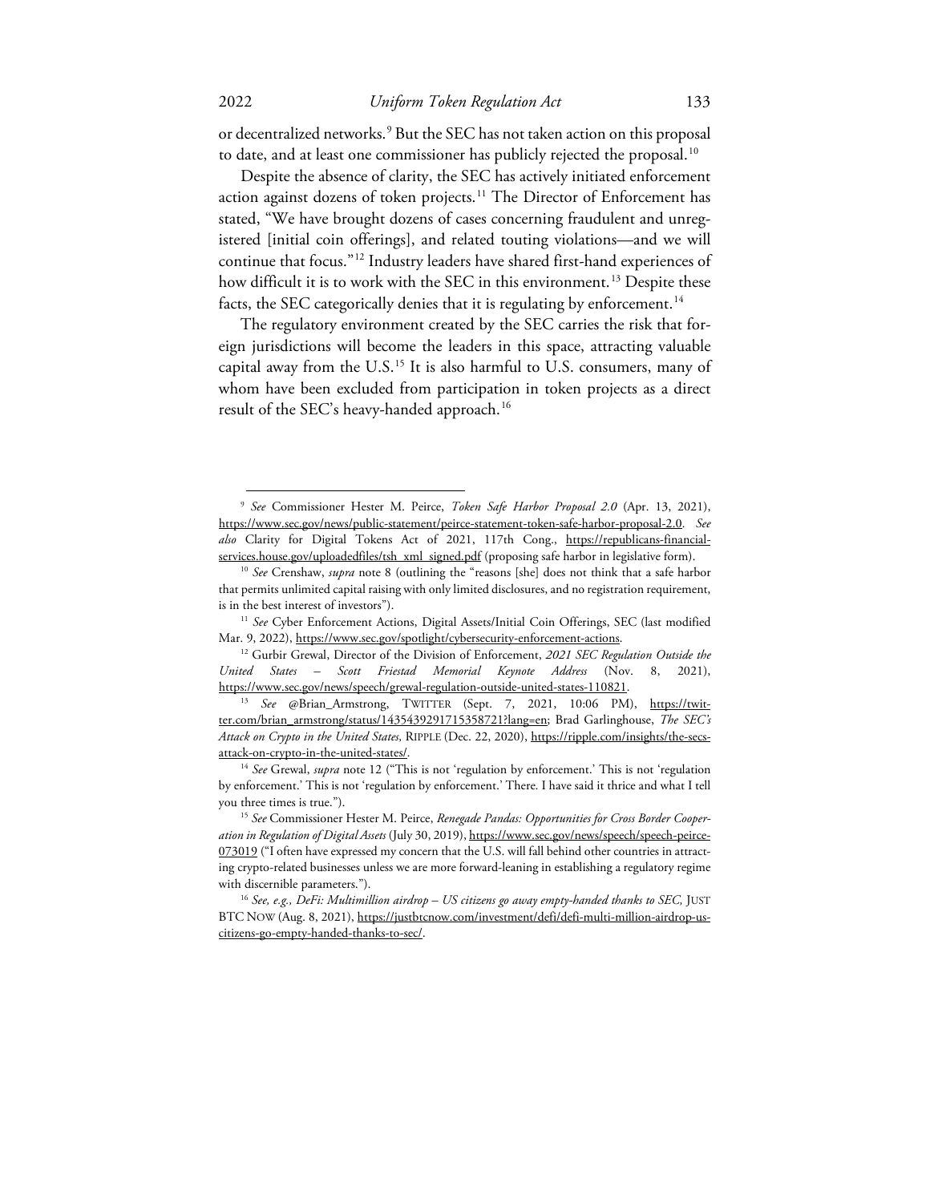or decentralized networks.[9] But the SEC has not taken action on this proposal to date, and at least one commissioner has publicly rejected the proposal.[10]

Despite the absence of clarity, the SEC has actively initiated enforcement action against dozens of token projects.[11] The Director of Enforcement has stated, "We have brought dozens of cases concerning fraudulent and unregistered [initial coin offerings], and related touting violations—and we will continue that focus."[12] Industry leaders have shared first-hand experiences of how difficult it is to work with the SEC in this environment.[13] Despite these facts, the SEC categorically denies that it is regulating by enforcement.[14]

The regulatory environment created by the SEC carries the risk that foreign jurisdictions will become the leaders in this space, attracting valuable capital away from the U.S.[15] It is also harmful to U.S. consumers, many of whom have been excluded from participation in token projects as a direct result of the SEC's heavy-handed approach.[16]

---

[9] *See* Commissioner Hester M. Peirce, *Token Safe Harbor Proposal 2.0* (Apr. 13, 2021), https://www.sec.gov/news/public-statement/peirce-statement-token-safe-harbor-proposal-2.0. *See also* Clarity for Digital Tokens Act of 2021, 117th Cong., https://republicans-financialservices.house.gov/uploadedfiles/tsh_xml_signed.pdf (proposing safe harbor in legislative form).

[10] *See* Crenshaw, *supra* note 8 (outlining the "reasons [she] does not think that a safe harbor that permits unlimited capital raising with only limited disclosures, and no registration requirement, is in the best interest of investors").

[11] *See* Cyber Enforcement Actions, Digital Assets/Initial Coin Offerings, SEC (last modified Mar. 9, 2022), https://www.sec.gov/spotlight/cybersecurity-enforcement-actions.

[12] Gurbir Grewal, Director of the Division of Enforcement, *2021 SEC Regulation Outside the United States – Scott Friestad Memorial Keynote Address* (Nov. 8, 2021), https://www.sec.gov/news/speech/grewal-regulation-outside-united-states-110821.

[13] *See* @Brian_Armstrong, TWITTER (Sept. 7, 2021, 10:06 PM), https://twitter.com/brian_armstrong/status/1435439291715358721?lang=en; Brad Garlinghouse, *The SEC's Attack on Crypto in the United States,* RIPPLE (Dec. 22, 2020), https://ripple.com/insights/the-secs-attack-on-crypto-in-the-united-states/.

[14] *See* Grewal, *supra* note 12 ("This is not 'regulation by enforcement.' This is not 'regulation by enforcement.' This is not 'regulation by enforcement.' There. I have said it thrice and what I tell you three times is true.").

[15] *See* Commissioner Hester M. Peirce, *Renegade Pandas: Opportunities for Cross Border Cooperation in Regulation of Digital Assets* (July 30, 2019), https://www.sec.gov/news/speech/speech-peirce-073019 ("I often have expressed my concern that the U.S. will fall behind other countries in attracting crypto-related businesses unless we are more forward-leaning in establishing a regulatory regime with discernible parameters.").

[16] *See, e.g., DeFi: Multimillion airdrop – US citizens go away empty-handed thanks to SEC,* JUST BTC NOW (Aug. 8, 2021), https://justbtcnow.com/investment/defi/defi-multi-million-airdrop-us-citizens-go-empty-handed-thanks-to-sec/.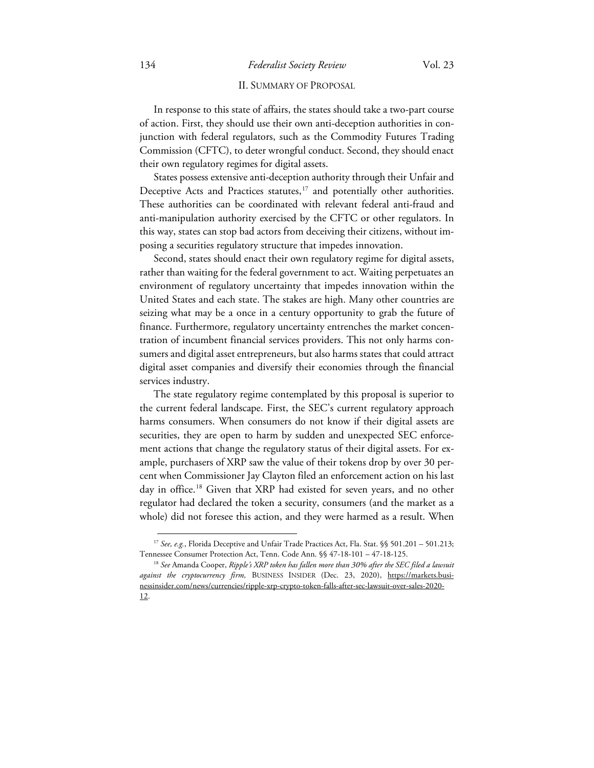## II. Summary of Proposal

In response to this state of affairs, the states should take a two-part course of action. First, they should use their own anti-deception authorities in conjunction with federal regulators, such as the Commodity Futures Trading Commission (CFTC), to deter wrongful conduct. Second, they should enact their own regulatory regimes for digital assets.

States possess extensive anti-deception authority through their Unfair and Deceptive Acts and Practices statutes,[17] and potentially other authorities. These authorities can be coordinated with relevant federal anti-fraud and anti-manipulation authority exercised by the CFTC or other regulators. In this way, states can stop bad actors from deceiving their citizens, without imposing a securities regulatory structure that impedes innovation.

Second, states should enact their own regulatory regime for digital assets, rather than waiting for the federal government to act. Waiting perpetuates an environment of regulatory uncertainty that impedes innovation within the United States and each state. The stakes are high. Many other countries are seizing what may be a once in a century opportunity to grab the future of finance. Furthermore, regulatory uncertainty entrenches the market concentration of incumbent financial services providers. This not only harms consumers and digital asset entrepreneurs, but also harms states that could attract digital asset companies and diversify their economies through the financial services industry.

The state regulatory regime contemplated by this proposal is superior to the current federal landscape. First, the SEC's current regulatory approach harms consumers. When consumers do not know if their digital assets are securities, they are open to harm by sudden and unexpected SEC enforcement actions that change the regulatory status of their digital assets. For example, purchasers of XRP saw the value of their tokens drop by over 30 percent when Commissioner Jay Clayton filed an enforcement action on his last day in office.[18] Given that XRP had existed for seven years, and no other regulator had declared the token a security, consumers (and the market as a whole) did not foresee this action, and they were harmed as a result. When

---

[17] *See, e.g.*, Florida Deceptive and Unfair Trade Practices Act, Fla. Stat. §§ 501.201 – 501.213; Tennessee Consumer Protection Act, Tenn. Code Ann. §§ 47-18-101 – 47-18-125.

[18] *See* Amanda Cooper, *Ripple's XRP token has fallen more than 30% after the SEC filed a lawsuit against the cryptocurrency firm,* Business Insider (Dec. 23, 2020), https://markets.businessinsider.com/news/currencies/ripple-xrp-crypto-token-falls-after-sec-lawsuit-over-sales-2020-12.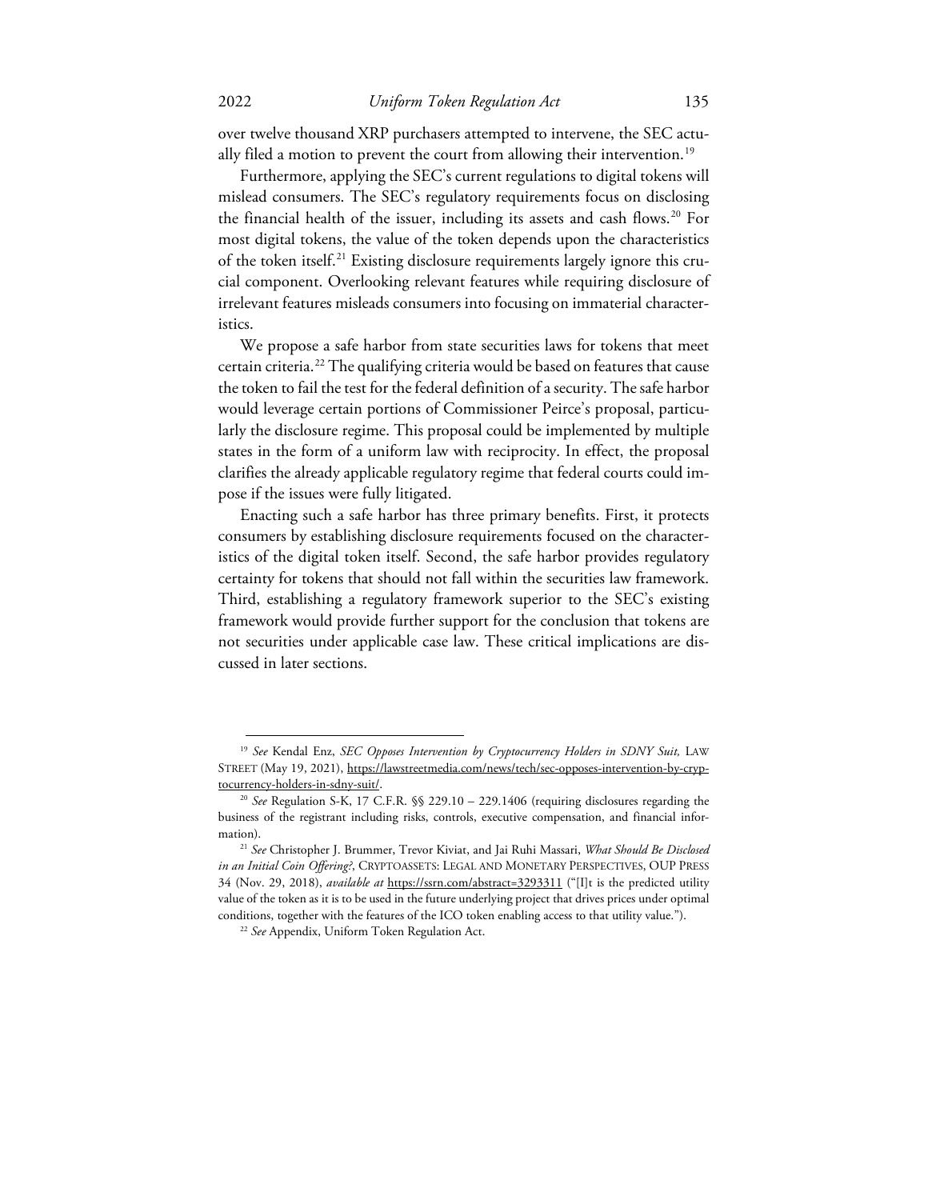over twelve thousand XRP purchasers attempted to intervene, the SEC actually filed a motion to prevent the court from allowing their intervention.[19]

Furthermore, applying the SEC's current regulations to digital tokens will mislead consumers. The SEC's regulatory requirements focus on disclosing the financial health of the issuer, including its assets and cash flows.[20] For most digital tokens, the value of the token depends upon the characteristics of the token itself.[21] Existing disclosure requirements largely ignore this crucial component. Overlooking relevant features while requiring disclosure of irrelevant features misleads consumers into focusing on immaterial characteristics.

We propose a safe harbor from state securities laws for tokens that meet certain criteria.[22] The qualifying criteria would be based on features that cause the token to fail the test for the federal definition of a security. The safe harbor would leverage certain portions of Commissioner Peirce's proposal, particularly the disclosure regime. This proposal could be implemented by multiple states in the form of a uniform law with reciprocity. In effect, the proposal clarifies the already applicable regulatory regime that federal courts could impose if the issues were fully litigated.

Enacting such a safe harbor has three primary benefits. First, it protects consumers by establishing disclosure requirements focused on the characteristics of the digital token itself. Second, the safe harbor provides regulatory certainty for tokens that should not fall within the securities law framework. Third, establishing a regulatory framework superior to the SEC's existing framework would provide further support for the conclusion that tokens are not securities under applicable case law. These critical implications are discussed in later sections.

---

[19] *See* Kendal Enz, *SEC Opposes Intervention by Cryptocurrency Holders in SDNY Suit,* LAW STREET (May 19, 2021), https://lawstreetmedia.com/news/tech/sec-opposes-intervention-by-cryptocurrency-holders-in-sdny-suit/.

[20] *See* Regulation S-K, 17 C.F.R. §§ 229.10 – 229.1406 (requiring disclosures regarding the business of the registrant including risks, controls, executive compensation, and financial information).

[21] *See* Christopher J. Brummer, Trevor Kiviat, and Jai Ruhi Massari, *What Should Be Disclosed in an Initial Coin Offering?*, CRYPTOASSETS: LEGAL AND MONETARY PERSPECTIVES, OUP PRESS 34 (Nov. 29, 2018), *available at* https://ssrn.com/abstract=3293311 ("[I]t is the predicted utility value of the token as it is to be used in the future underlying project that drives prices under optimal conditions, together with the features of the ICO token enabling access to that utility value.").

[22] *See* Appendix, Uniform Token Regulation Act.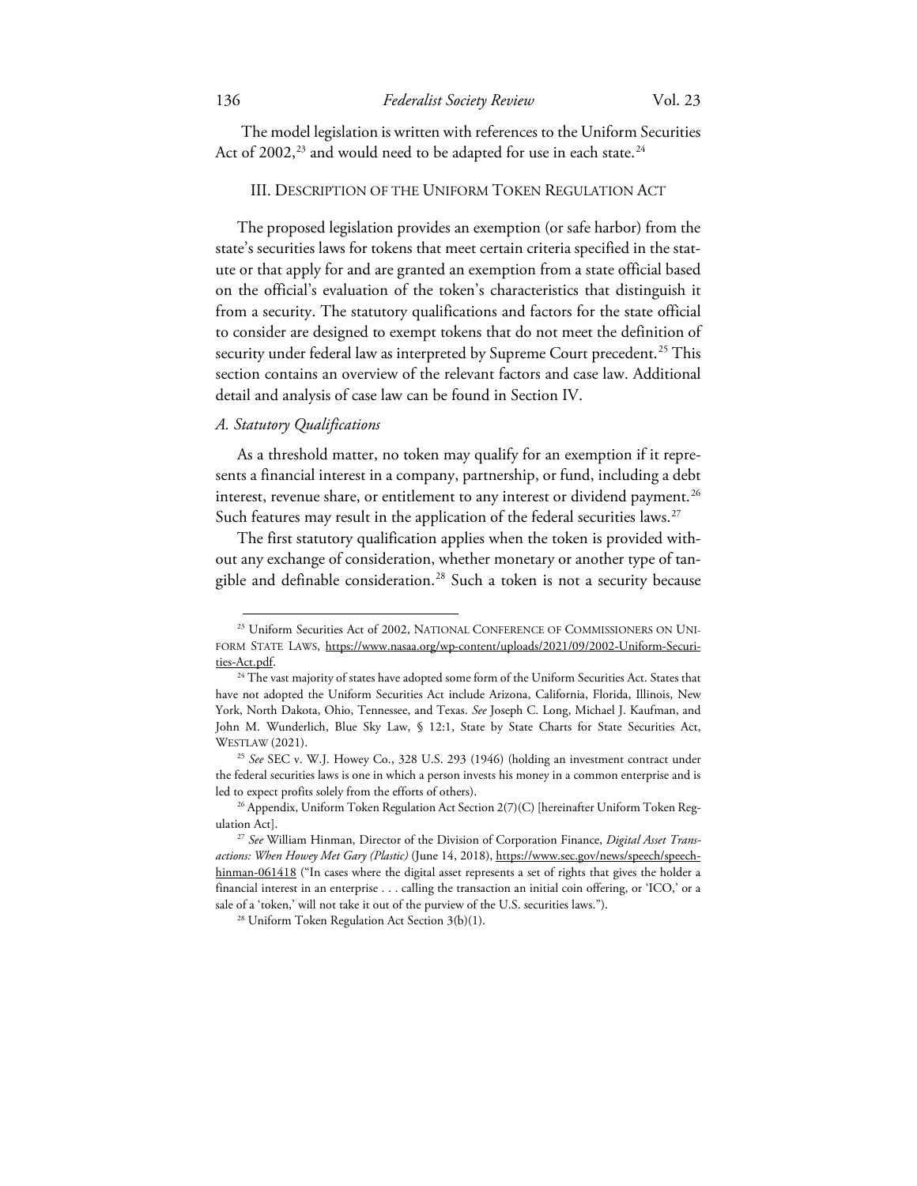The model legislation is written with references to the Uniform Securities Act of 2002,[23] and would need to be adapted for use in each state.[24]

## III. Description of the Uniform Token Regulation Act

The proposed legislation provides an exemption (or safe harbor) from the state's securities laws for tokens that meet certain criteria specified in the statute or that apply for and are granted an exemption from a state official based on the official's evaluation of the token's characteristics that distinguish it from a security. The statutory qualifications and factors for the state official to consider are designed to exempt tokens that do not meet the definition of security under federal law as interpreted by Supreme Court precedent.[25] This section contains an overview of the relevant factors and case law. Additional detail and analysis of case law can be found in Section IV.

### *A. Statutory Qualifications*

As a threshold matter, no token may qualify for an exemption if it represents a financial interest in a company, partnership, or fund, including a debt interest, revenue share, or entitlement to any interest or dividend payment.[26] Such features may result in the application of the federal securities laws.[27]

The first statutory qualification applies when the token is provided without any exchange of consideration, whether monetary or another type of tangible and definable consideration.[28] Such a token is not a security because

---

[23] Uniform Securities Act of 2002, National Conference of Commissioners on Uniform State Laws, https://www.nasaa.org/wp-content/uploads/2021/09/2002-Uniform-Securities-Act.pdf.

[24] The vast majority of states have adopted some form of the Uniform Securities Act. States that have not adopted the Uniform Securities Act include Arizona, California, Florida, Illinois, New York, North Dakota, Ohio, Tennessee, and Texas. *See* Joseph C. Long, Michael J. Kaufman, and John M. Wunderlich, Blue Sky Law, § 12:1, State by State Charts for State Securities Act, Westlaw (2021).

[25] *See* SEC v. W.J. Howey Co., 328 U.S. 293 (1946) (holding an investment contract under the federal securities laws is one in which a person invests his money in a common enterprise and is led to expect profits solely from the efforts of others).

[26] Appendix, Uniform Token Regulation Act Section 2(7)(C) [hereinafter Uniform Token Regulation Act].

[27] *See* William Hinman, Director of the Division of Corporation Finance, *Digital Asset Transactions: When Howey Met Gary (Plastic)* (June 14, 2018), https://www.sec.gov/news/speech/speech-hinman-061418 ("In cases where the digital asset represents a set of rights that gives the holder a financial interest in an enterprise . . . calling the transaction an initial coin offering, or 'ICO,' or a sale of a 'token,' will not take it out of the purview of the U.S. securities laws.").

[28] Uniform Token Regulation Act Section 3(b)(1).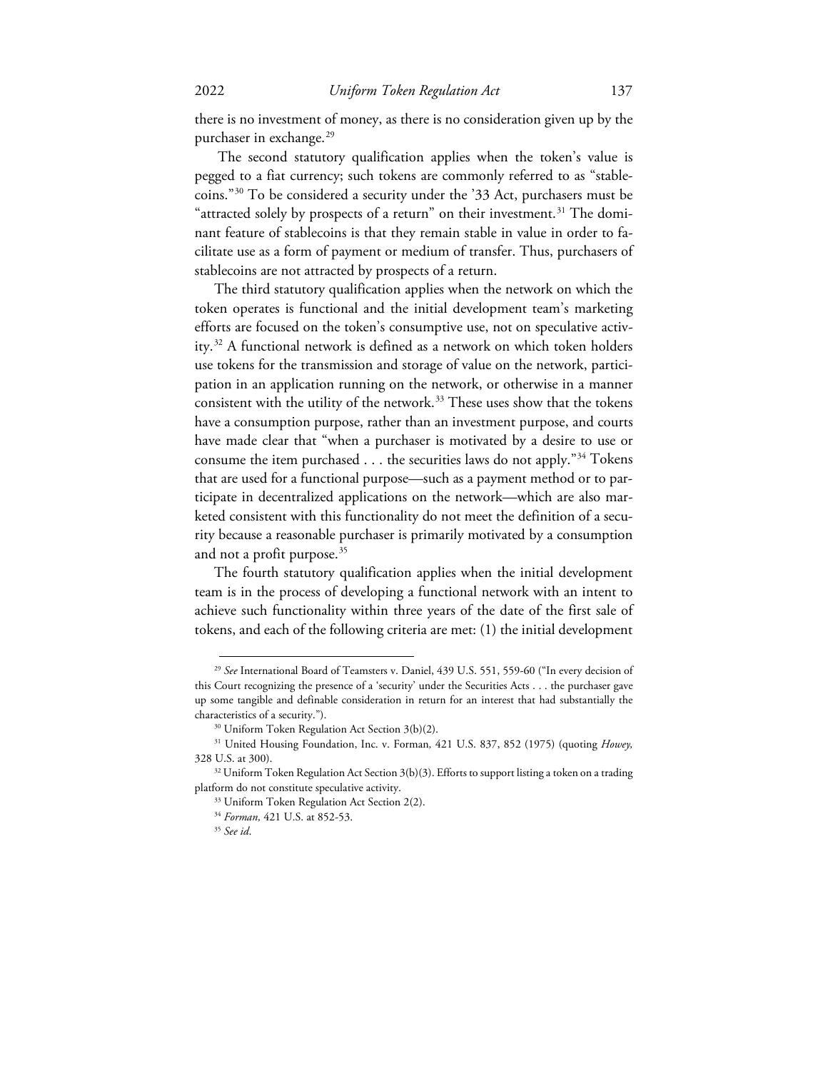there is no investment of money, as there is no consideration given up by the purchaser in exchange.[29]

The second statutory qualification applies when the token's value is pegged to a fiat currency; such tokens are commonly referred to as "stablecoins."[30] To be considered a security under the '33 Act, purchasers must be "attracted solely by prospects of a return" on their investment.[31] The dominant feature of stablecoins is that they remain stable in value in order to facilitate use as a form of payment or medium of transfer. Thus, purchasers of stablecoins are not attracted by prospects of a return.

The third statutory qualification applies when the network on which the token operates is functional and the initial development team's marketing efforts are focused on the token's consumptive use, not on speculative activity.[32] A functional network is defined as a network on which token holders use tokens for the transmission and storage of value on the network, participation in an application running on the network, or otherwise in a manner consistent with the utility of the network.[33] These uses show that the tokens have a consumption purpose, rather than an investment purpose, and courts have made clear that "when a purchaser is motivated by a desire to use or consume the item purchased . . . the securities laws do not apply."[34] Tokens that are used for a functional purpose—such as a payment method or to participate in decentralized applications on the network—which are also marketed consistent with this functionality do not meet the definition of a security because a reasonable purchaser is primarily motivated by a consumption and not a profit purpose.[35]

The fourth statutory qualification applies when the initial development team is in the process of developing a functional network with an intent to achieve such functionality within three years of the date of the first sale of tokens, and each of the following criteria are met: (1) the initial development

---

[29] *See* International Board of Teamsters v. Daniel, 439 U.S. 551, 559-60 ("In every decision of this Court recognizing the presence of a 'security' under the Securities Acts . . . the purchaser gave up some tangible and definable consideration in return for an interest that had substantially the characteristics of a security.").

[30] Uniform Token Regulation Act Section 3(b)(2).

[31] United Housing Foundation, Inc. v. Forman, 421 U.S. 837, 852 (1975) (quoting *Howey,* 328 U.S. at 300).

[32] Uniform Token Regulation Act Section 3(b)(3). Efforts to support listing a token on a trading platform do not constitute speculative activity.

[33] Uniform Token Regulation Act Section 2(2).

[34] *Forman,* 421 U.S. at 852-53.

[35] *See id.*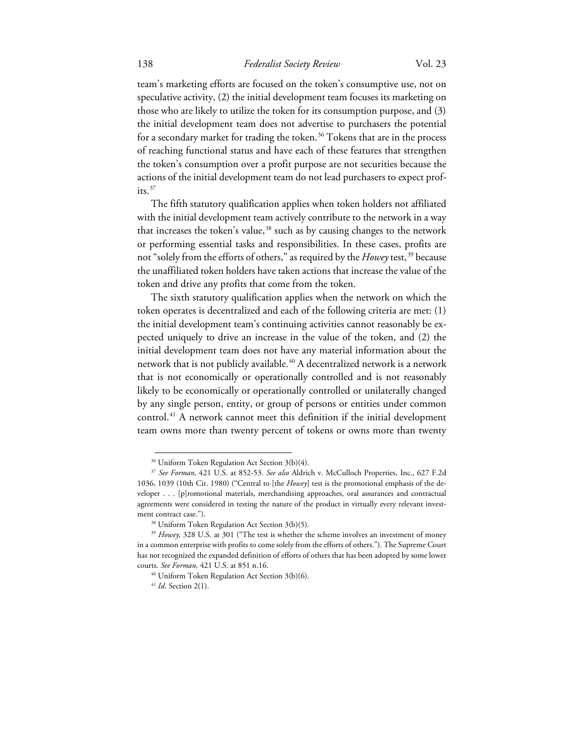team's marketing efforts are focused on the token's consumptive use, not on speculative activity, (2) the initial development team focuses its marketing on those who are likely to utilize the token for its consumption purpose, and (3) the initial development team does not advertise to purchasers the potential for a secondary market for trading the token.[36] Tokens that are in the process of reaching functional status and have each of these features that strengthen the token's consumption over a profit purpose are not securities because the actions of the initial development team do not lead purchasers to expect profits.[37]

The fifth statutory qualification applies when token holders not affiliated with the initial development team actively contribute to the network in a way that increases the token's value,[38] such as by causing changes to the network or performing essential tasks and responsibilities. In these cases, profits are not "solely from the efforts of others," as required by the *Howey* test,[39] because the unaffiliated token holders have taken actions that increase the value of the token and drive any profits that come from the token.

The sixth statutory qualification applies when the network on which the token operates is decentralized and each of the following criteria are met: (1) the initial development team's continuing activities cannot reasonably be expected uniquely to drive an increase in the value of the token, and (2) the initial development team does not have any material information about the network that is not publicly available.[40] A decentralized network is a network that is not economically or operationally controlled and is not reasonably likely to be economically or operationally controlled or unilaterally changed by any single person, entity, or group of persons or entities under common control.[41] A network cannot meet this definition if the initial development team owns more than twenty percent of tokens or owns more than twenty

---

[36] Uniform Token Regulation Act Section 3(b)(4).

[37] *See Forman,* 421 U.S. at 852-53. *See also* Aldrich v. McCulloch Properties, Inc., 627 F.2d 1036, 1039 (10th Cir. 1980) ("Central to [the *Howey*] test is the promotional emphasis of the developer . . . [p]romotional materials, merchandising approaches, oral assurances and contractual agreements were considered in testing the nature of the product in virtually every relevant investment contract case.").

[38] Uniform Token Regulation Act Section 3(b)(5).

[39] *Howey,* 328 U.S. at 301 ("The test is whether the scheme involves an investment of money in a common enterprise with profits to come solely from the efforts of others."). The Supreme Court has not recognized the expanded definition of efforts of others that has been adopted by some lower courts. *See Forman,* 421 U.S. at 851 n.16.

[40] Uniform Token Regulation Act Section 3(b)(6).

[41] *Id*. Section 2(1).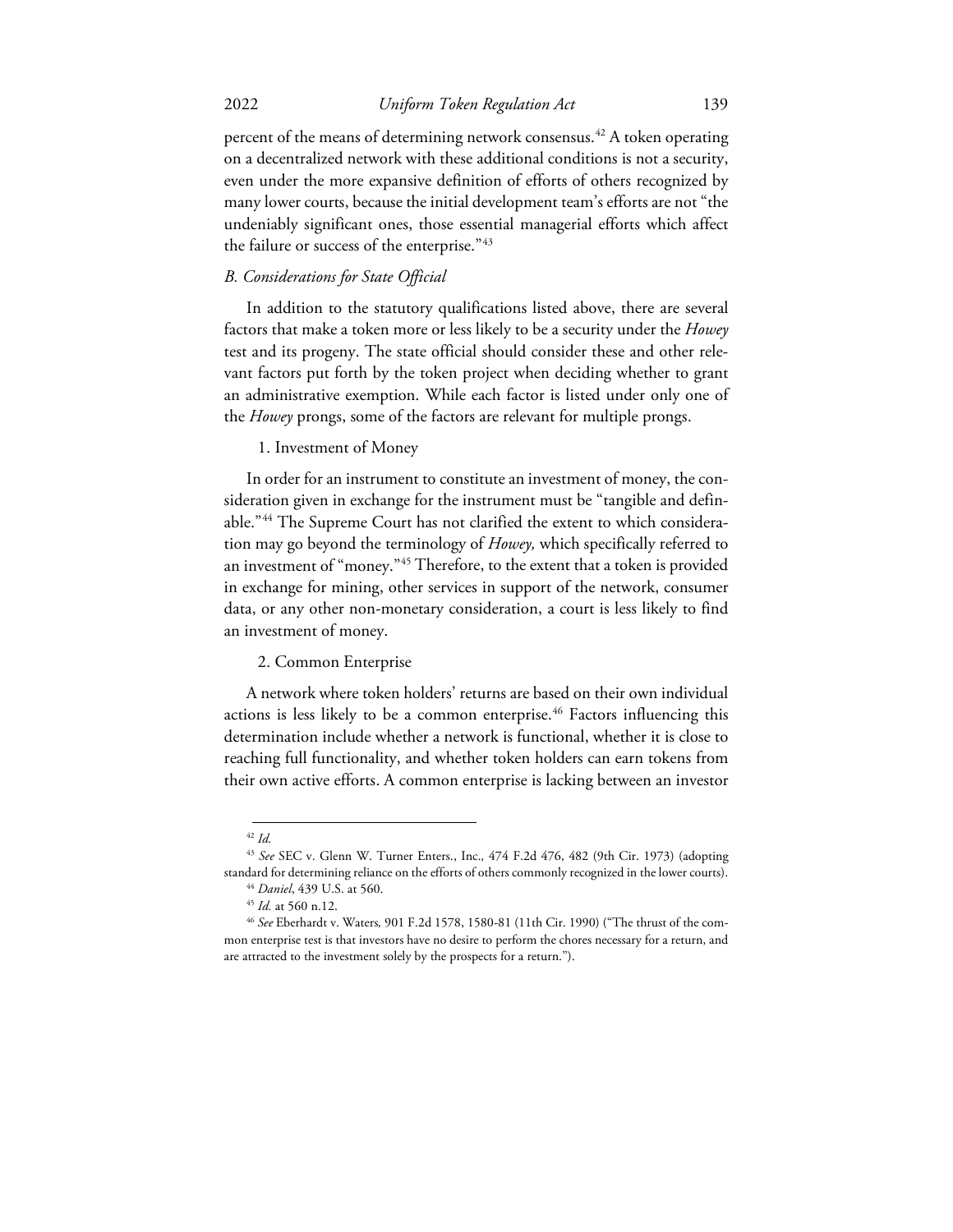percent of the means of determining network consensus.[42] A token operating on a decentralized network with these additional conditions is not a security, even under the more expansive definition of efforts of others recognized by many lower courts, because the initial development team's efforts are not "the undeniably significant ones, those essential managerial efforts which affect the failure or success of the enterprise."[43]

### *B. Considerations for State Official*

In addition to the statutory qualifications listed above, there are several factors that make a token more or less likely to be a security under the *Howey* test and its progeny. The state official should consider these and other relevant factors put forth by the token project when deciding whether to grant an administrative exemption. While each factor is listed under only one of the *Howey* prongs, some of the factors are relevant for multiple prongs.

#### 1. Investment of Money

In order for an instrument to constitute an investment of money, the consideration given in exchange for the instrument must be "tangible and definable."[44] The Supreme Court has not clarified the extent to which consideration may go beyond the terminology of *Howey,* which specifically referred to an investment of "money."[45] Therefore, to the extent that a token is provided in exchange for mining, other services in support of the network, consumer data, or any other non-monetary consideration, a court is less likely to find an investment of money.

#### 2. Common Enterprise

A network where token holders' returns are based on their own individual actions is less likely to be a common enterprise.[46] Factors influencing this determination include whether a network is functional, whether it is close to reaching full functionality, and whether token holders can earn tokens from their own active efforts. A common enterprise is lacking between an investor

---

[42] *Id.*

[43] *See* SEC v. Glenn W. Turner Enters., Inc., 474 F.2d 476, 482 (9th Cir. 1973) (adopting standard for determining reliance on the efforts of others commonly recognized in the lower courts).

[44] *Daniel*, 439 U.S. at 560.

[45] *Id.* at 560 n.12.

[46] *See* Eberhardt v. Waters, 901 F.2d 1578, 1580-81 (11th Cir. 1990) ("The thrust of the common enterprise test is that investors have no desire to perform the chores necessary for a return, and are attracted to the investment solely by the prospects for a return.").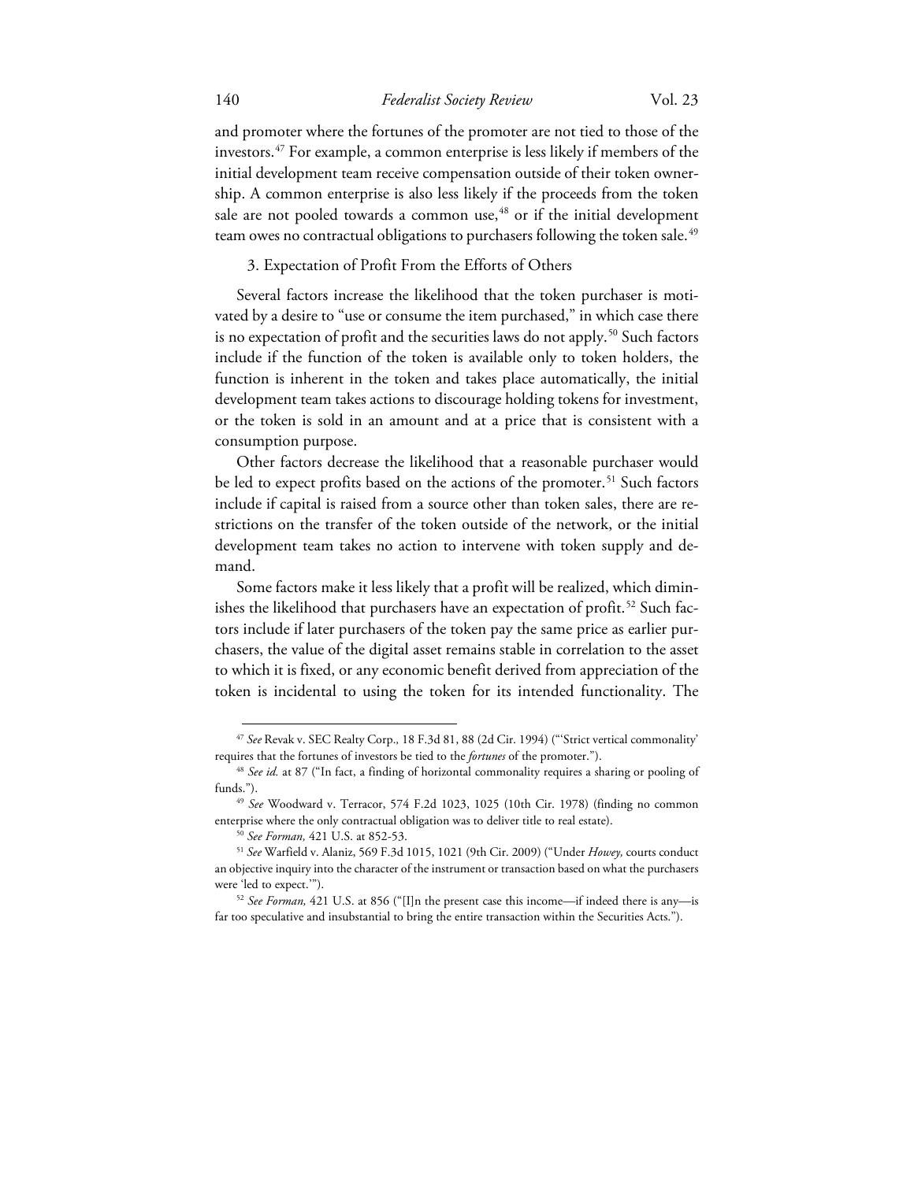and promoter where the fortunes of the promoter are not tied to those of the investors.[47] For example, a common enterprise is less likely if members of the initial development team receive compensation outside of their token ownership. A common enterprise is also less likely if the proceeds from the token sale are not pooled towards a common use,[48] or if the initial development team owes no contractual obligations to purchasers following the token sale.[49]

### 3. Expectation of Profit From the Efforts of Others

Several factors increase the likelihood that the token purchaser is motivated by a desire to "use or consume the item purchased," in which case there is no expectation of profit and the securities laws do not apply.[50] Such factors include if the function of the token is available only to token holders, the function is inherent in the token and takes place automatically, the initial development team takes actions to discourage holding tokens for investment, or the token is sold in an amount and at a price that is consistent with a consumption purpose.

Other factors decrease the likelihood that a reasonable purchaser would be led to expect profits based on the actions of the promoter.[51] Such factors include if capital is raised from a source other than token sales, there are restrictions on the transfer of the token outside of the network, or the initial development team takes no action to intervene with token supply and demand.

Some factors make it less likely that a profit will be realized, which diminishes the likelihood that purchasers have an expectation of profit.[52] Such factors include if later purchasers of the token pay the same price as earlier purchasers, the value of the digital asset remains stable in correlation to the asset to which it is fixed, or any economic benefit derived from appreciation of the token is incidental to using the token for its intended functionality. The

---

[47] *See* Revak v. SEC Realty Corp., 18 F.3d 81, 88 (2d Cir. 1994) ("'Strict vertical commonality' requires that the fortunes of investors be tied to the *fortunes* of the promoter.").

[48] *See id.* at 87 ("In fact, a finding of horizontal commonality requires a sharing or pooling of funds.").

[49] *See* Woodward v. Terracor, 574 F.2d 1023, 1025 (10th Cir. 1978) (finding no common enterprise where the only contractual obligation was to deliver title to real estate).

[50] *See Forman,* 421 U.S. at 852-53.

[51] *See* Warfield v. Alaniz, 569 F.3d 1015, 1021 (9th Cir. 2009) ("Under *Howey,* courts conduct an objective inquiry into the character of the instrument or transaction based on what the purchasers were 'led to expect.'").

[52] *See Forman,* 421 U.S. at 856 ("[I]n the present case this income—if indeed there is any—is far too speculative and insubstantial to bring the entire transaction within the Securities Acts.").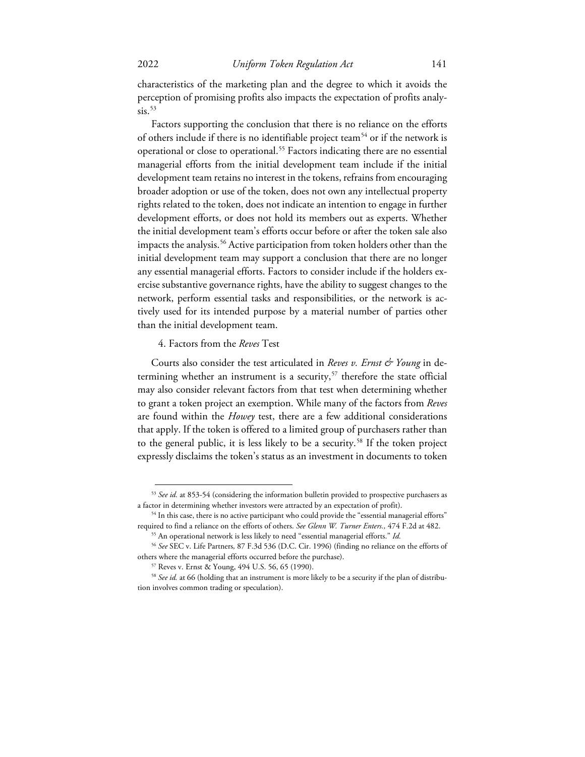characteristics of the marketing plan and the degree to which it avoids the perception of promising profits also impacts the expectation of profits analysis.[53]

Factors supporting the conclusion that there is no reliance on the efforts of others include if there is no identifiable project team[54] or if the network is operational or close to operational.[55] Factors indicating there are no essential managerial efforts from the initial development team include if the initial development team retains no interest in the tokens, refrains from encouraging broader adoption or use of the token, does not own any intellectual property rights related to the token, does not indicate an intention to engage in further development efforts, or does not hold its members out as experts. Whether the initial development team's efforts occur before or after the token sale also impacts the analysis.[56] Active participation from token holders other than the initial development team may support a conclusion that there are no longer any essential managerial efforts. Factors to consider include if the holders exercise substantive governance rights, have the ability to suggest changes to the network, perform essential tasks and responsibilities, or the network is actively used for its intended purpose by a material number of parties other than the initial development team.

#### 4. Factors from the *Reves* Test

Courts also consider the test articulated in *Reves v. Ernst & Young* in determining whether an instrument is a security,[57] therefore the state official may also consider relevant factors from that test when determining whether to grant a token project an exemption. While many of the factors from *Reves* are found within the *Howey* test, there are a few additional considerations that apply. If the token is offered to a limited group of purchasers rather than to the general public, it is less likely to be a security.[58] If the token project expressly disclaims the token's status as an investment in documents to token

---

[53] *See id.* at 853-54 (considering the information bulletin provided to prospective purchasers as a factor in determining whether investors were attracted by an expectation of profit).

[54] In this case, there is no active participant who could provide the "essential managerial efforts" required to find a reliance on the efforts of others. *See Glenn W. Turner Enters.,* 474 F.2d at 482.

[55] An operational network is less likely to need "essential managerial efforts." *Id.*

[56] *See* SEC v. Life Partners, 87 F.3d 536 (D.C. Cir. 1996) (finding no reliance on the efforts of others where the managerial efforts occurred before the purchase).

[57] Reves v. Ernst & Young, 494 U.S. 56, 65 (1990).

[58] *See id.* at 66 (holding that an instrument is more likely to be a security if the plan of distribution involves common trading or speculation).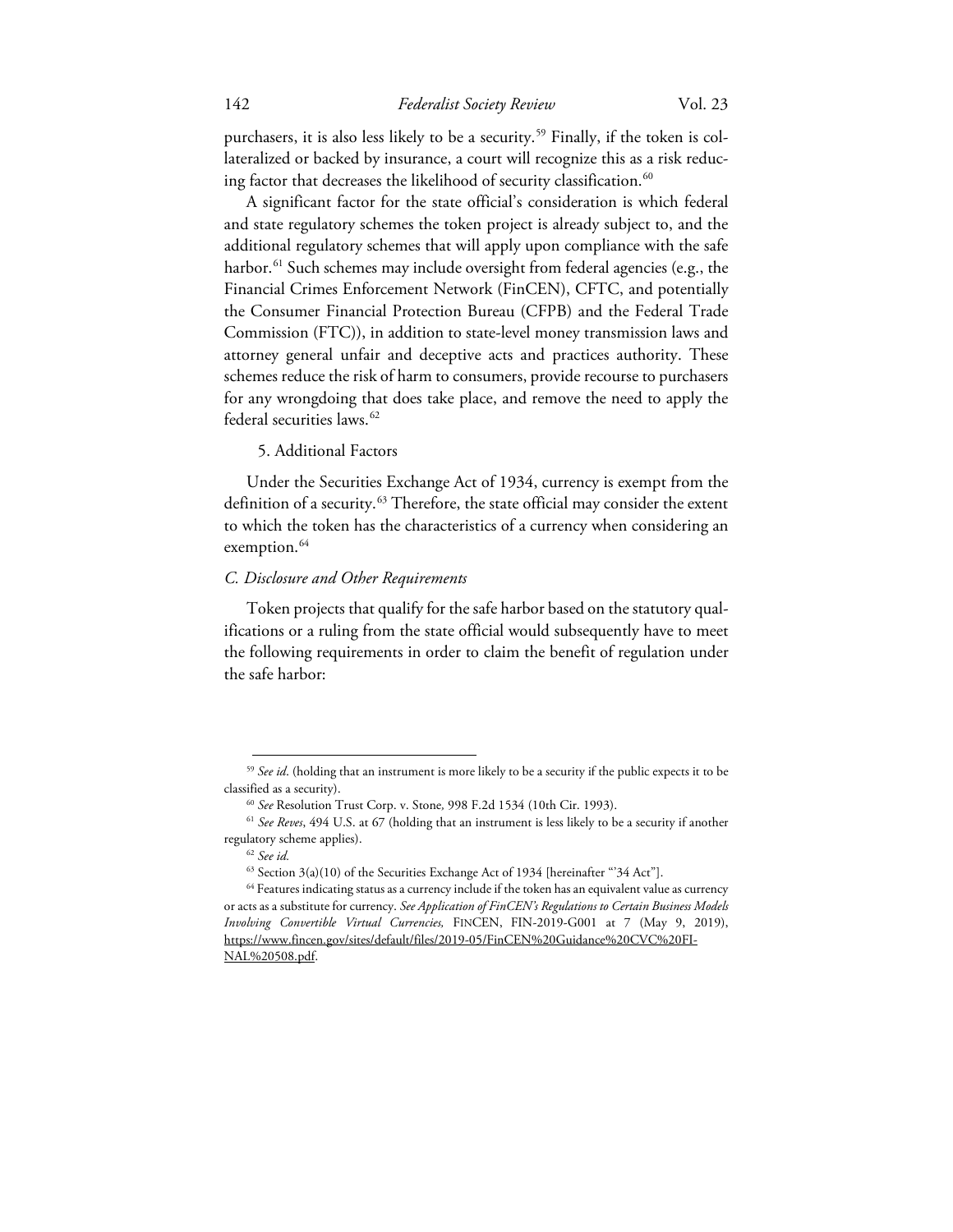purchasers, it is also less likely to be a security.[59] Finally, if the token is collateralized or backed by insurance, a court will recognize this as a risk reducing factor that decreases the likelihood of security classification.[60]

A significant factor for the state official's consideration is which federal and state regulatory schemes the token project is already subject to, and the additional regulatory schemes that will apply upon compliance with the safe harbor.[61] Such schemes may include oversight from federal agencies (e.g., the Financial Crimes Enforcement Network (FinCEN), CFTC, and potentially the Consumer Financial Protection Bureau (CFPB) and the Federal Trade Commission (FTC)), in addition to state-level money transmission laws and attorney general unfair and deceptive acts and practices authority. These schemes reduce the risk of harm to consumers, provide recourse to purchasers for any wrongdoing that does take place, and remove the need to apply the federal securities laws.[62]

5. Additional Factors

Under the Securities Exchange Act of 1934, currency is exempt from the definition of a security.[63] Therefore, the state official may consider the extent to which the token has the characteristics of a currency when considering an exemption.[64]

### *C. Disclosure and Other Requirements*

Token projects that qualify for the safe harbor based on the statutory qualifications or a ruling from the state official would subsequently have to meet the following requirements in order to claim the benefit of regulation under the safe harbor:

---

[59] *See id.* (holding that an instrument is more likely to be a security if the public expects it to be classified as a security).

[60] *See* Resolution Trust Corp. v. Stone*,* 998 F.2d 1534 (10th Cir. 1993).

[61] *See Reves*, 494 U.S. at 67 (holding that an instrument is less likely to be a security if another regulatory scheme applies).

[62] *See id.*

[63] Section 3(a)(10) of the Securities Exchange Act of 1934 [hereinafter "'34 Act"].

[64] Features indicating status as a currency include if the token has an equivalent value as currency or acts as a substitute for currency. *See Application of FinCEN's Regulations to Certain Business Models Involving Convertible Virtual Currencies,* FINCEN, FIN-2019-G001 at 7 (May 9, 2019), https://www.fincen.gov/sites/default/files/2019-05/FinCEN%20Guidance%20CVC%20FINAL%20508.pdf.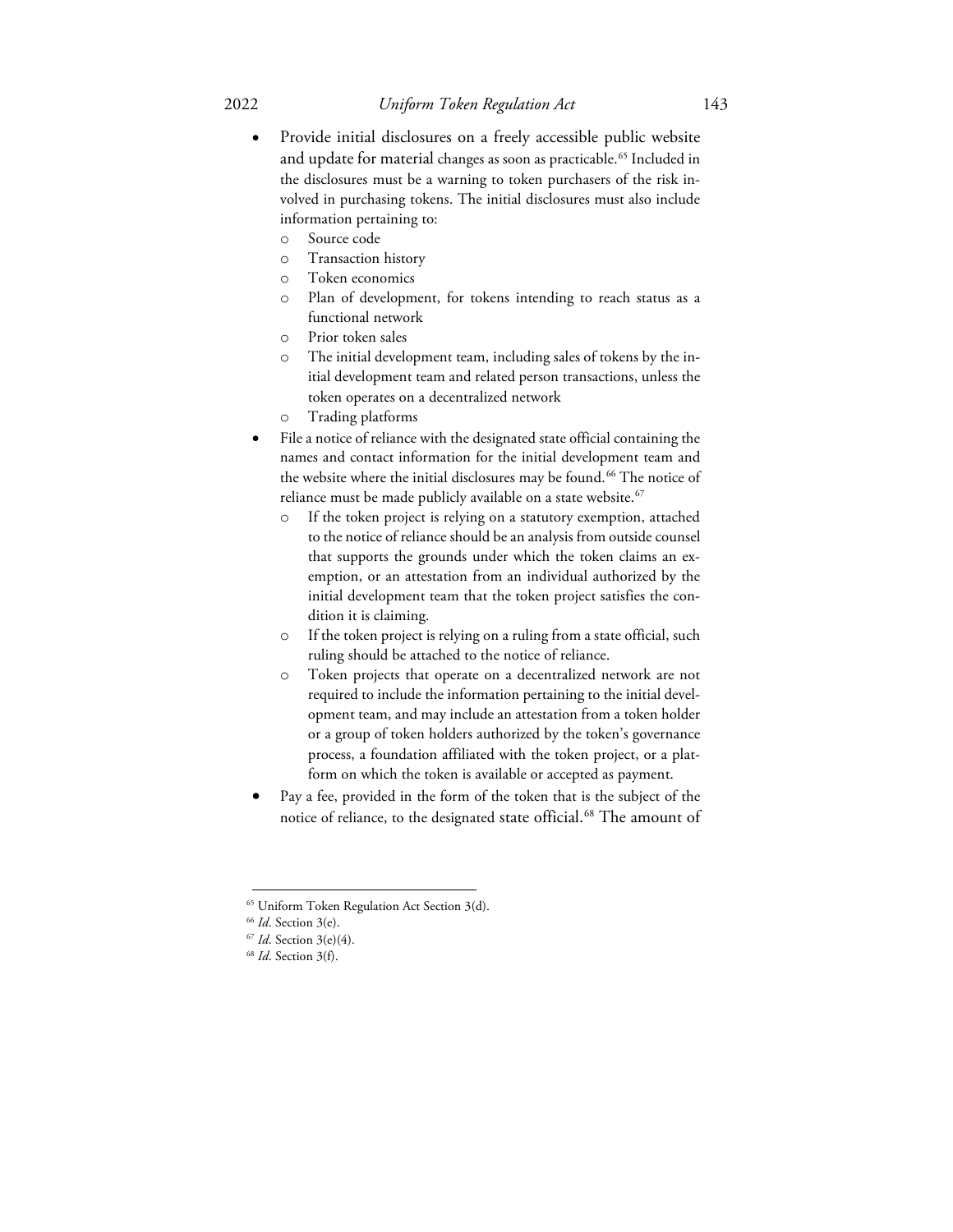- Provide initial disclosures on a freely accessible public website and update for material changes as soon as practicable.[65] Included in the disclosures must be a warning to token purchasers of the risk involved in purchasing tokens. The initial disclosures must also include information pertaining to:
  - Source code
  - Transaction history
  - Token economics
  - Plan of development, for tokens intending to reach status as a functional network
  - Prior token sales
  - The initial development team, including sales of tokens by the initial development team and related person transactions, unless the token operates on a decentralized network
  - Trading platforms
- File a notice of reliance with the designated state official containing the names and contact information for the initial development team and the website where the initial disclosures may be found.[66] The notice of reliance must be made publicly available on a state website.[67]
  - If the token project is relying on a statutory exemption, attached to the notice of reliance should be an analysis from outside counsel that supports the grounds under which the token claims an exemption, or an attestation from an individual authorized by the initial development team that the token project satisfies the condition it is claiming.
  - If the token project is relying on a ruling from a state official, such ruling should be attached to the notice of reliance.
  - Token projects that operate on a decentralized network are not required to include the information pertaining to the initial development team, and may include an attestation from a token holder or a group of token holders authorized by the token's governance process, a foundation affiliated with the token project, or a platform on which the token is available or accepted as payment.
- Pay a fee, provided in the form of the token that is the subject of the notice of reliance, to the designated state official.[68] The amount of

---

[65] Uniform Token Regulation Act Section 3(d).

[66] *Id*. Section 3(e).

[67] *Id*. Section 3(e)(4).

[68] *Id*. Section 3(f).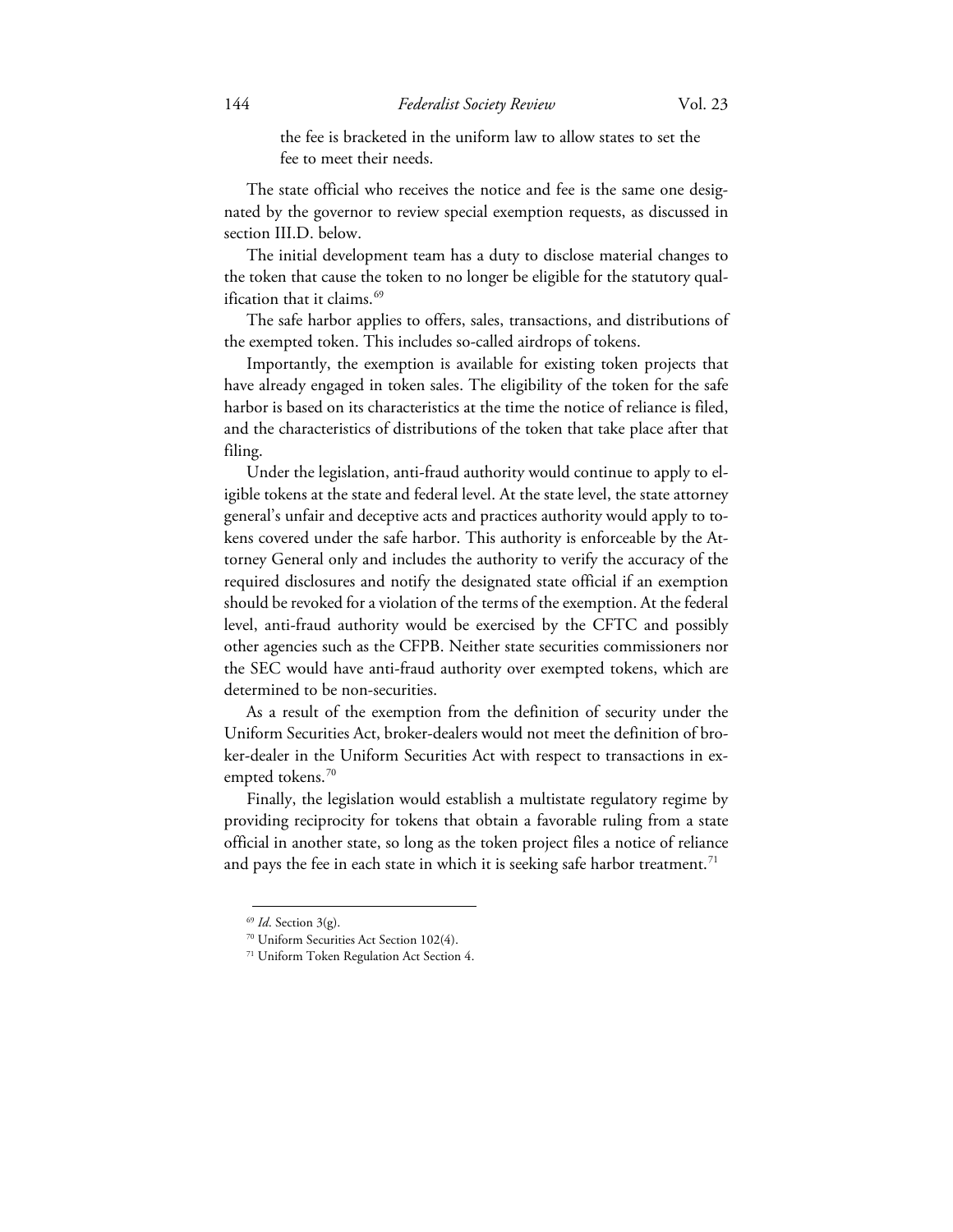the fee is bracketed in the uniform law to allow states to set the fee to meet their needs.

The state official who receives the notice and fee is the same one designated by the governor to review special exemption requests, as discussed in section III.D. below.

The initial development team has a duty to disclose material changes to the token that cause the token to no longer be eligible for the statutory qualification that it claims.[69]

The safe harbor applies to offers, sales, transactions, and distributions of the exempted token. This includes so-called airdrops of tokens.

Importantly, the exemption is available for existing token projects that have already engaged in token sales. The eligibility of the token for the safe harbor is based on its characteristics at the time the notice of reliance is filed, and the characteristics of distributions of the token that take place after that filing.

Under the legislation, anti-fraud authority would continue to apply to eligible tokens at the state and federal level. At the state level, the state attorney general's unfair and deceptive acts and practices authority would apply to tokens covered under the safe harbor. This authority is enforceable by the Attorney General only and includes the authority to verify the accuracy of the required disclosures and notify the designated state official if an exemption should be revoked for a violation of the terms of the exemption. At the federal level, anti-fraud authority would be exercised by the CFTC and possibly other agencies such as the CFPB. Neither state securities commissioners nor the SEC would have anti-fraud authority over exempted tokens, which are determined to be non-securities.

As a result of the exemption from the definition of security under the Uniform Securities Act, broker-dealers would not meet the definition of broker-dealer in the Uniform Securities Act with respect to transactions in exempted tokens.[70]

Finally, the legislation would establish a multistate regulatory regime by providing reciprocity for tokens that obtain a favorable ruling from a state official in another state, so long as the token project files a notice of reliance and pays the fee in each state in which it is seeking safe harbor treatment.[71]

---

[69] *Id*. Section 3(g).

[70] Uniform Securities Act Section 102(4).

[71] Uniform Token Regulation Act Section 4.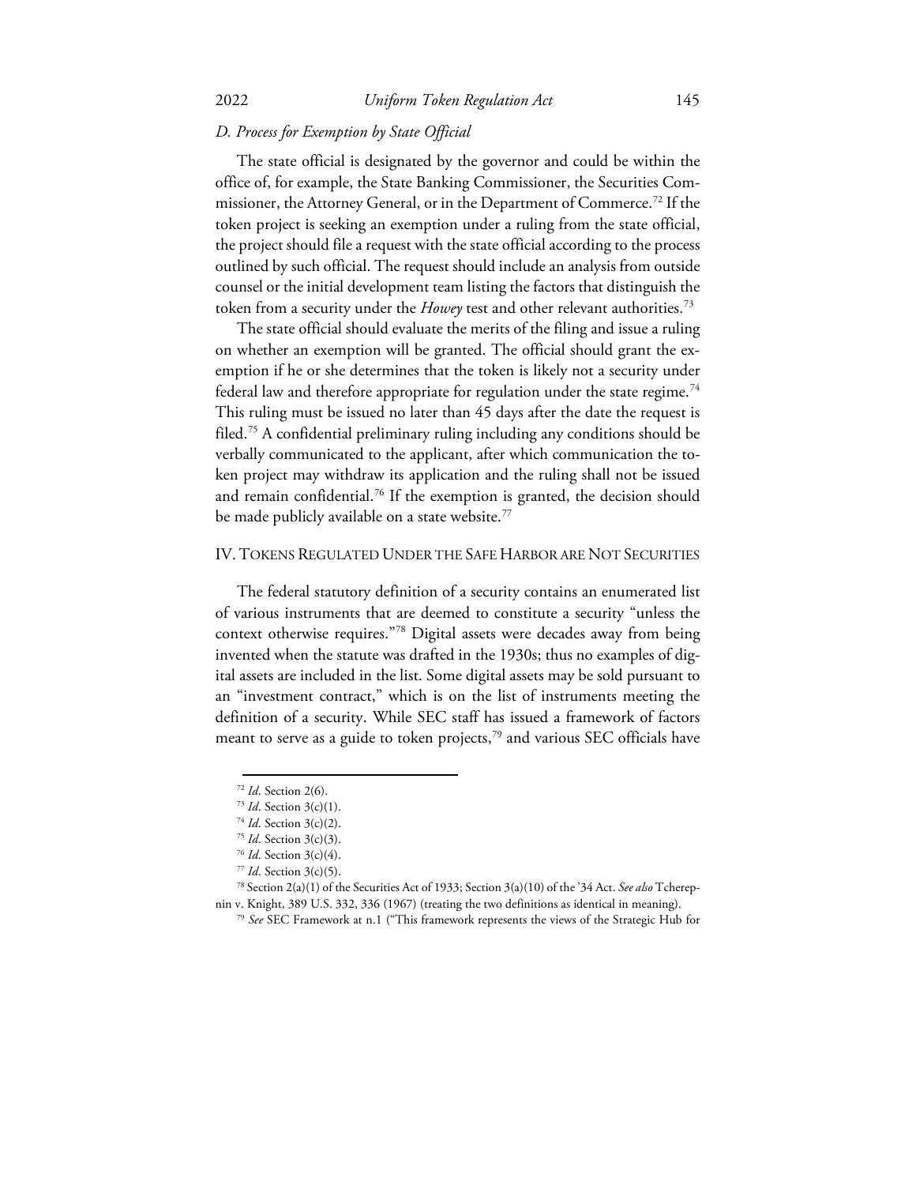### *D. Process for Exemption by State Official*

The state official is designated by the governor and could be within the office of, for example, the State Banking Commissioner, the Securities Commissioner, the Attorney General, or in the Department of Commerce.[72] If the token project is seeking an exemption under a ruling from the state official, the project should file a request with the state official according to the process outlined by such official. The request should include an analysis from outside counsel or the initial development team listing the factors that distinguish the token from a security under the *Howey* test and other relevant authorities.[73]

The state official should evaluate the merits of the filing and issue a ruling on whether an exemption will be granted. The official should grant the exemption if he or she determines that the token is likely not a security under federal law and therefore appropriate for regulation under the state regime.[74] This ruling must be issued no later than 45 days after the date the request is filed.[75] A confidential preliminary ruling including any conditions should be verbally communicated to the applicant, after which communication the token project may withdraw its application and the ruling shall not be issued and remain confidential.[76] If the exemption is granted, the decision should be made publicly available on a state website.[77]

## IV. Tokens Regulated Under the Safe Harbor are Not Securities

The federal statutory definition of a security contains an enumerated list of various instruments that are deemed to constitute a security "unless the context otherwise requires."[78] Digital assets were decades away from being invented when the statute was drafted in the 1930s; thus no examples of digital assets are included in the list. Some digital assets may be sold pursuant to an "investment contract," which is on the list of instruments meeting the definition of a security. While SEC staff has issued a framework of factors meant to serve as a guide to token projects,[79] and various SEC officials have

---

[72] *Id*. Section 2(6).

[73] *Id*. Section 3(c)(1).

[74] *Id*. Section 3(c)(2).

[75] *Id*. Section 3(c)(3).

[76] *Id*. Section 3(c)(4).

[77] *Id*. Section 3(c)(5).

[78] Section 2(a)(1) of the Securities Act of 1933; Section 3(a)(10) of the '34 Act. *See also* Tcherepnin v. Knight, 389 U.S. 332, 336 (1967) (treating the two definitions as identical in meaning).

[79] *See* SEC Framework at n.1 ("This framework represents the views of the Strategic Hub for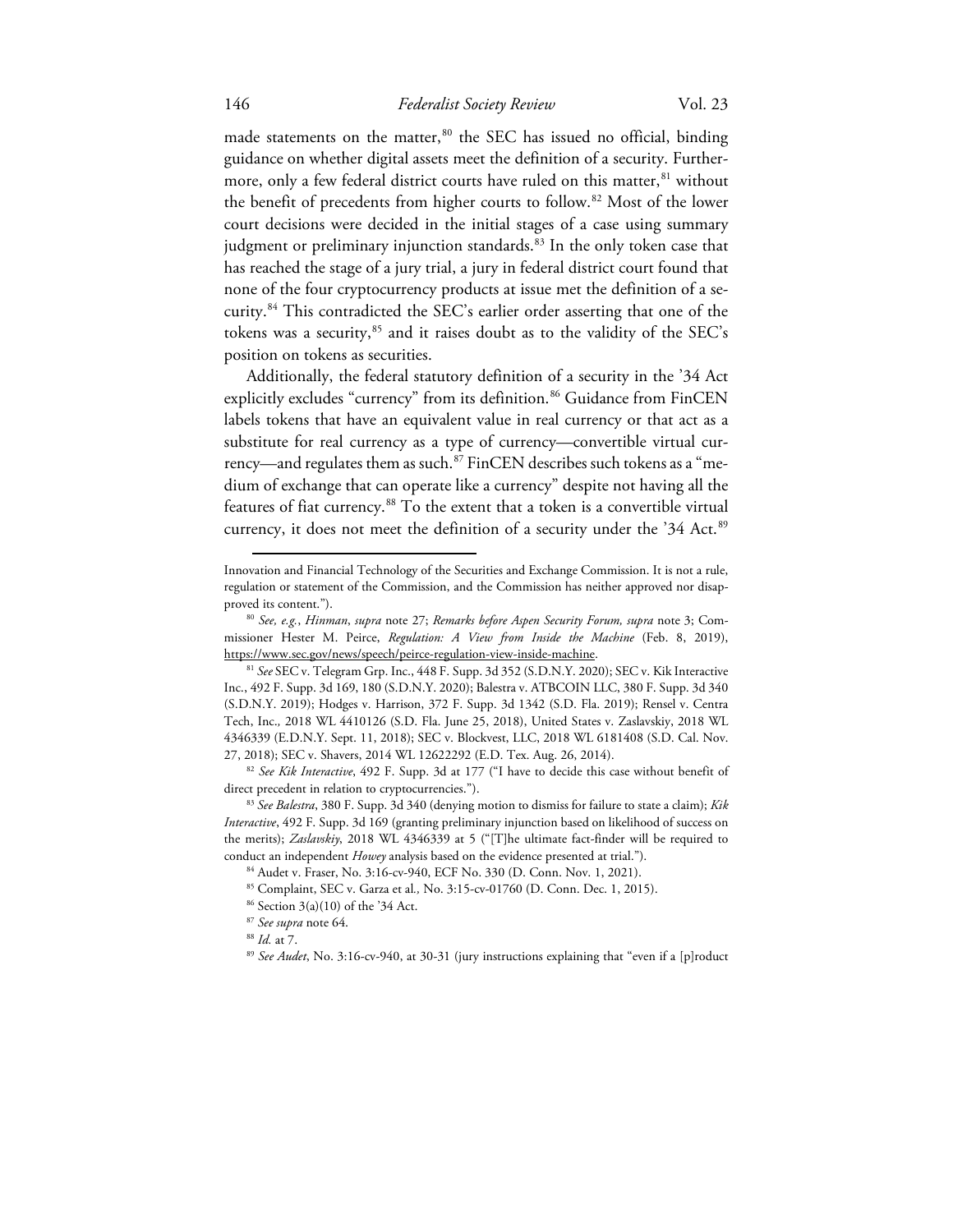made statements on the matter,[80] the SEC has issued no official, binding guidance on whether digital assets meet the definition of a security. Furthermore, only a few federal district courts have ruled on this matter,[81] without the benefit of precedents from higher courts to follow.[82] Most of the lower court decisions were decided in the initial stages of a case using summary judgment or preliminary injunction standards.[83] In the only token case that has reached the stage of a jury trial, a jury in federal district court found that none of the four cryptocurrency products at issue met the definition of a security.[84] This contradicted the SEC's earlier order asserting that one of the tokens was a security,[85] and it raises doubt as to the validity of the SEC's position on tokens as securities.

Additionally, the federal statutory definition of a security in the '34 Act explicitly excludes "currency" from its definition.[86] Guidance from FinCEN labels tokens that have an equivalent value in real currency or that act as a substitute for real currency as a type of currency—convertible virtual currency—and regulates them as such.[87] FinCEN describes such tokens as a "medium of exchange that can operate like a currency" despite not having all the features of fiat currency.[88] To the extent that a token is a convertible virtual currency, it does not meet the definition of a security under the '34 Act.[89]

---

Innovation and Financial Technology of the Securities and Exchange Commission. It is not a rule, regulation or statement of the Commission, and the Commission has neither approved nor disapproved its content.").

[80] *See, e.g.*, *Hinman*, *supra* note 27; *Remarks before Aspen Security Forum, supra* note 3; Commissioner Hester M. Peirce, *Regulation: A View from Inside the Machine* (Feb. 8, 2019), https://www.sec.gov/news/speech/peirce-regulation-view-inside-machine.

[81] *See* SEC v. Telegram Grp. Inc., 448 F. Supp. 3d 352 (S.D.N.Y. 2020); SEC v. Kik Interactive Inc., 492 F. Supp. 3d 169, 180 (S.D.N.Y. 2020); Balestra v. ATBCOIN LLC, 380 F. Supp. 3d 340 (S.D.N.Y. 2019); Hodges v. Harrison, 372 F. Supp. 3d 1342 (S.D. Fla. 2019); Rensel v. Centra Tech, Inc., 2018 WL 4410126 (S.D. Fla. June 25, 2018), United States v. Zaslavskiy, 2018 WL 4346339 (E.D.N.Y. Sept. 11, 2018); SEC v. Blockvest, LLC, 2018 WL 6181408 (S.D. Cal. Nov. 27, 2018); SEC v. Shavers, 2014 WL 12622292 (E.D. Tex. Aug. 26, 2014).

[82] *See Kik Interactive*, 492 F. Supp. 3d at 177 ("I have to decide this case without benefit of direct precedent in relation to cryptocurrencies.").

[83] *See Balestra*, 380 F. Supp. 3d 340 (denying motion to dismiss for failure to state a claim); *Kik Interactive*, 492 F. Supp. 3d 169 (granting preliminary injunction based on likelihood of success on the merits); *Zaslavskiy*, 2018 WL 4346339 at 5 ("[T]he ultimate fact-finder will be required to conduct an independent *Howey* analysis based on the evidence presented at trial.").

[84] Audet v. Fraser, No. 3:16-cv-940, ECF No. 330 (D. Conn. Nov. 1, 2021).

[85] Complaint, SEC v. Garza et al., No. 3:15-cv-01760 (D. Conn. Dec. 1, 2015).

[86] Section 3(a)(10) of the '34 Act.

[87] *See supra* note 64.

[88] *Id.* at 7.

[89] *See Audet*, No. 3:16-cv-940, at 30-31 (jury instructions explaining that "even if a [p]roduct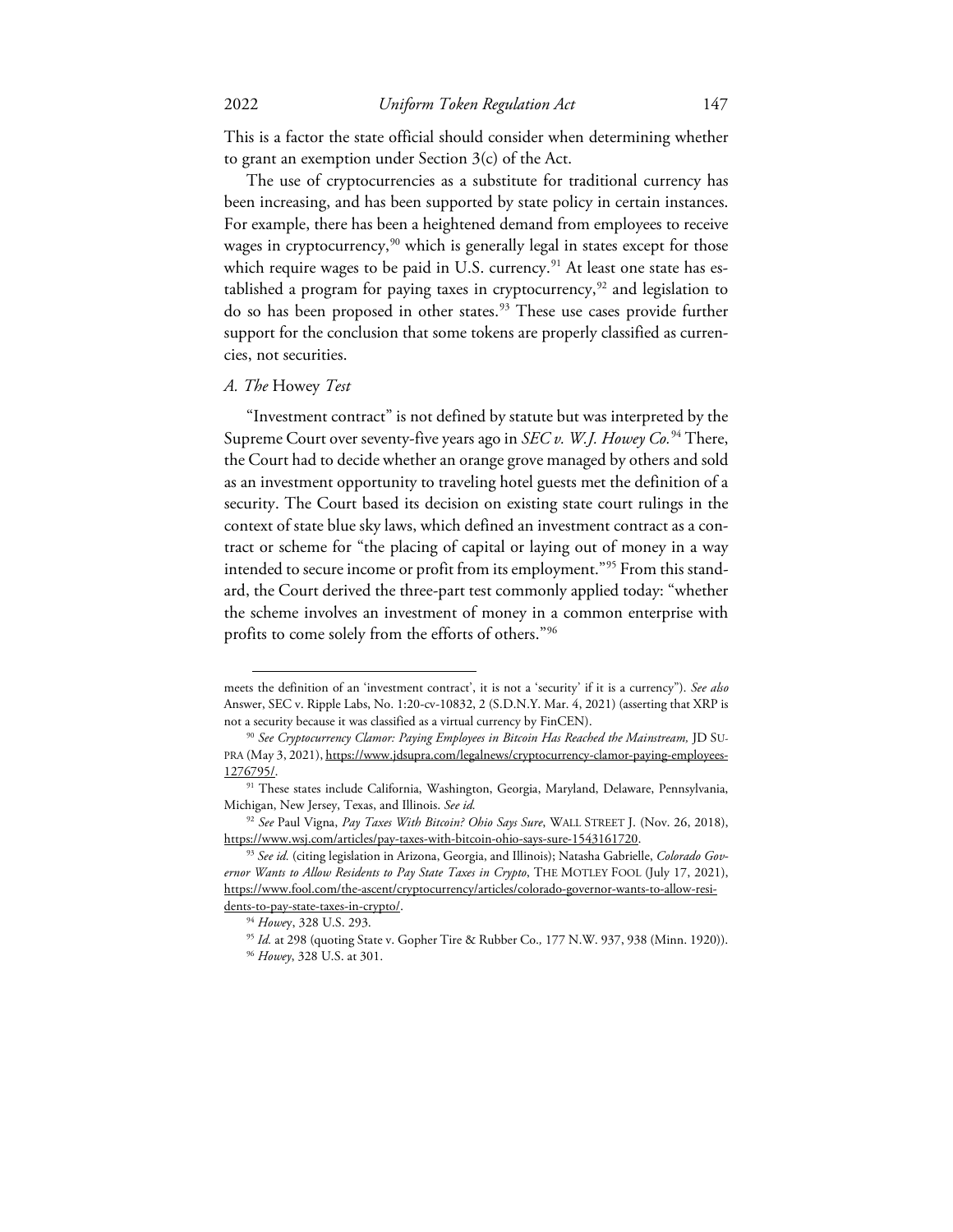This is a factor the state official should consider when determining whether to grant an exemption under Section 3(c) of the Act.

The use of cryptocurrencies as a substitute for traditional currency has been increasing, and has been supported by state policy in certain instances. For example, there has been a heightened demand from employees to receive wages in cryptocurrency,[90] which is generally legal in states except for those which require wages to be paid in U.S. currency.[91] At least one state has established a program for paying taxes in cryptocurrency,[92] and legislation to do so has been proposed in other states.[93] These use cases provide further support for the conclusion that some tokens are properly classified as currencies, not securities.

### *A. The* Howey *Test*

"Investment contract" is not defined by statute but was interpreted by the Supreme Court over seventy-five years ago in *SEC v. W.J. Howey Co.*[94] There, the Court had to decide whether an orange grove managed by others and sold as an investment opportunity to traveling hotel guests met the definition of a security. The Court based its decision on existing state court rulings in the context of state blue sky laws, which defined an investment contract as a contract or scheme for "the placing of capital or laying out of money in a way intended to secure income or profit from its employment."[95] From this standard, the Court derived the three-part test commonly applied today: "whether the scheme involves an investment of money in a common enterprise with profits to come solely from the efforts of others."[96]

---

meets the definition of an 'investment contract', it is not a 'security' if it is a currency"). *See also* Answer, SEC v. Ripple Labs, No. 1:20-cv-10832, 2 (S.D.N.Y. Mar. 4, 2021) (asserting that XRP is not a security because it was classified as a virtual currency by FinCEN).

[90] *See Cryptocurrency Clamor: Paying Employees in Bitcoin Has Reached the Mainstream,* JD SUPRA (May 3, 2021), https://www.jdsupra.com/legalnews/cryptocurrency-clamor-paying-employees-1276795/.

[91] These states include California, Washington, Georgia, Maryland, Delaware, Pennsylvania, Michigan, New Jersey, Texas, and Illinois. *See id.*

[92] *See* Paul Vigna, *Pay Taxes With Bitcoin? Ohio Says Sure*, WALL STREET J. (Nov. 26, 2018), https://www.wsj.com/articles/pay-taxes-with-bitcoin-ohio-says-sure-1543161720.

[93] *See id.* (citing legislation in Arizona, Georgia, and Illinois); Natasha Gabrielle, *Colorado Governor Wants to Allow Residents to Pay State Taxes in Crypto*, THE MOTLEY FOOL (July 17, 2021), https://www.fool.com/the-ascent/cryptocurrency/articles/colorado-governor-wants-to-allow-residents-to-pay-state-taxes-in-crypto/.

[94] *Howey*, 328 U.S. 293.

[95] *Id.* at 298 (quoting State v. Gopher Tire & Rubber Co., 177 N.W. 937, 938 (Minn. 1920)).

[96] *Howey*, 328 U.S. at 301.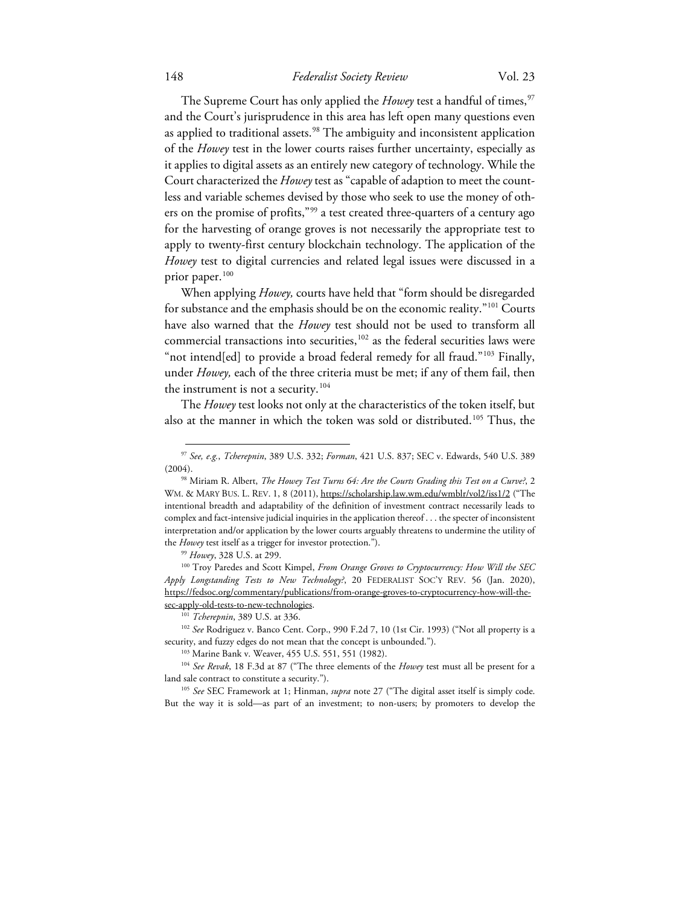The Supreme Court has only applied the *Howey* test a handful of times,[97] and the Court's jurisprudence in this area has left open many questions even as applied to traditional assets.[98] The ambiguity and inconsistent application of the *Howey* test in the lower courts raises further uncertainty, especially as it applies to digital assets as an entirely new category of technology. While the Court characterized the *Howey* test as "capable of adaption to meet the countless and variable schemes devised by those who seek to use the money of others on the promise of profits,"[99] a test created three-quarters of a century ago for the harvesting of orange groves is not necessarily the appropriate test to apply to twenty-first century blockchain technology. The application of the *Howey* test to digital currencies and related legal issues were discussed in a prior paper.[100]

When applying *Howey,* courts have held that "form should be disregarded for substance and the emphasis should be on the economic reality."[101] Courts have also warned that the *Howey* test should not be used to transform all commercial transactions into securities,[102] as the federal securities laws were "not intend[ed] to provide a broad federal remedy for all fraud."[103] Finally, under *Howey,* each of the three criteria must be met; if any of them fail, then the instrument is not a security.[104]

The *Howey* test looks not only at the characteristics of the token itself, but also at the manner in which the token was sold or distributed.[105] Thus, the

---

[97] *See, e.g.*, *Tcherepnin*, 389 U.S. 332; *Forman*, 421 U.S. 837; SEC v. Edwards, 540 U.S. 389 (2004).

[98] Miriam R. Albert, *The Howey Test Turns 64: Are the Courts Grading this Test on a Curve?*, 2 WM. & MARY BUS. L. REV. 1, 8 (2011), https://scholarship.law.wm.edu/wmblr/vol2/iss1/2 ("The intentional breadth and adaptability of the definition of investment contract necessarily leads to complex and fact-intensive judicial inquiries in the application thereof . . . the specter of inconsistent interpretation and/or application by the lower courts arguably threatens to undermine the utility of the *Howey* test itself as a trigger for investor protection.").

[99] *Howey*, 328 U.S. at 299.

[100] Troy Paredes and Scott Kimpel, *From Orange Groves to Cryptocurrency: How Will the SEC Apply Longstanding Tests to New Technology?*, 20 FEDERALIST SOC'Y REV. 56 (Jan. 2020), https://fedsoc.org/commentary/publications/from-orange-groves-to-cryptocurrency-how-will-the-sec-apply-old-tests-to-new-technologies.

[101] *Tcherepnin*, 389 U.S. at 336.

[102] *See* Rodriguez v. Banco Cent. Corp., 990 F.2d 7, 10 (1st Cir. 1993) ("Not all property is a security, and fuzzy edges do not mean that the concept is unbounded.").

[103] Marine Bank v. Weaver, 455 U.S. 551, 551 (1982).

[104] *See Revak*, 18 F.3d at 87 ("The three elements of the *Howey* test must all be present for a land sale contract to constitute a security.").

[105] *See* SEC Framework at 1; Hinman, *supra* note 27 ("The digital asset itself is simply code. But the way it is sold—as part of an investment; to non-users; by promoters to develop the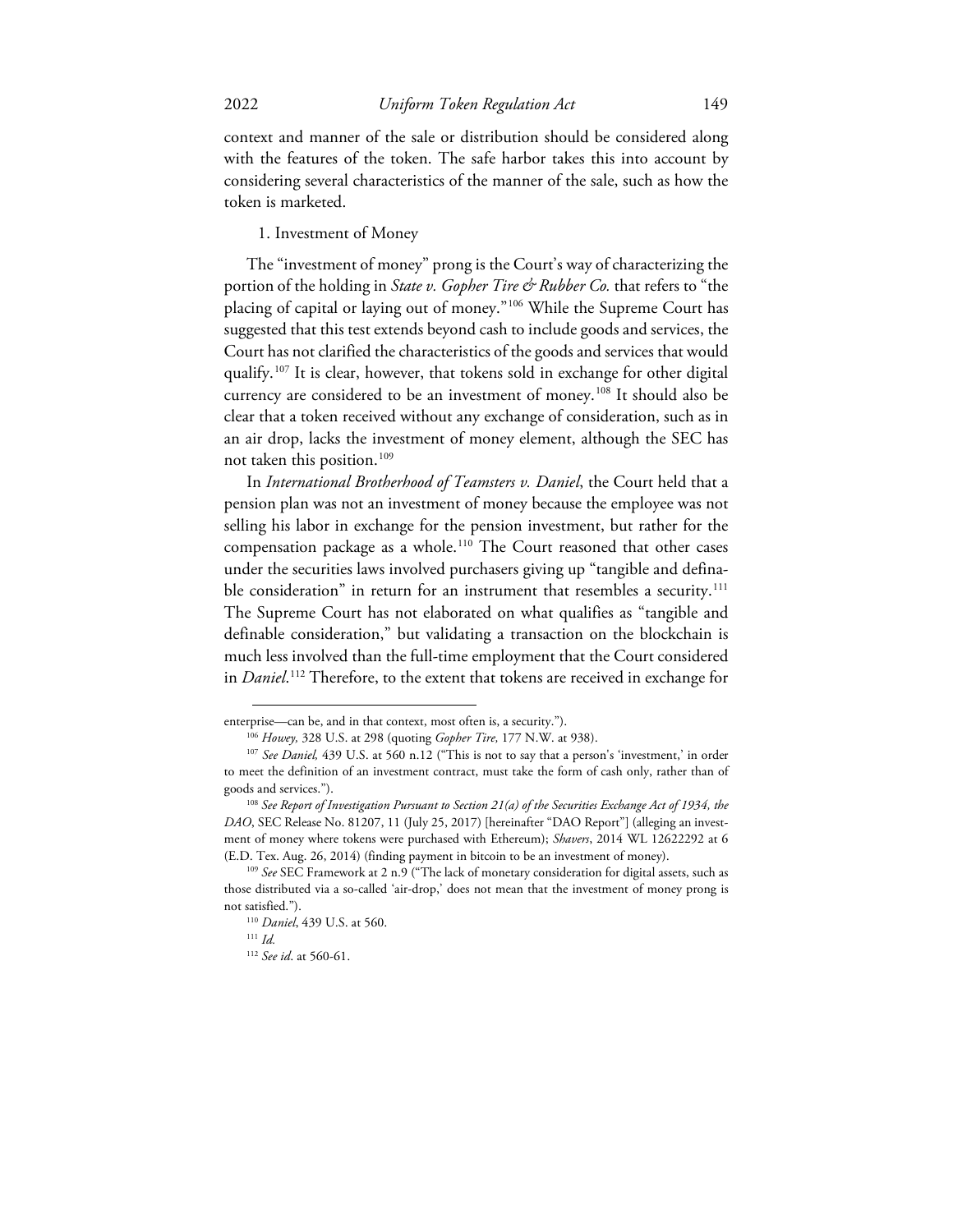context and manner of the sale or distribution should be considered along with the features of the token. The safe harbor takes this into account by considering several characteristics of the manner of the sale, such as how the token is marketed.

### 1. Investment of Money

The "investment of money" prong is the Court's way of characterizing the portion of the holding in *State v. Gopher Tire & Rubber Co.* that refers to "the placing of capital or laying out of money."[106] While the Supreme Court has suggested that this test extends beyond cash to include goods and services, the Court has not clarified the characteristics of the goods and services that would qualify.[107] It is clear, however, that tokens sold in exchange for other digital currency are considered to be an investment of money.[108] It should also be clear that a token received without any exchange of consideration, such as in an air drop, lacks the investment of money element, although the SEC has not taken this position.[109]

In *International Brotherhood of Teamsters v. Daniel*, the Court held that a pension plan was not an investment of money because the employee was not selling his labor in exchange for the pension investment, but rather for the compensation package as a whole.[110] The Court reasoned that other cases under the securities laws involved purchasers giving up "tangible and definable consideration" in return for an instrument that resembles a security.[111] The Supreme Court has not elaborated on what qualifies as "tangible and definable consideration," but validating a transaction on the blockchain is much less involved than the full-time employment that the Court considered in *Daniel*.[112] Therefore, to the extent that tokens are received in exchange for

---

enterprise—can be, and in that context, most often is, a security.").

[106] *Howey,* 328 U.S. at 298 (quoting *Gopher Tire,* 177 N.W. at 938).

[107] *See Daniel,* 439 U.S. at 560 n.12 ("This is not to say that a person's 'investment,' in order to meet the definition of an investment contract, must take the form of cash only, rather than of goods and services.").

[108] *See Report of Investigation Pursuant to Section 21(a) of the Securities Exchange Act of 1934, the DAO*, SEC Release No. 81207, 11 (July 25, 2017) [hereinafter "DAO Report"] (alleging an investment of money where tokens were purchased with Ethereum); *Shavers*, 2014 WL 12622292 at 6 (E.D. Tex. Aug. 26, 2014) (finding payment in bitcoin to be an investment of money).

[109] *See* SEC Framework at 2 n.9 ("The lack of monetary consideration for digital assets, such as those distributed via a so-called 'air-drop,' does not mean that the investment of money prong is not satisfied.").

[110] *Daniel*, 439 U.S. at 560.

[111] *Id.*

[112] *See id*. at 560-61.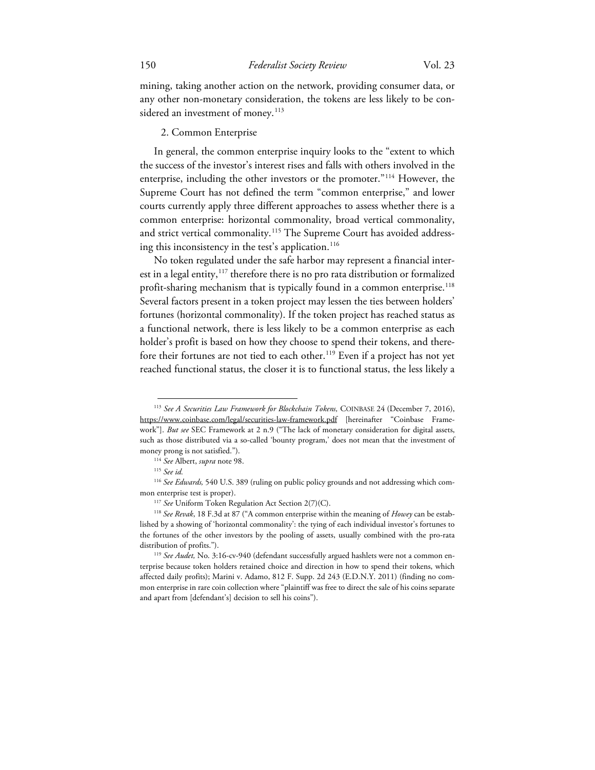mining, taking another action on the network, providing consumer data, or any other non-monetary consideration, the tokens are less likely to be considered an investment of money.[113]

### 2. Common Enterprise

In general, the common enterprise inquiry looks to the "extent to which the success of the investor's interest rises and falls with others involved in the enterprise, including the other investors or the promoter."[114] However, the Supreme Court has not defined the term "common enterprise," and lower courts currently apply three different approaches to assess whether there is a common enterprise: horizontal commonality, broad vertical commonality, and strict vertical commonality.[115] The Supreme Court has avoided addressing this inconsistency in the test's application.[116]

No token regulated under the safe harbor may represent a financial interest in a legal entity,[117] therefore there is no pro rata distribution or formalized profit-sharing mechanism that is typically found in a common enterprise.[118] Several factors present in a token project may lessen the ties between holders' fortunes (horizontal commonality). If the token project has reached status as a functional network, there is less likely to be a common enterprise as each holder's profit is based on how they choose to spend their tokens, and therefore their fortunes are not tied to each other.[119] Even if a project has not yet reached functional status, the closer it is to functional status, the less likely a

---

[113] *See A Securities Law Framework for Blockchain Tokens,* COINBASE 24 (December 7, 2016), https://www.coinbase.com/legal/securities-law-framework.pdf [hereinafter "Coinbase Framework"]. *But see* SEC Framework at 2 n.9 ("The lack of monetary consideration for digital assets, such as those distributed via a so-called 'bounty program,' does not mean that the investment of money prong is not satisfied.").

[114] *See* Albert, *supra* note 98.

[115] *See id.*

[116] *See Edwards,* 540 U.S. 389 (ruling on public policy grounds and not addressing which common enterprise test is proper).

[117] *See* Uniform Token Regulation Act Section 2(7)(C).

[118] *See Revak*, 18 F.3d at 87 ("A common enterprise within the meaning of *Howey* can be established by a showing of 'horizontal commonality': the tying of each individual investor's fortunes to the fortunes of the other investors by the pooling of assets, usually combined with the pro-rata distribution of profits.").

[119] *See Audet,* No. 3:16-cv-940 (defendant successfully argued hashlets were not a common enterprise because token holders retained choice and direction in how to spend their tokens, which affected daily profits); Marini v. Adamo, 812 F. Supp. 2d 243 (E.D.N.Y. 2011) (finding no common enterprise in rare coin collection where "plaintiff was free to direct the sale of his coins separate and apart from [defendant's] decision to sell his coins").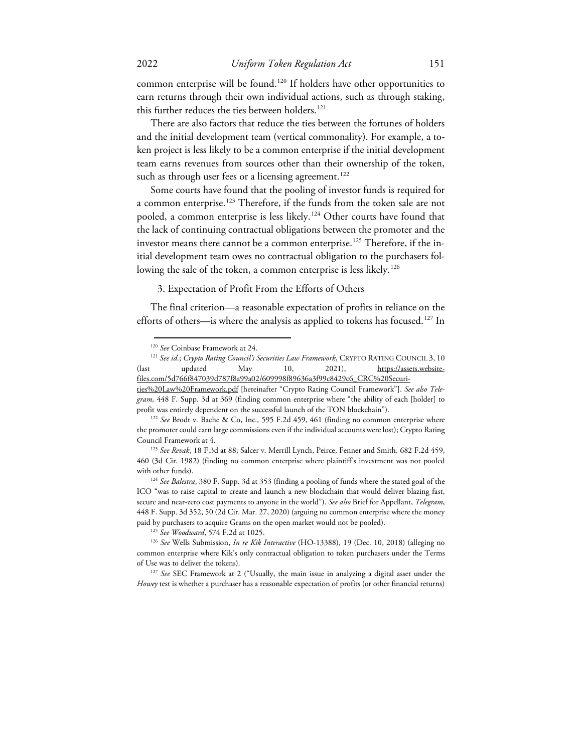common enterprise will be found.[120] If holders have other opportunities to earn returns through their own individual actions, such as through staking, this further reduces the ties between holders.[121]

There are also factors that reduce the ties between the fortunes of holders and the initial development team (vertical commonality). For example, a token project is less likely to be a common enterprise if the initial development team earns revenues from sources other than their ownership of the token, such as through user fees or a licensing agreement.[122]

Some courts have found that the pooling of investor funds is required for a common enterprise.[123] Therefore, if the funds from the token sale are not pooled, a common enterprise is less likely.[124] Other courts have found that the lack of continuing contractual obligations between the promoter and the investor means there cannot be a common enterprise.[125] Therefore, if the initial development team owes no contractual obligation to the purchasers following the sale of the token, a common enterprise is less likely.[126]

### 3. Expectation of Profit From the Efforts of Others

The final criterion—a reasonable expectation of profits in reliance on the efforts of others—is where the analysis as applied to tokens has focused.[127] In

---

[120] *See* Coinbase Framework at 24.

[121] *See id.*; *Crypto Rating Council's Securities Law Framework*, CRYPTO RATING COUNCIL 3, 10 (last updated May 10, 2021), https://assets.website-files.com/5d766f847039d787f8a99a02/609998f89636a3f99c8429c6_CRC%20Securities%20Law%20Framework.pdf [hereinafter "Crypto Rating Council Framework"]. *See also Telegram,* 448 F. Supp. 3d at 369 (finding common enterprise where "the ability of each [holder] to profit was entirely dependent on the successful launch of the TON blockchain").

[122] *See* Brodt v. Bache & Co, Inc*.,* 595 F.2d 459, 461 (finding no common enterprise where the promoter could earn large commissions even if the individual accounts were lost); Crypto Rating Council Framework at 4.

[123] *See Revak*, 18 F.3d at 88; Salcer v. Merrill Lynch, Peirce, Fenner and Smith*,* 682 F.2d 459, 460 (3d Cir. 1982) (finding no common enterprise where plaintiff's investment was not pooled with other funds).

[124] *See Balestra*, 380 F. Supp. 3d at 353 (finding a pooling of funds where the stated goal of the ICO "was to raise capital to create and launch a new blockchain that would deliver blazing fast, secure and near-zero cost payments to anyone in the world"). *See also* Brief for Appellant, *Telegram*, 448 F. Supp. 3d 352, 50 (2d Cir. Mar. 27, 2020) (arguing no common enterprise where the money paid by purchasers to acquire Grams on the open market would not be pooled).

[125] *See Woodward*, 574 F.2d at 1025.

[126] *See* Wells Submission, *In re Kik Interactive* (HO-13388), 19 (Dec. 10, 2018) (alleging no common enterprise where Kik's only contractual obligation to token purchasers under the Terms of Use was to deliver the tokens).

[127] *See* SEC Framework at 2 ("Usually, the main issue in analyzing a digital asset under the *Howey* test is whether a purchaser has a reasonable expectation of profits (or other financial returns)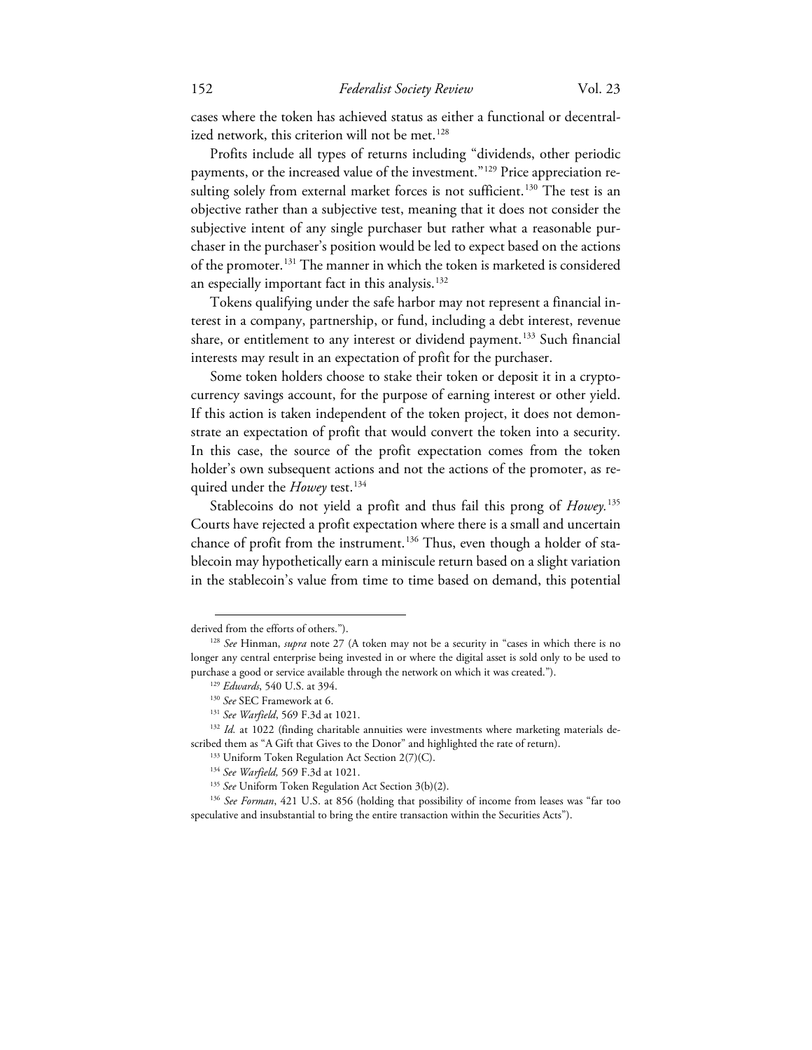cases where the token has achieved status as either a functional or decentralized network, this criterion will not be met.[128]

Profits include all types of returns including "dividends, other periodic payments, or the increased value of the investment."[129] Price appreciation resulting solely from external market forces is not sufficient.[130] The test is an objective rather than a subjective test, meaning that it does not consider the subjective intent of any single purchaser but rather what a reasonable purchaser in the purchaser's position would be led to expect based on the actions of the promoter.[131] The manner in which the token is marketed is considered an especially important fact in this analysis.[132]

Tokens qualifying under the safe harbor may not represent a financial interest in a company, partnership, or fund, including a debt interest, revenue share, or entitlement to any interest or dividend payment.[133] Such financial interests may result in an expectation of profit for the purchaser.

Some token holders choose to stake their token or deposit it in a cryptocurrency savings account, for the purpose of earning interest or other yield. If this action is taken independent of the token project, it does not demonstrate an expectation of profit that would convert the token into a security. In this case, the source of the profit expectation comes from the token holder's own subsequent actions and not the actions of the promoter, as required under the *Howey* test.[134]

Stablecoins do not yield a profit and thus fail this prong of *Howey*.[135] Courts have rejected a profit expectation where there is a small and uncertain chance of profit from the instrument.[136] Thus, even though a holder of stablecoin may hypothetically earn a miniscule return based on a slight variation in the stablecoin's value from time to time based on demand, this potential

---

derived from the efforts of others.").

[128] *See* Hinman, *supra* note 27 (A token may not be a security in "cases in which there is no longer any central enterprise being invested in or where the digital asset is sold only to be used to purchase a good or service available through the network on which it was created.").

[129] *Edwards*, 540 U.S. at 394.

[130] *See* SEC Framework at 6.

[131] *See Warfield*, 569 F.3d at 1021.

[132] *Id.* at 1022 (finding charitable annuities were investments where marketing materials described them as "A Gift that Gives to the Donor" and highlighted the rate of return).

[133] Uniform Token Regulation Act Section 2(7)(C).

[134] *See Warfield,* 569 F.3d at 1021.

[135] *See* Uniform Token Regulation Act Section 3(b)(2).

[136] *See Forman*, 421 U.S. at 856 (holding that possibility of income from leases was "far too speculative and insubstantial to bring the entire transaction within the Securities Acts").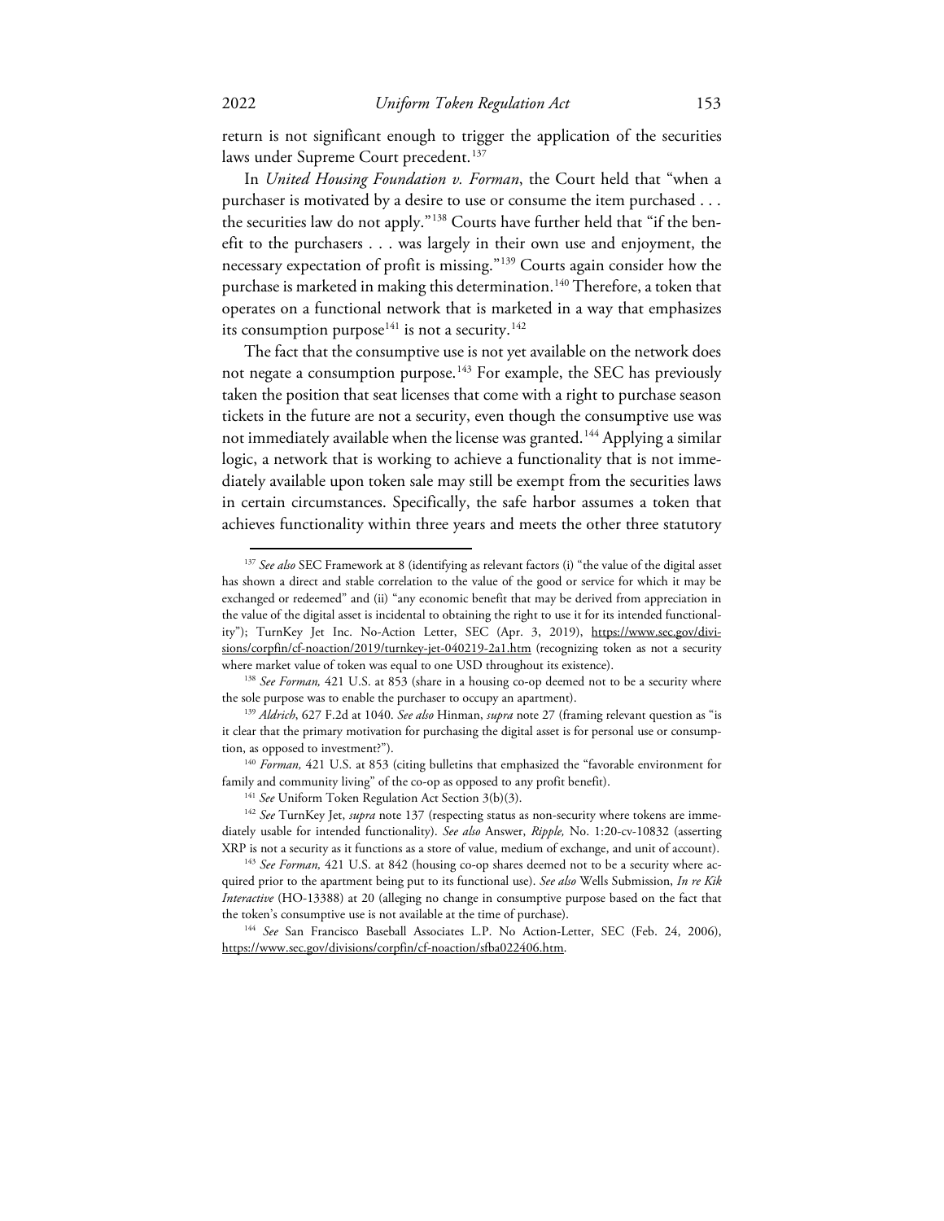return is not significant enough to trigger the application of the securities laws under Supreme Court precedent.[137]

In *United Housing Foundation v. Forman*, the Court held that "when a purchaser is motivated by a desire to use or consume the item purchased . . . the securities law do not apply."[138] Courts have further held that "if the benefit to the purchasers . . . was largely in their own use and enjoyment, the necessary expectation of profit is missing."[139] Courts again consider how the purchase is marketed in making this determination.[140] Therefore, a token that operates on a functional network that is marketed in a way that emphasizes its consumption purpose[141] is not a security.[142]

The fact that the consumptive use is not yet available on the network does not negate a consumption purpose.[143] For example, the SEC has previously taken the position that seat licenses that come with a right to purchase season tickets in the future are not a security, even though the consumptive use was not immediately available when the license was granted.[144] Applying a similar logic, a network that is working to achieve a functionality that is not immediately available upon token sale may still be exempt from the securities laws in certain circumstances. Specifically, the safe harbor assumes a token that achieves functionality within three years and meets the other three statutory

---

[137] *See also* SEC Framework at 8 (identifying as relevant factors (i) "the value of the digital asset has shown a direct and stable correlation to the value of the good or service for which it may be exchanged or redeemed" and (ii) "any economic benefit that may be derived from appreciation in the value of the digital asset is incidental to obtaining the right to use it for its intended functionality"); TurnKey Jet Inc. No-Action Letter, SEC (Apr. 3, 2019), https://www.sec.gov/divisions/corpfin/cf-noaction/2019/turnkey-jet-040219-2a1.htm (recognizing token as not a security where market value of token was equal to one USD throughout its existence).

[138] *See Forman,* 421 U.S. at 853 (share in a housing co-op deemed not to be a security where the sole purpose was to enable the purchaser to occupy an apartment).

[139] *Aldrich*, 627 F.2d at 1040. *See also* Hinman, *supra* note 27 (framing relevant question as "is it clear that the primary motivation for purchasing the digital asset is for personal use or consumption, as opposed to investment?").

[140] *Forman,* 421 U.S. at 853 (citing bulletins that emphasized the "favorable environment for family and community living" of the co-op as opposed to any profit benefit).

[141] *See* Uniform Token Regulation Act Section 3(b)(3).

[142] *See* TurnKey Jet, *supra* note 137 (respecting status as non-security where tokens are immediately usable for intended functionality). *See also* Answer, *Ripple,* No. 1:20-cv-10832 (asserting XRP is not a security as it functions as a store of value, medium of exchange, and unit of account).

[143] *See Forman,* 421 U.S. at 842 (housing co-op shares deemed not to be a security where acquired prior to the apartment being put to its functional use). *See also* Wells Submission, *In re Kik Interactive* (HO-13388) at 20 (alleging no change in consumptive purpose based on the fact that the token's consumptive use is not available at the time of purchase).

[144] *See* San Francisco Baseball Associates L.P. No Action-Letter, SEC (Feb. 24, 2006), https://www.sec.gov/divisions/corpfin/cf-noaction/sfba022406.htm.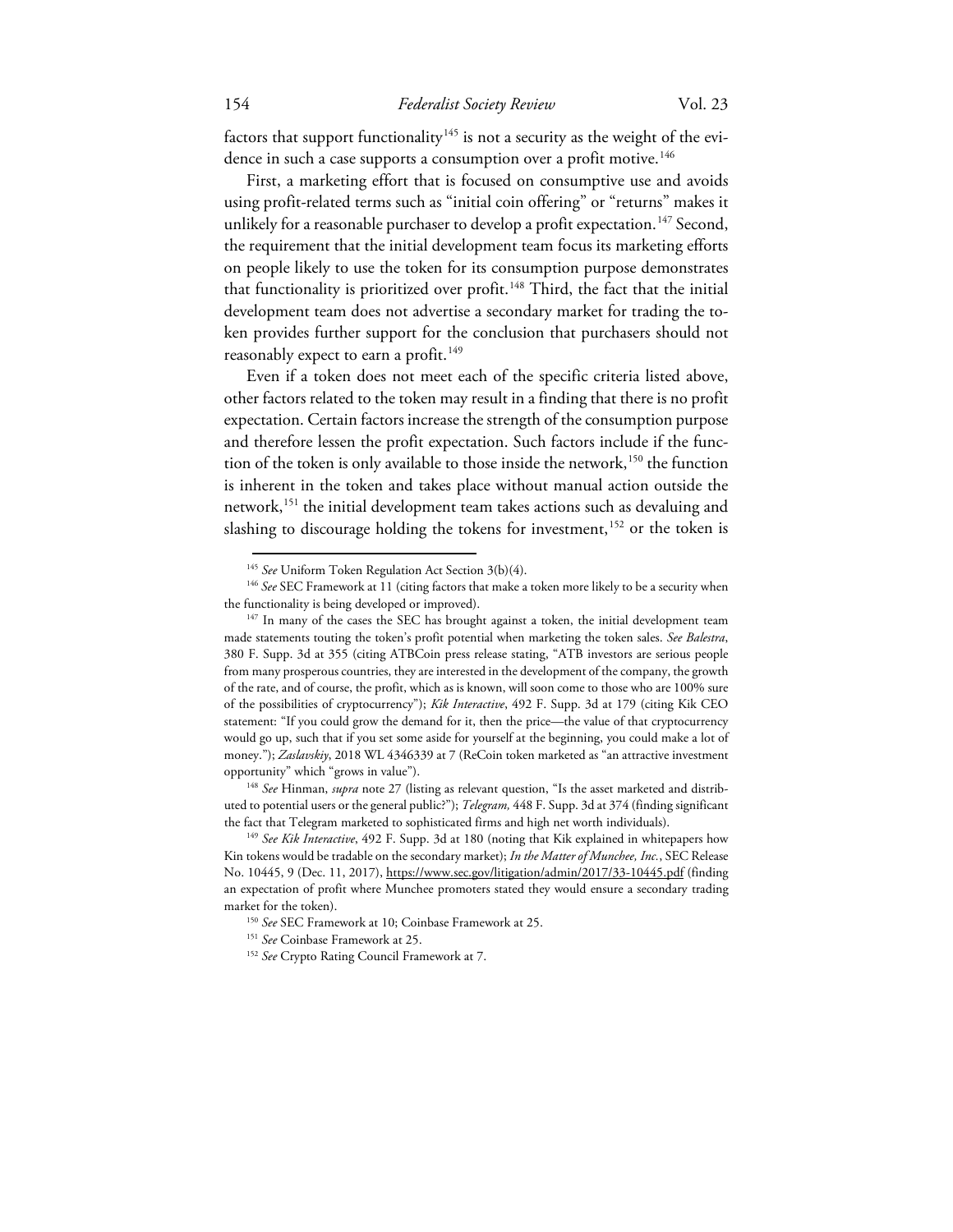factors that support functionality[145] is not a security as the weight of the evidence in such a case supports a consumption over a profit motive.[146]

First, a marketing effort that is focused on consumptive use and avoids using profit-related terms such as "initial coin offering" or "returns" makes it unlikely for a reasonable purchaser to develop a profit expectation.[147] Second, the requirement that the initial development team focus its marketing efforts on people likely to use the token for its consumption purpose demonstrates that functionality is prioritized over profit.[148] Third, the fact that the initial development team does not advertise a secondary market for trading the token provides further support for the conclusion that purchasers should not reasonably expect to earn a profit.[149]

Even if a token does not meet each of the specific criteria listed above, other factors related to the token may result in a finding that there is no profit expectation. Certain factors increase the strength of the consumption purpose and therefore lessen the profit expectation. Such factors include if the function of the token is only available to those inside the network,[150] the function is inherent in the token and takes place without manual action outside the network,[151] the initial development team takes actions such as devaluing and slashing to discourage holding the tokens for investment,[152] or the token is

---

[145] *See* Uniform Token Regulation Act Section 3(b)(4).

[146] *See* SEC Framework at 11 (citing factors that make a token more likely to be a security when the functionality is being developed or improved).

[147] In many of the cases the SEC has brought against a token, the initial development team made statements touting the token's profit potential when marketing the token sales. *See Balestra*, 380 F. Supp. 3d at 355 (citing ATBCoin press release stating, "ATB investors are serious people from many prosperous countries, they are interested in the development of the company, the growth of the rate, and of course, the profit, which as is known, will soon come to those who are 100% sure of the possibilities of cryptocurrency"); *Kik Interactive*, 492 F. Supp. 3d at 179 (citing Kik CEO statement: "If you could grow the demand for it, then the price—the value of that cryptocurrency would go up, such that if you set some aside for yourself at the beginning, you could make a lot of money."); *Zaslavskiy*, 2018 WL 4346339 at 7 (ReCoin token marketed as "an attractive investment opportunity" which "grows in value").

[148] *See* Hinman, *supra* note 27 (listing as relevant question, "Is the asset marketed and distributed to potential users or the general public?"); *Telegram,* 448 F. Supp. 3d at 374 (finding significant the fact that Telegram marketed to sophisticated firms and high net worth individuals).

[149] *See Kik Interactive*, 492 F. Supp. 3d at 180 (noting that Kik explained in whitepapers how Kin tokens would be tradable on the secondary market); *In the Matter of Munchee, Inc.*, SEC Release No. 10445, 9 (Dec. 11, 2017), https://www.sec.gov/litigation/admin/2017/33-10445.pdf (finding an expectation of profit where Munchee promoters stated they would ensure a secondary trading market for the token).

[150] *See* SEC Framework at 10; Coinbase Framework at 25.

[151] *See* Coinbase Framework at 25.

[152] *See* Crypto Rating Council Framework at 7.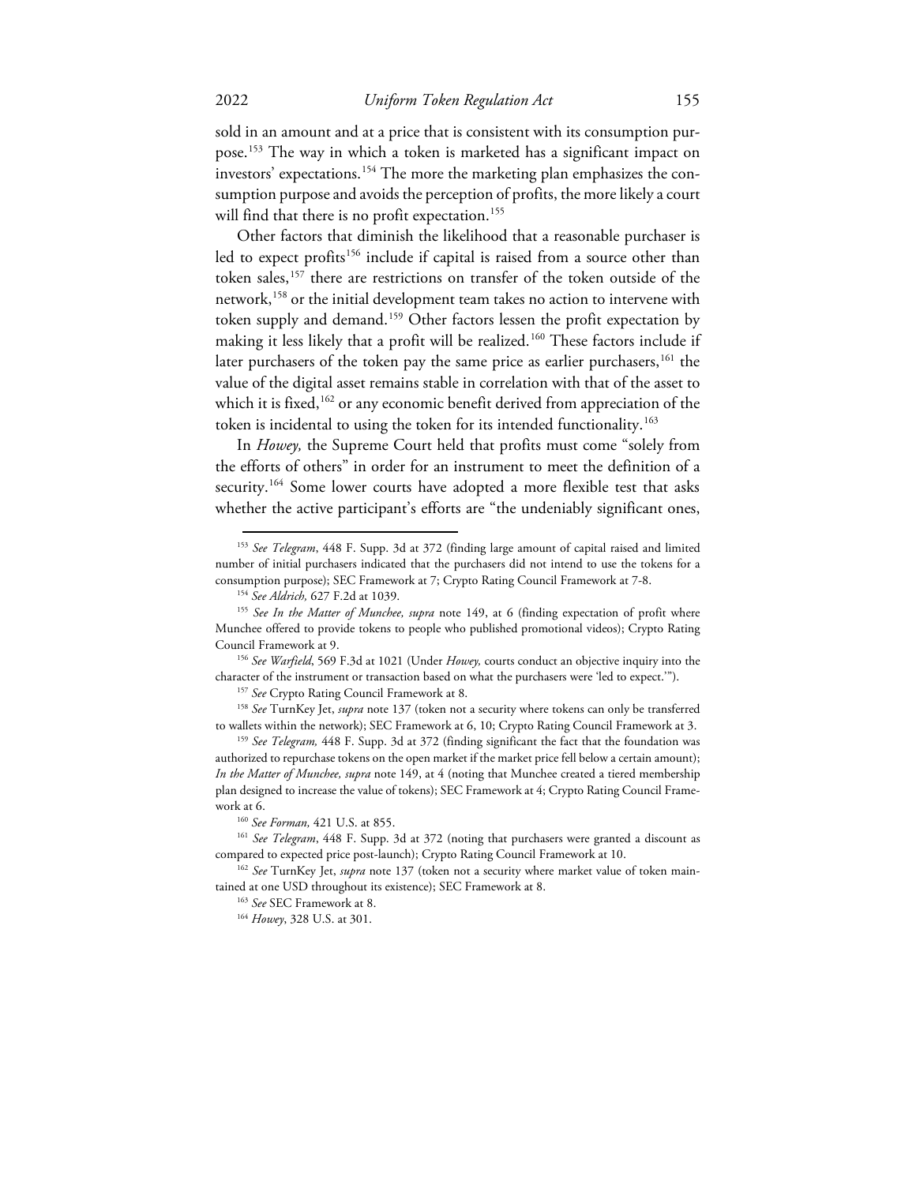sold in an amount and at a price that is consistent with its consumption purpose.[153] The way in which a token is marketed has a significant impact on investors' expectations.[154] The more the marketing plan emphasizes the consumption purpose and avoids the perception of profits, the more likely a court will find that there is no profit expectation.[155]

Other factors that diminish the likelihood that a reasonable purchaser is led to expect profits[156] include if capital is raised from a source other than token sales,[157] there are restrictions on transfer of the token outside of the network,[158] or the initial development team takes no action to intervene with token supply and demand.[159] Other factors lessen the profit expectation by making it less likely that a profit will be realized.[160] These factors include if later purchasers of the token pay the same price as earlier purchasers,[161] the value of the digital asset remains stable in correlation with that of the asset to which it is fixed,[162] or any economic benefit derived from appreciation of the token is incidental to using the token for its intended functionality.[163]

In *Howey,* the Supreme Court held that profits must come "solely from the efforts of others" in order for an instrument to meet the definition of a security.[164] Some lower courts have adopted a more flexible test that asks whether the active participant's efforts are "the undeniably significant ones,

---

[153] *See Telegram*, 448 F. Supp. 3d at 372 (finding large amount of capital raised and limited number of initial purchasers indicated that the purchasers did not intend to use the tokens for a consumption purpose); SEC Framework at 7; Crypto Rating Council Framework at 7-8.

[154] *See Aldrich,* 627 F.2d at 1039.

[155] *See In the Matter of Munchee, supra* note 149, at 6 (finding expectation of profit where Munchee offered to provide tokens to people who published promotional videos); Crypto Rating Council Framework at 9.

[156] *See Warfield*, 569 F.3d at 1021 (Under *Howey,* courts conduct an objective inquiry into the character of the instrument or transaction based on what the purchasers were 'led to expect.'").

[157] *See* Crypto Rating Council Framework at 8.

[158] *See* TurnKey Jet, *supra* note 137 (token not a security where tokens can only be transferred to wallets within the network); SEC Framework at 6, 10; Crypto Rating Council Framework at 3.

[159] *See Telegram,* 448 F. Supp. 3d at 372 (finding significant the fact that the foundation was authorized to repurchase tokens on the open market if the market price fell below a certain amount); *In the Matter of Munchee, supra* note 149, at 4 (noting that Munchee created a tiered membership plan designed to increase the value of tokens); SEC Framework at 4; Crypto Rating Council Framework at 6.

[160] *See Forman,* 421 U.S. at 855.

[161] *See Telegram*, 448 F. Supp. 3d at 372 (noting that purchasers were granted a discount as compared to expected price post-launch); Crypto Rating Council Framework at 10.

[162] *See* TurnKey Jet, *supra* note 137 (token not a security where market value of token maintained at one USD throughout its existence); SEC Framework at 8.

[163] *See* SEC Framework at 8.

[164] *Howey*, 328 U.S. at 301.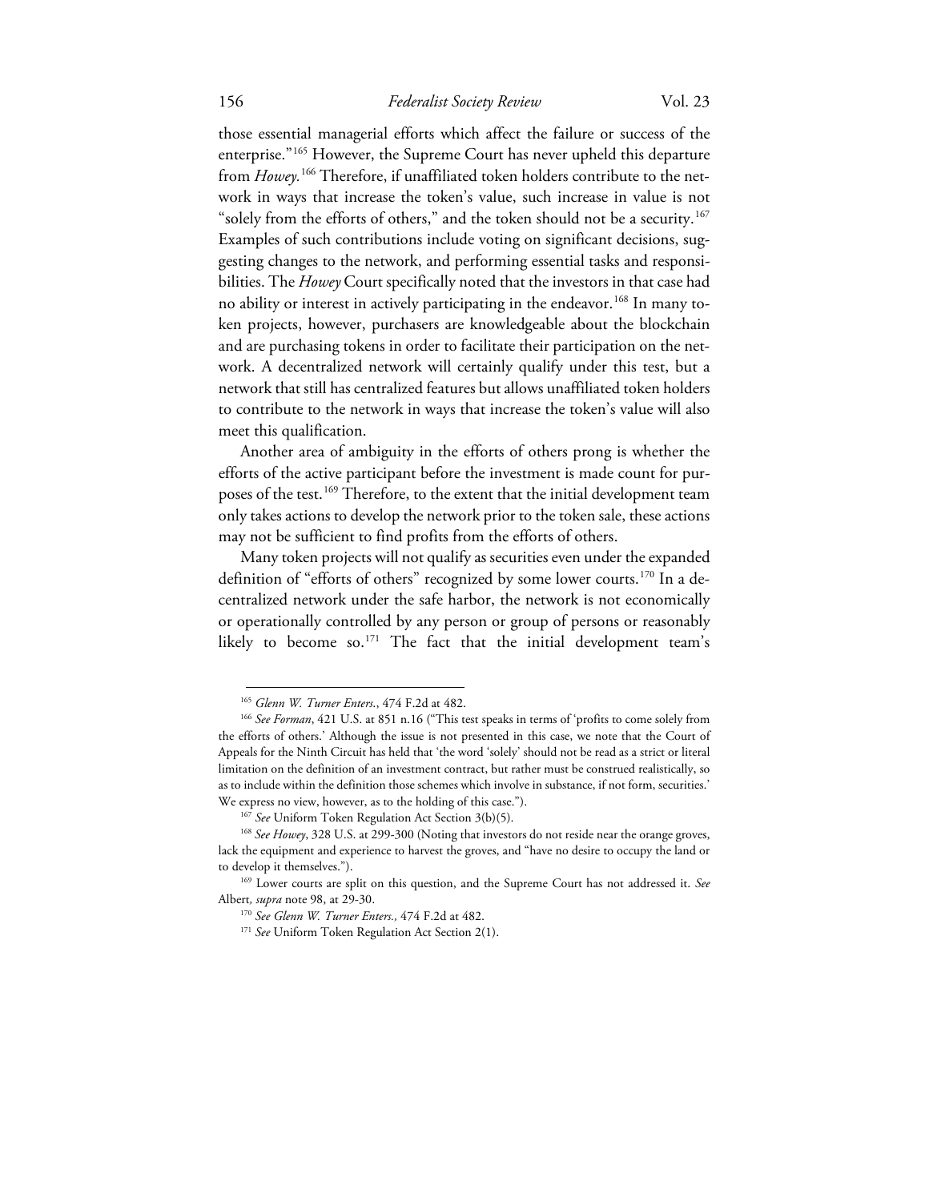those essential managerial efforts which affect the failure or success of the enterprise."[165] However, the Supreme Court has never upheld this departure from *Howey*.[166] Therefore, if unaffiliated token holders contribute to the network in ways that increase the token's value, such increase in value is not "solely from the efforts of others," and the token should not be a security.[167] Examples of such contributions include voting on significant decisions, suggesting changes to the network, and performing essential tasks and responsibilities. The *Howey* Court specifically noted that the investors in that case had no ability or interest in actively participating in the endeavor.[168] In many token projects, however, purchasers are knowledgeable about the blockchain and are purchasing tokens in order to facilitate their participation on the network. A decentralized network will certainly qualify under this test, but a network that still has centralized features but allows unaffiliated token holders to contribute to the network in ways that increase the token's value will also meet this qualification.

Another area of ambiguity in the efforts of others prong is whether the efforts of the active participant before the investment is made count for purposes of the test.[169] Therefore, to the extent that the initial development team only takes actions to develop the network prior to the token sale, these actions may not be sufficient to find profits from the efforts of others.

Many token projects will not qualify as securities even under the expanded definition of "efforts of others" recognized by some lower courts.[170] In a decentralized network under the safe harbor, the network is not economically or operationally controlled by any person or group of persons or reasonably likely to become so.[171] The fact that the initial development team's

---

[165] *Glenn W. Turner Enters.*, 474 F.2d at 482.

[166] *See Forman*, 421 U.S. at 851 n.16 ("This test speaks in terms of 'profits to come solely from the efforts of others.' Although the issue is not presented in this case, we note that the Court of Appeals for the Ninth Circuit has held that 'the word 'solely' should not be read as a strict or literal limitation on the definition of an investment contract, but rather must be construed realistically, so as to include within the definition those schemes which involve in substance, if not form, securities.' We express no view, however, as to the holding of this case.").

[167] *See* Uniform Token Regulation Act Section 3(b)(5).

[168] *See Howey*, 328 U.S. at 299-300 (Noting that investors do not reside near the orange groves, lack the equipment and experience to harvest the groves, and "have no desire to occupy the land or to develop it themselves.").

[169] Lower courts are split on this question, and the Supreme Court has not addressed it. *See* Albert, *supra* note 98, at 29-30.

[170] *See Glenn W. Turner Enters.*, 474 F.2d at 482.

[171] *See* Uniform Token Regulation Act Section 2(1).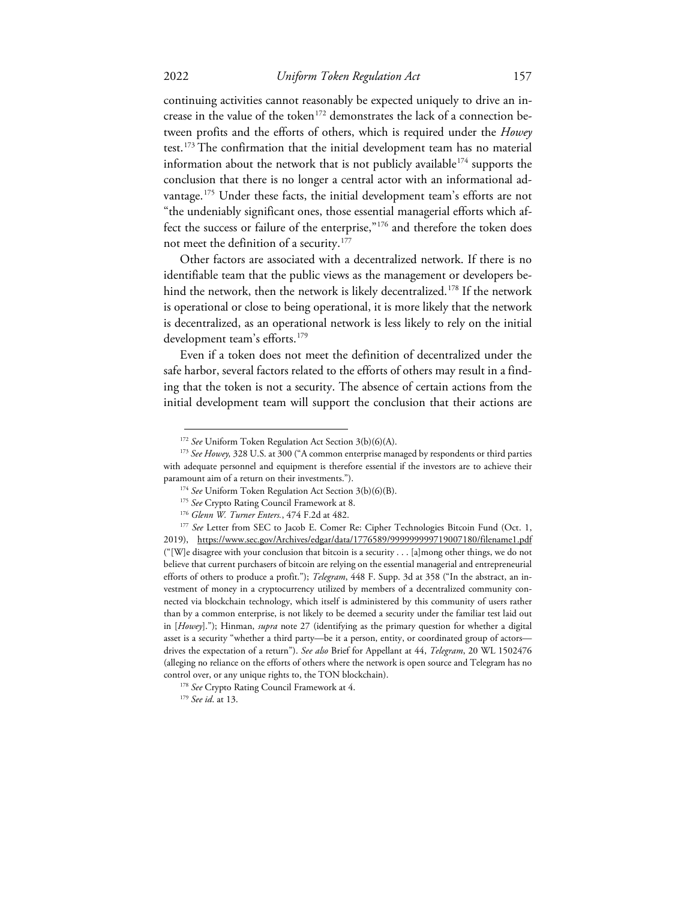continuing activities cannot reasonably be expected uniquely to drive an increase in the value of the token[172] demonstrates the lack of a connection between profits and the efforts of others, which is required under the *Howey* test.[173] The confirmation that the initial development team has no material information about the network that is not publicly available[174] supports the conclusion that there is no longer a central actor with an informational advantage.[175] Under these facts, the initial development team's efforts are not "the undeniably significant ones, those essential managerial efforts which affect the success or failure of the enterprise,"[176] and therefore the token does not meet the definition of a security.[177]

Other factors are associated with a decentralized network. If there is no identifiable team that the public views as the management or developers behind the network, then the network is likely decentralized.[178] If the network is operational or close to being operational, it is more likely that the network is decentralized, as an operational network is less likely to rely on the initial development team's efforts.[179]

Even if a token does not meet the definition of decentralized under the safe harbor, several factors related to the efforts of others may result in a finding that the token is not a security. The absence of certain actions from the initial development team will support the conclusion that their actions are

---

[172] *See* Uniform Token Regulation Act Section 3(b)(6)(A).

[173] *See Howey,* 328 U.S. at 300 ("A common enterprise managed by respondents or third parties with adequate personnel and equipment is therefore essential if the investors are to achieve their paramount aim of a return on their investments.").

[174] *See* Uniform Token Regulation Act Section 3(b)(6)(B).

[175] *See* Crypto Rating Council Framework at 8.

[176] *Glenn W. Turner Enters.*, 474 F.2d at 482.

[177] *See* Letter from SEC to Jacob E. Comer Re: Cipher Technologies Bitcoin Fund (Oct. 1, 2019), https://www.sec.gov/Archives/edgar/data/1776589/999999999719007180/filename1.pdf ("[W]e disagree with your conclusion that bitcoin is a security . . . [a]mong other things, we do not believe that current purchasers of bitcoin are relying on the essential managerial and entrepreneurial efforts of others to produce a profit."); *Telegram*, 448 F. Supp. 3d at 358 ("In the abstract, an investment of money in a cryptocurrency utilized by members of a decentralized community connected via blockchain technology, which itself is administered by this community of users rather than by a common enterprise, is not likely to be deemed a security under the familiar test laid out in [*Howey*]."); Hinman, *supra* note 27 (identifying as the primary question for whether a digital asset is a security "whether a third party—be it a person, entity, or coordinated group of actors—drives the expectation of a return"). *See also* Brief for Appellant at 44, *Telegram*, 20 WL 1502476 (alleging no reliance on the efforts of others where the network is open source and Telegram has no control over, or any unique rights to, the TON blockchain).

[178] *See* Crypto Rating Council Framework at 4.

[179] *See id*. at 13.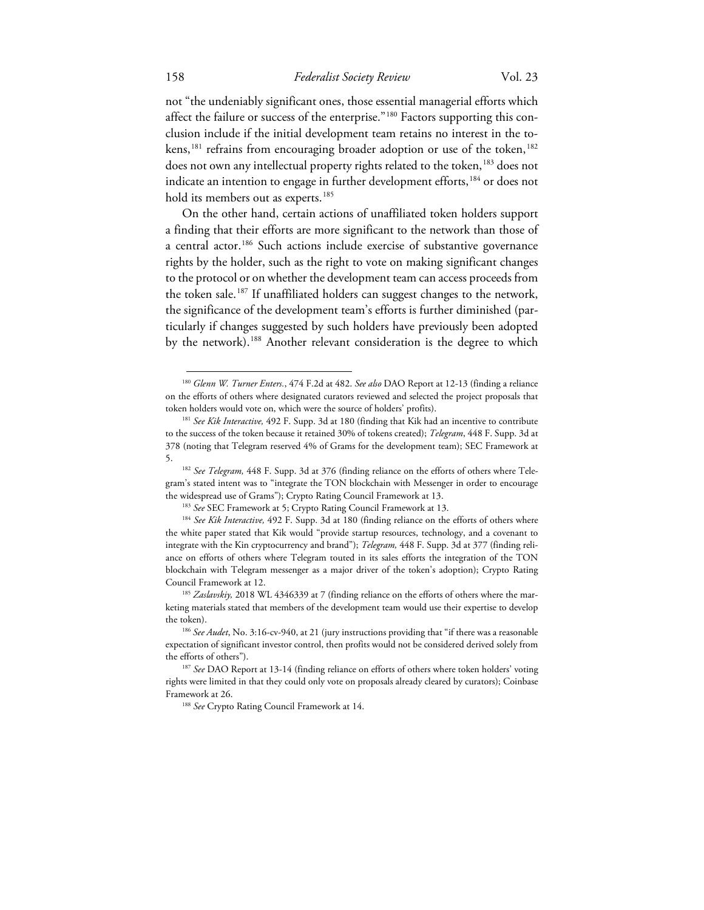not "the undeniably significant ones, those essential managerial efforts which affect the failure or success of the enterprise."[180] Factors supporting this conclusion include if the initial development team retains no interest in the tokens,[181] refrains from encouraging broader adoption or use of the token,[182] does not own any intellectual property rights related to the token,[183] does not indicate an intention to engage in further development efforts,[184] or does not hold its members out as experts.[185]

On the other hand, certain actions of unaffiliated token holders support a finding that their efforts are more significant to the network than those of a central actor.[186] Such actions include exercise of substantive governance rights by the holder, such as the right to vote on making significant changes to the protocol or on whether the development team can access proceeds from the token sale.[187] If unaffiliated holders can suggest changes to the network, the significance of the development team's efforts is further diminished (particularly if changes suggested by such holders have previously been adopted by the network).[188] Another relevant consideration is the degree to which

---

[180] *Glenn W. Turner Enters.*, 474 F.2d at 482. *See also* DAO Report at 12-13 (finding a reliance on the efforts of others where designated curators reviewed and selected the project proposals that token holders would vote on, which were the source of holders' profits).

[181] *See Kik Interactive,* 492 F. Supp. 3d at 180 (finding that Kik had an incentive to contribute to the success of the token because it retained 30% of tokens created); *Telegram*, 448 F. Supp. 3d at 378 (noting that Telegram reserved 4% of Grams for the development team); SEC Framework at 5.

[182] *See Telegram,* 448 F. Supp. 3d at 376 (finding reliance on the efforts of others where Telegram's stated intent was to "integrate the TON blockchain with Messenger in order to encourage the widespread use of Grams"); Crypto Rating Council Framework at 13.

[183] *See* SEC Framework at 5; Crypto Rating Council Framework at 13.

[184] *See Kik Interactive,* 492 F. Supp. 3d at 180 (finding reliance on the efforts of others where the white paper stated that Kik would "provide startup resources, technology, and a covenant to integrate with the Kin cryptocurrency and brand"); *Telegram,* 448 F. Supp. 3d at 377 (finding reliance on efforts of others where Telegram touted in its sales efforts the integration of the TON blockchain with Telegram messenger as a major driver of the token's adoption); Crypto Rating Council Framework at 12.

[185] *Zaslavskiy,* 2018 WL 4346339 at 7 (finding reliance on the efforts of others where the marketing materials stated that members of the development team would use their expertise to develop the token).

[186] *See Audet*, No. 3:16-cv-940, at 21 (jury instructions providing that "if there was a reasonable expectation of significant investor control, then profits would not be considered derived solely from the efforts of others").

[187] *See* DAO Report at 13-14 (finding reliance on efforts of others where token holders' voting rights were limited in that they could only vote on proposals already cleared by curators); Coinbase Framework at 26.

[188] *See* Crypto Rating Council Framework at 14.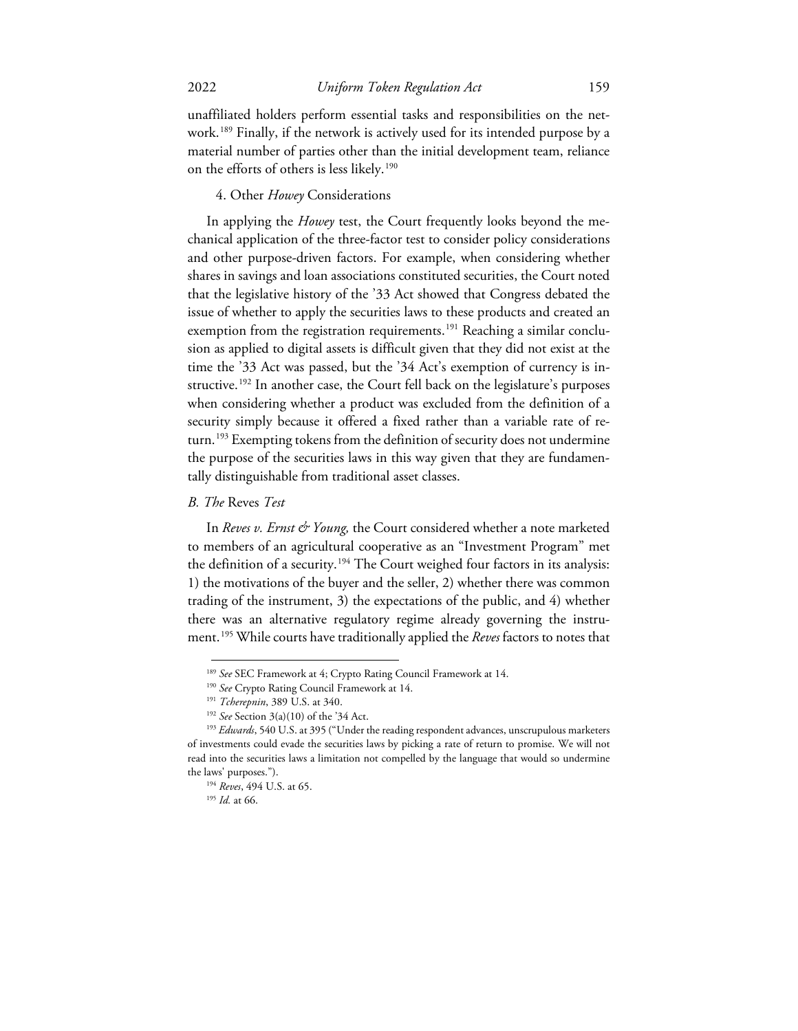unaffiliated holders perform essential tasks and responsibilities on the network.[189] Finally, if the network is actively used for its intended purpose by a material number of parties other than the initial development team, reliance on the efforts of others is less likely.[190]

#### 4. Other *Howey* Considerations

In applying the *Howey* test, the Court frequently looks beyond the mechanical application of the three-factor test to consider policy considerations and other purpose-driven factors. For example, when considering whether shares in savings and loan associations constituted securities, the Court noted that the legislative history of the '33 Act showed that Congress debated the issue of whether to apply the securities laws to these products and created an exemption from the registration requirements.[191] Reaching a similar conclusion as applied to digital assets is difficult given that they did not exist at the time the '33 Act was passed, but the '34 Act's exemption of currency is instructive.[192] In another case, the Court fell back on the legislature's purposes when considering whether a product was excluded from the definition of a security simply because it offered a fixed rather than a variable rate of return.[193] Exempting tokens from the definition of security does not undermine the purpose of the securities laws in this way given that they are fundamentally distinguishable from traditional asset classes.

### *B. The* Reves *Test*

In *Reves v. Ernst & Young,* the Court considered whether a note marketed to members of an agricultural cooperative as an "Investment Program" met the definition of a security.[194] The Court weighed four factors in its analysis: 1) the motivations of the buyer and the seller, 2) whether there was common trading of the instrument, 3) the expectations of the public, and 4) whether there was an alternative regulatory regime already governing the instrument.[195] While courts have traditionally applied the *Reves* factors to notes that

---

[189] *See* SEC Framework at 4; Crypto Rating Council Framework at 14.

[190] *See* Crypto Rating Council Framework at 14.

[191] *Tcherepnin*, 389 U.S. at 340.

[192] *See* Section 3(a)(10) of the '34 Act.

[193] *Edwards*, 540 U.S. at 395 ("Under the reading respondent advances, unscrupulous marketers of investments could evade the securities laws by picking a rate of return to promise. We will not read into the securities laws a limitation not compelled by the language that would so undermine the laws' purposes.").

[194] *Reves*, 494 U.S. at 65.

[195] *Id.* at 66.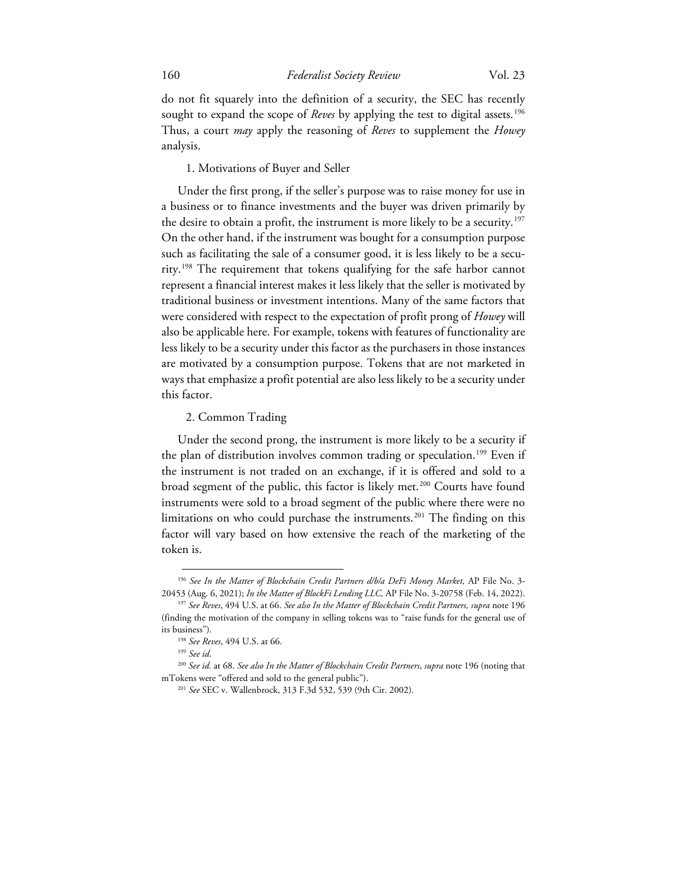do not fit squarely into the definition of a security, the SEC has recently sought to expand the scope of *Reves* by applying the test to digital assets.[196] Thus, a court *may* apply the reasoning of *Reves* to supplement the *Howey* analysis.

### 1. Motivations of Buyer and Seller

Under the first prong, if the seller's purpose was to raise money for use in a business or to finance investments and the buyer was driven primarily by the desire to obtain a profit, the instrument is more likely to be a security.[197] On the other hand, if the instrument was bought for a consumption purpose such as facilitating the sale of a consumer good, it is less likely to be a security.[198] The requirement that tokens qualifying for the safe harbor cannot represent a financial interest makes it less likely that the seller is motivated by traditional business or investment intentions. Many of the same factors that were considered with respect to the expectation of profit prong of *Howey* will also be applicable here. For example, tokens with features of functionality are less likely to be a security under this factor as the purchasers in those instances are motivated by a consumption purpose. Tokens that are not marketed in ways that emphasize a profit potential are also less likely to be a security under this factor.

### 2. Common Trading

Under the second prong, the instrument is more likely to be a security if the plan of distribution involves common trading or speculation.[199] Even if the instrument is not traded on an exchange, if it is offered and sold to a broad segment of the public, this factor is likely met.[200] Courts have found instruments were sold to a broad segment of the public where there were no limitations on who could purchase the instruments.[201] The finding on this factor will vary based on how extensive the reach of the marketing of the token is.

---

[196] *See In the Matter of Blockchain Credit Partners d/b/a DeFi Money Market,* AP File No. 3-20453 (Aug. 6, 2021); *In the Matter of BlockFi Lending LLC,* AP File No. 3-20758 (Feb. 14, 2022).

[197] *See Reves*, 494 U.S. at 66. *See also In the Matter of Blockchain Credit Partners, supra* note 196 (finding the motivation of the company in selling tokens was to "raise funds for the general use of its business").

[198] *See Reves*, 494 U.S. at 66.

[199] *See id*.

[200] *See id.* at 68. *See also In the Matter of Blockchain Credit Partners*, *supra* note 196 (noting that mTokens were "offered and sold to the general public").

[201] *See* SEC v. Wallenbrock, 313 F.3d 532, 539 (9th Cir. 2002).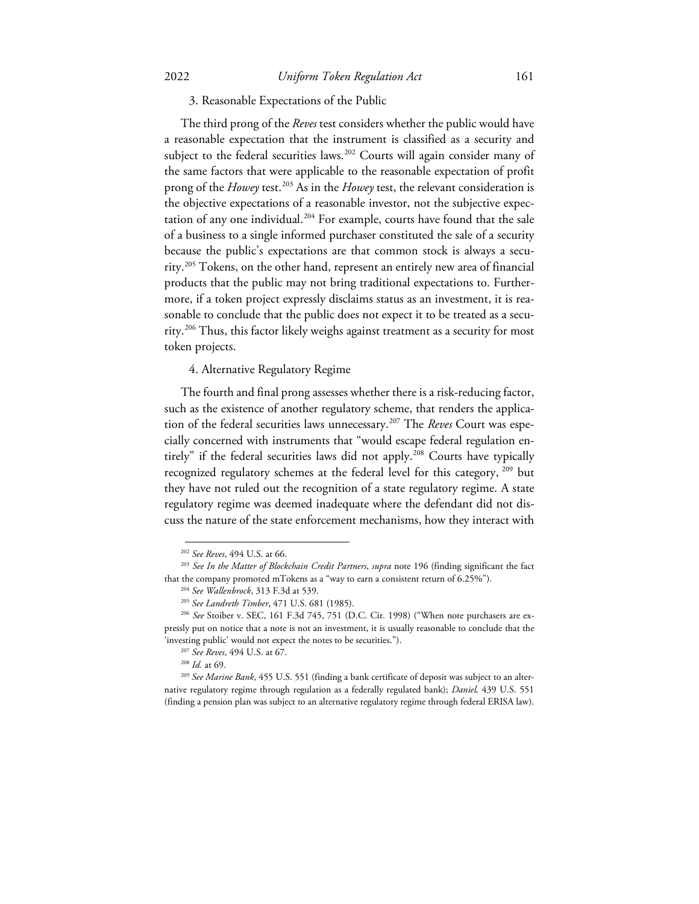### 3. Reasonable Expectations of the Public

The third prong of the *Reves* test considers whether the public would have a reasonable expectation that the instrument is classified as a security and subject to the federal securities laws.[202] Courts will again consider many of the same factors that were applicable to the reasonable expectation of profit prong of the *Howey* test.[203] As in the *Howey* test, the relevant consideration is the objective expectations of a reasonable investor, not the subjective expectation of any one individual.[204] For example, courts have found that the sale of a business to a single informed purchaser constituted the sale of a security because the public's expectations are that common stock is always a security.[205] Tokens, on the other hand, represent an entirely new area of financial products that the public may not bring traditional expectations to. Furthermore, if a token project expressly disclaims status as an investment, it is reasonable to conclude that the public does not expect it to be treated as a security.[206] Thus, this factor likely weighs against treatment as a security for most token projects.

### 4. Alternative Regulatory Regime

The fourth and final prong assesses whether there is a risk-reducing factor, such as the existence of another regulatory scheme, that renders the application of the federal securities laws unnecessary.[207] The *Reves* Court was especially concerned with instruments that "would escape federal regulation entirely" if the federal securities laws did not apply.[208] Courts have typically recognized regulatory schemes at the federal level for this category,[209] but they have not ruled out the recognition of a state regulatory regime. A state regulatory regime was deemed inadequate where the defendant did not discuss the nature of the state enforcement mechanisms, how they interact with

---

[202] *See Reves*, 494 U.S. at 66.

[203] *See In the Matter of Blockchain Credit Partners*, *supra* note 196 (finding significant the fact that the company promoted mTokens as a "way to earn a consistent return of 6.25%").

[204] *See Wallenbrock*, 313 F.3d at 539.

[205] *See Landreth Timber*, 471 U.S. 681 (1985).

[206] *See* Stoiber v. SEC, 161 F.3d 745, 751 (D.C. Cir. 1998) ("When note purchasers are expressly put on notice that a note is not an investment, it is usually reasonable to conclude that the 'investing public' would not expect the notes to be securities.").

[207] *See Reves*, 494 U.S. at 67.

[208] *Id.* at 69.

[209] *See Marine Bank*, 455 U.S. 551 (finding a bank certificate of deposit was subject to an alternative regulatory regime through regulation as a federally regulated bank); *Daniel,* 439 U.S. 551 (finding a pension plan was subject to an alternative regulatory regime through federal ERISA law).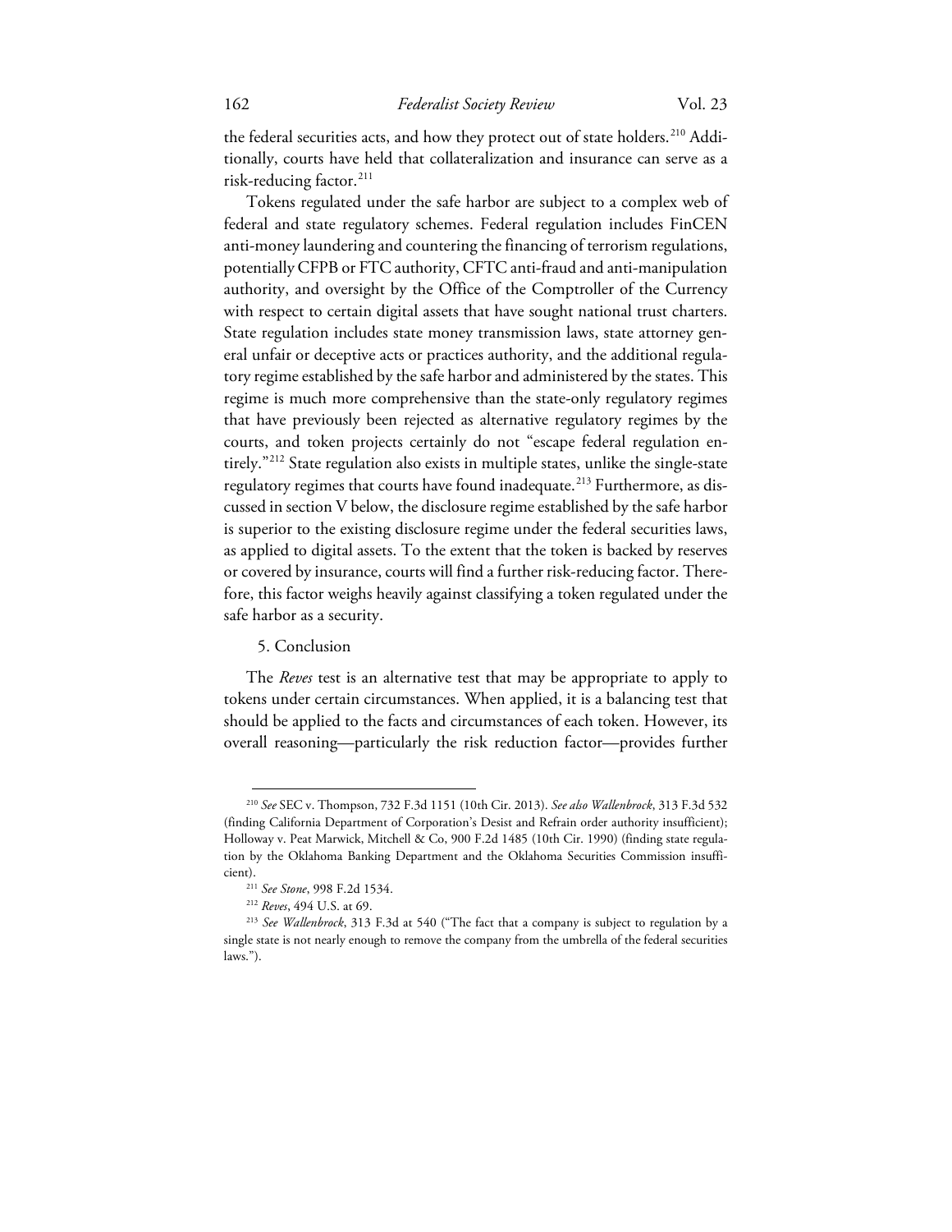the federal securities acts, and how they protect out of state holders.[210] Additionally, courts have held that collateralization and insurance can serve as a risk-reducing factor.[211]

Tokens regulated under the safe harbor are subject to a complex web of federal and state regulatory schemes. Federal regulation includes FinCEN anti-money laundering and countering the financing of terrorism regulations, potentially CFPB or FTC authority, CFTC anti-fraud and anti-manipulation authority, and oversight by the Office of the Comptroller of the Currency with respect to certain digital assets that have sought national trust charters. State regulation includes state money transmission laws, state attorney general unfair or deceptive acts or practices authority, and the additional regulatory regime established by the safe harbor and administered by the states. This regime is much more comprehensive than the state-only regulatory regimes that have previously been rejected as alternative regulatory regimes by the courts, and token projects certainly do not "escape federal regulation entirely."[212] State regulation also exists in multiple states, unlike the single-state regulatory regimes that courts have found inadequate.[213] Furthermore, as discussed in section V below, the disclosure regime established by the safe harbor is superior to the existing disclosure regime under the federal securities laws, as applied to digital assets. To the extent that the token is backed by reserves or covered by insurance, courts will find a further risk-reducing factor. Therefore, this factor weighs heavily against classifying a token regulated under the safe harbor as a security.

5. Conclusion

The *Reves* test is an alternative test that may be appropriate to apply to tokens under certain circumstances. When applied, it is a balancing test that should be applied to the facts and circumstances of each token. However, its overall reasoning—particularly the risk reduction factor—provides further

---

[210] *See* SEC v. Thompson, 732 F.3d 1151 (10th Cir. 2013). *See also Wallenbrock*, 313 F.3d 532 (finding California Department of Corporation's Desist and Refrain order authority insufficient); Holloway v. Peat Marwick, Mitchell & Co, 900 F.2d 1485 (10th Cir. 1990) (finding state regulation by the Oklahoma Banking Department and the Oklahoma Securities Commission insufficient).

[211] *See Stone*, 998 F.2d 1534.

[212] *Reves*, 494 U.S. at 69.

[213] *See Wallenbrock*, 313 F.3d at 540 ("The fact that a company is subject to regulation by a single state is not nearly enough to remove the company from the umbrella of the federal securities laws.").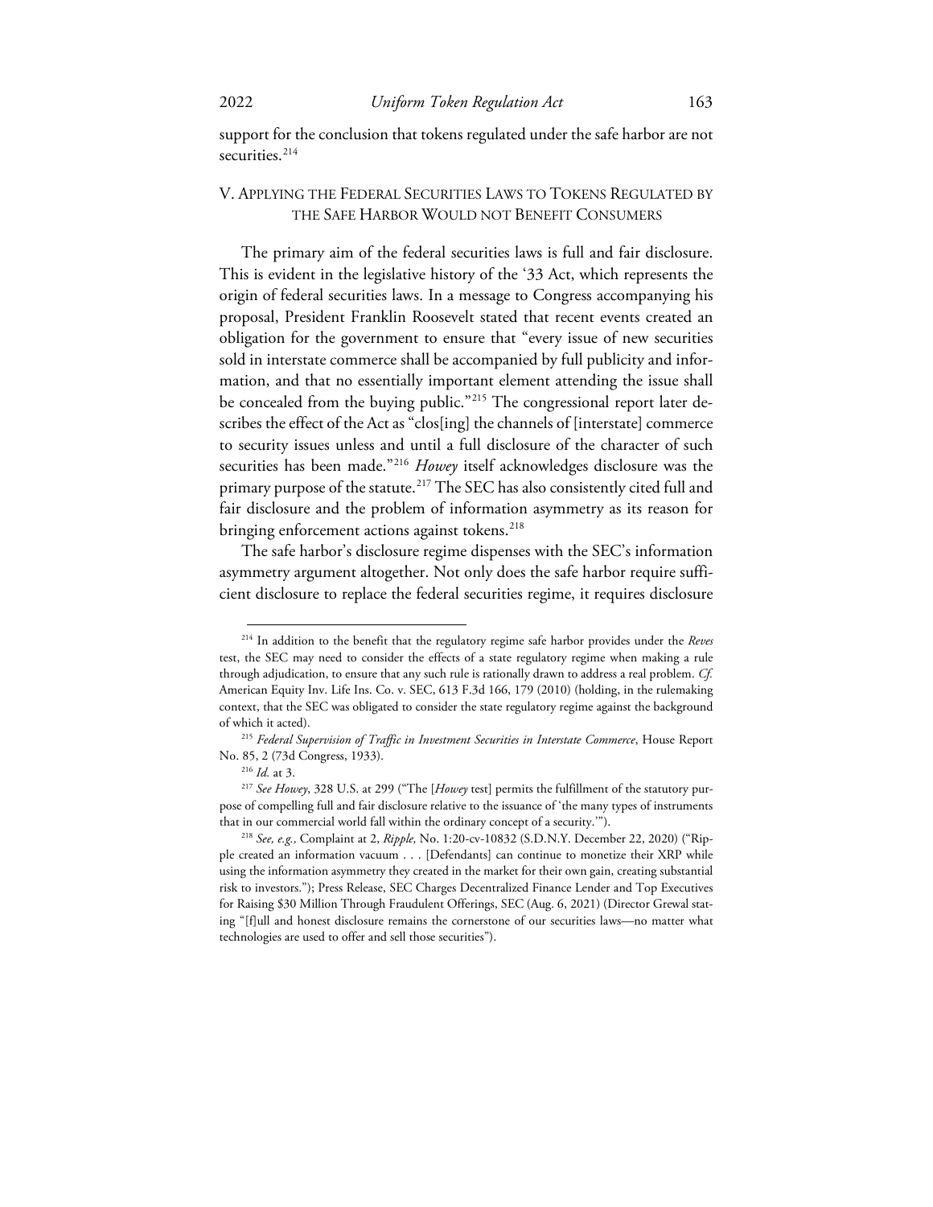support for the conclusion that tokens regulated under the safe harbor are not securities.[214]

## V. Applying the Federal Securities Laws to Tokens Regulated by the Safe Harbor Would not Benefit Consumers

The primary aim of the federal securities laws is full and fair disclosure. This is evident in the legislative history of the '33 Act, which represents the origin of federal securities laws. In a message to Congress accompanying his proposal, President Franklin Roosevelt stated that recent events created an obligation for the government to ensure that "every issue of new securities sold in interstate commerce shall be accompanied by full publicity and information, and that no essentially important element attending the issue shall be concealed from the buying public."[215] The congressional report later describes the effect of the Act as "clos[ing] the channels of [interstate] commerce to security issues unless and until a full disclosure of the character of such securities has been made."[216] *Howey* itself acknowledges disclosure was the primary purpose of the statute.[217] The SEC has also consistently cited full and fair disclosure and the problem of information asymmetry as its reason for bringing enforcement actions against tokens.[218]

The safe harbor's disclosure regime dispenses with the SEC's information asymmetry argument altogether. Not only does the safe harbor require sufficient disclosure to replace the federal securities regime, it requires disclosure

---

[214] In addition to the benefit that the regulatory regime safe harbor provides under the *Reves* test, the SEC may need to consider the effects of a state regulatory regime when making a rule through adjudication, to ensure that any such rule is rationally drawn to address a real problem. *Cf.* American Equity Inv. Life Ins. Co. v. SEC, 613 F.3d 166, 179 (2010) (holding, in the rulemaking context, that the SEC was obligated to consider the state regulatory regime against the background of which it acted).

[215] *Federal Supervision of Traffic in Investment Securities in Interstate Commerce*, House Report No. 85, 2 (73d Congress, 1933).

[216] *Id.* at 3.

[217] *See Howey*, 328 U.S. at 299 ("The [*Howey* test] permits the fulfillment of the statutory purpose of compelling full and fair disclosure relative to the issuance of 'the many types of instruments that in our commercial world fall within the ordinary concept of a security.'").

[218] *See, e.g.,* Complaint at 2, *Ripple,* No. 1:20-cv-10832 (S.D.N.Y. December 22, 2020) ("Ripple created an information vacuum . . . [Defendants] can continue to monetize their XRP while using the information asymmetry they created in the market for their own gain, creating substantial risk to investors."); Press Release, SEC Charges Decentralized Finance Lender and Top Executives for Raising $30 Million Through Fraudulent Offerings, SEC (Aug. 6, 2021) (Director Grewal stating "[f]ull and honest disclosure remains the cornerstone of our securities laws—no matter what technologies are used to offer and sell those securities").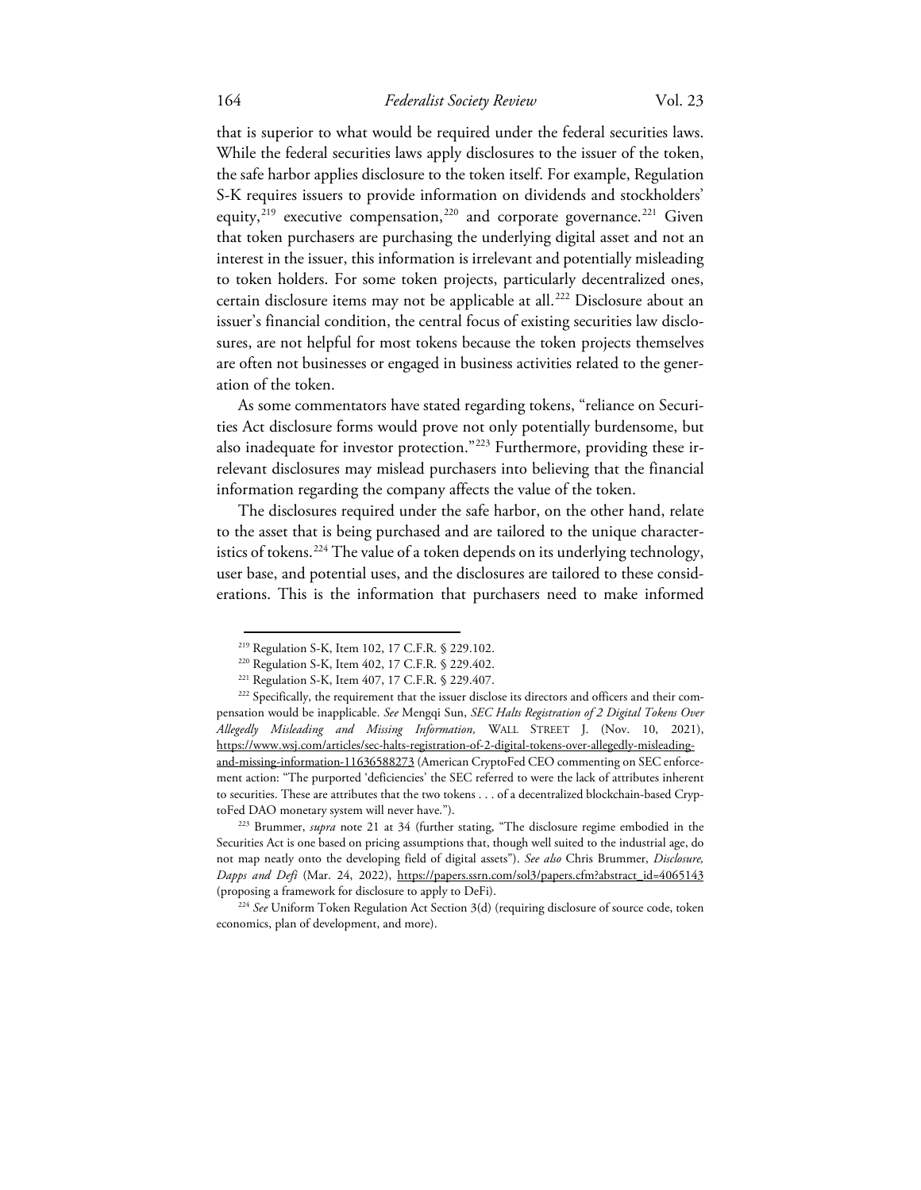that is superior to what would be required under the federal securities laws. While the federal securities laws apply disclosures to the issuer of the token, the safe harbor applies disclosure to the token itself. For example, Regulation S-K requires issuers to provide information on dividends and stockholders' equity,[219] executive compensation,[220] and corporate governance.[221] Given that token purchasers are purchasing the underlying digital asset and not an interest in the issuer, this information is irrelevant and potentially misleading to token holders. For some token projects, particularly decentralized ones, certain disclosure items may not be applicable at all.[222] Disclosure about an issuer's financial condition, the central focus of existing securities law disclosures, are not helpful for most tokens because the token projects themselves are often not businesses or engaged in business activities related to the generation of the token.

As some commentators have stated regarding tokens, "reliance on Securities Act disclosure forms would prove not only potentially burdensome, but also inadequate for investor protection."[223] Furthermore, providing these irrelevant disclosures may mislead purchasers into believing that the financial information regarding the company affects the value of the token.

The disclosures required under the safe harbor, on the other hand, relate to the asset that is being purchased and are tailored to the unique characteristics of tokens.[224] The value of a token depends on its underlying technology, user base, and potential uses, and the disclosures are tailored to these considerations. This is the information that purchasers need to make informed

---

[219] Regulation S-K, Item 102, 17 C.F.R. § 229.102.

[220] Regulation S-K, Item 402, 17 C.F.R. § 229.402.

[221] Regulation S-K, Item 407, 17 C.F.R. § 229.407.

[222] Specifically, the requirement that the issuer disclose its directors and officers and their compensation would be inapplicable. *See* Mengqi Sun, *SEC Halts Registration of 2 Digital Tokens Over Allegedly Misleading and Missing Information,* WALL STREET J. (Nov. 10, 2021), https://www.wsj.com/articles/sec-halts-registration-of-2-digital-tokens-over-allegedly-misleading-and-missing-information-11636588273 (American CryptoFed CEO commenting on SEC enforcement action: "The purported 'deficiencies' the SEC referred to were the lack of attributes inherent to securities. These are attributes that the two tokens . . . of a decentralized blockchain-based CryptoFed DAO monetary system will never have.").

[223] Brummer, *supra* note 21 at 34 (further stating, "The disclosure regime embodied in the Securities Act is one based on pricing assumptions that, though well suited to the industrial age, do not map neatly onto the developing field of digital assets"). *See also* Chris Brummer, *Disclosure, Dapps and Defi* (Mar. 24, 2022), https://papers.ssrn.com/sol3/papers.cfm?abstract_id=4065143 (proposing a framework for disclosure to apply to DeFi).

[224] *See* Uniform Token Regulation Act Section 3(d) (requiring disclosure of source code, token economics, plan of development, and more).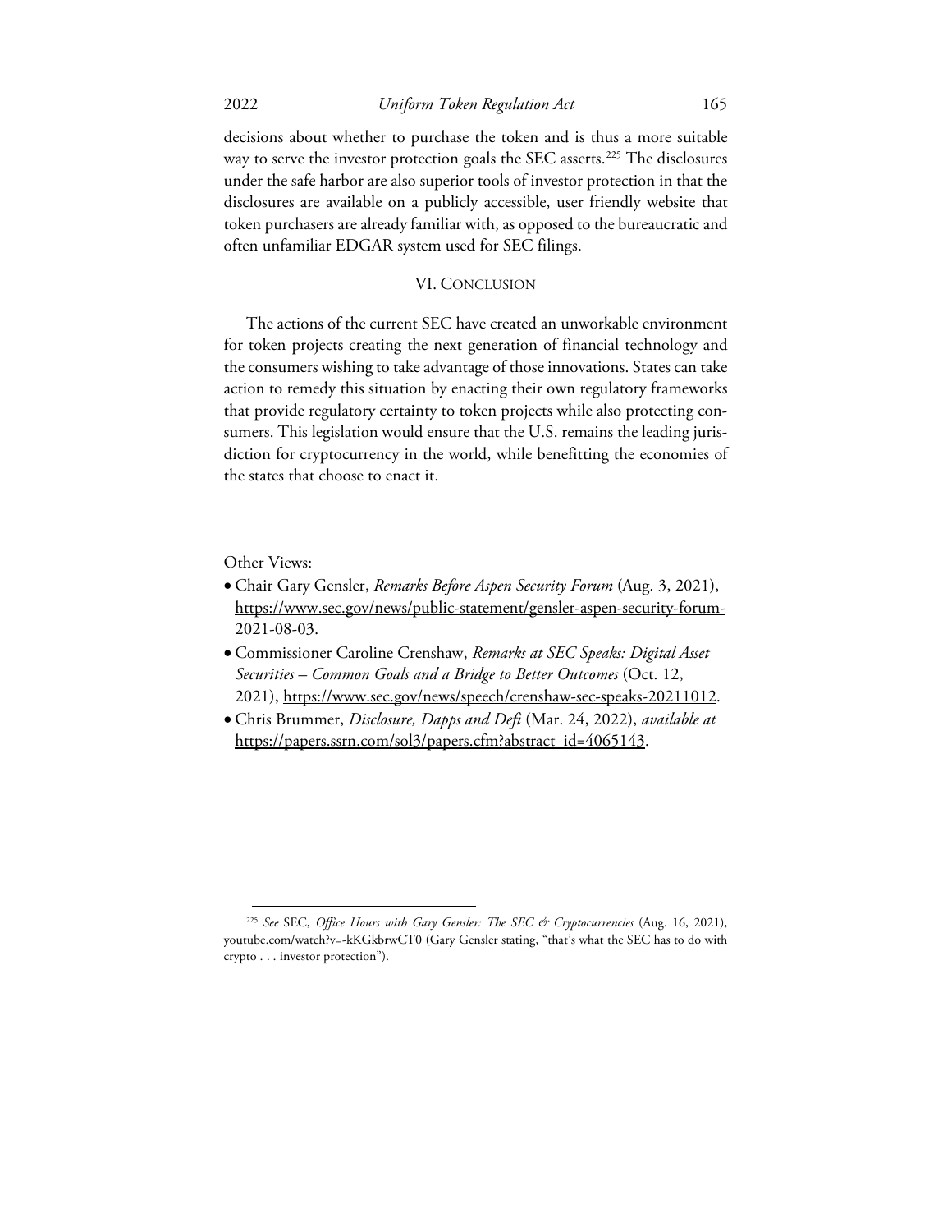decisions about whether to purchase the token and is thus a more suitable way to serve the investor protection goals the SEC asserts.[225] The disclosures under the safe harbor are also superior tools of investor protection in that the disclosures are available on a publicly accessible, user friendly website that token purchasers are already familiar with, as opposed to the bureaucratic and often unfamiliar EDGAR system used for SEC filings.

## VI. Conclusion

The actions of the current SEC have created an unworkable environment for token projects creating the next generation of financial technology and the consumers wishing to take advantage of those innovations. States can take action to remedy this situation by enacting their own regulatory frameworks that provide regulatory certainty to token projects while also protecting consumers. This legislation would ensure that the U.S. remains the leading jurisdiction for cryptocurrency in the world, while benefitting the economies of the states that choose to enact it.

Other Views:

- Chair Gary Gensler, *Remarks Before Aspen Security Forum* (Aug. 3, 2021), https://www.sec.gov/news/public-statement/gensler-aspen-security-forum-2021-08-03.
- Commissioner Caroline Crenshaw, *Remarks at SEC Speaks: Digital Asset Securities – Common Goals and a Bridge to Better Outcomes* (Oct. 12, 2021), https://www.sec.gov/news/speech/crenshaw-sec-speaks-20211012.
- Chris Brummer, *Disclosure, Dapps and Defi* (Mar. 24, 2022), *available at* https://papers.ssrn.com/sol3/papers.cfm?abstract_id=4065143.

---

[225] *See* SEC, *Office Hours with Gary Gensler: The SEC & Cryptocurrencies* (Aug. 16, 2021), youtube.com/watch?v=-kKGkbrwCT0 (Gary Gensler stating, "that's what the SEC has to do with crypto . . . investor protection").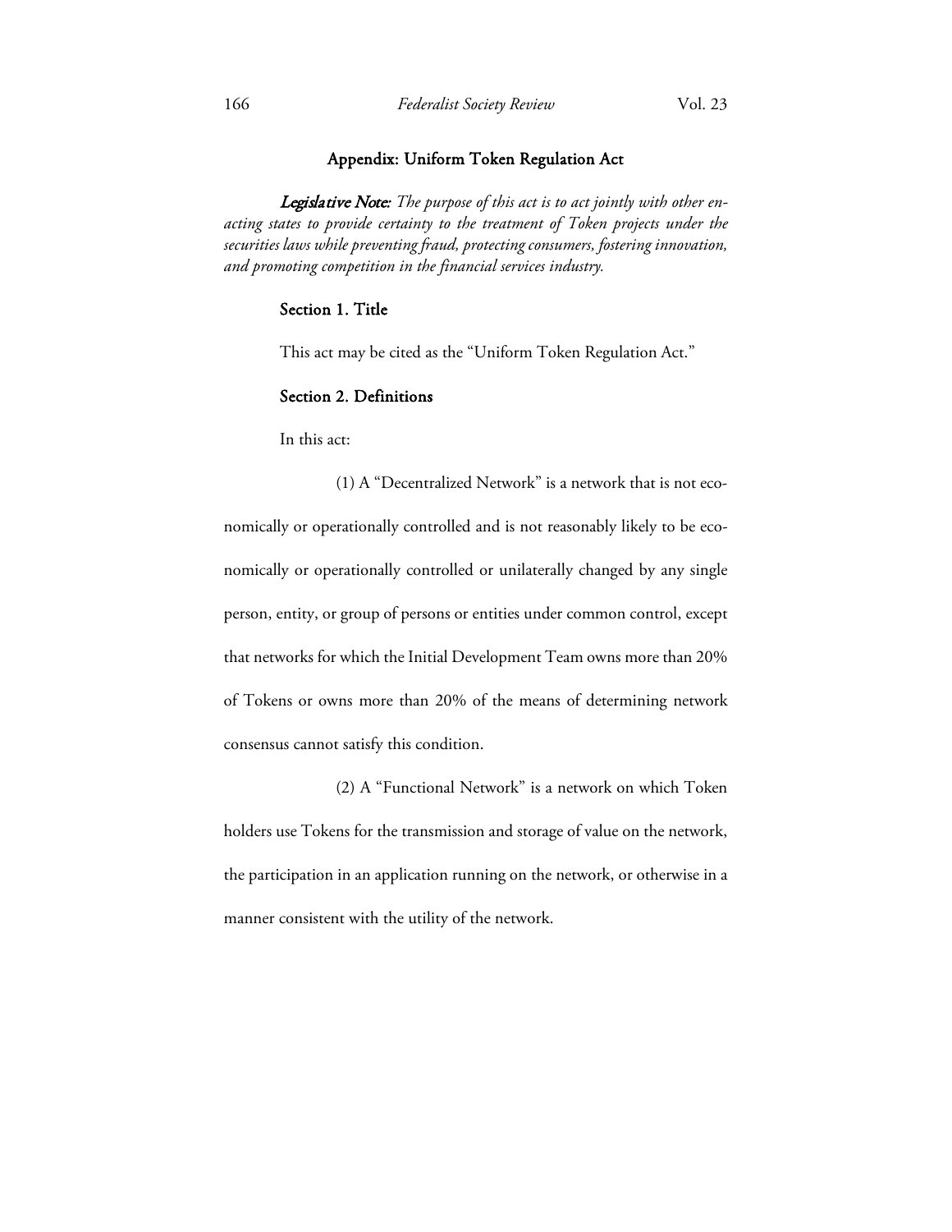## Appendix: Uniform Token Regulation Act

***Legislative Note:*** *The purpose of this act is to act jointly with other enacting states to provide certainty to the treatment of Token projects under the securities laws while preventing fraud, protecting consumers, fostering innovation, and promoting competition in the financial services industry.*

### Section 1. Title

This act may be cited as the "Uniform Token Regulation Act."

### Section 2. Definitions

In this act:

(1) A "Decentralized Network" is a network that is not economically or operationally controlled and is not reasonably likely to be economically or operationally controlled or unilaterally changed by any single person, entity, or group of persons or entities under common control, except that networks for which the Initial Development Team owns more than 20% of Tokens or owns more than 20% of the means of determining network consensus cannot satisfy this condition.

(2) A "Functional Network" is a network on which Token holders use Tokens for the transmission and storage of value on the network, the participation in an application running on the network, or otherwise in a manner consistent with the utility of the network.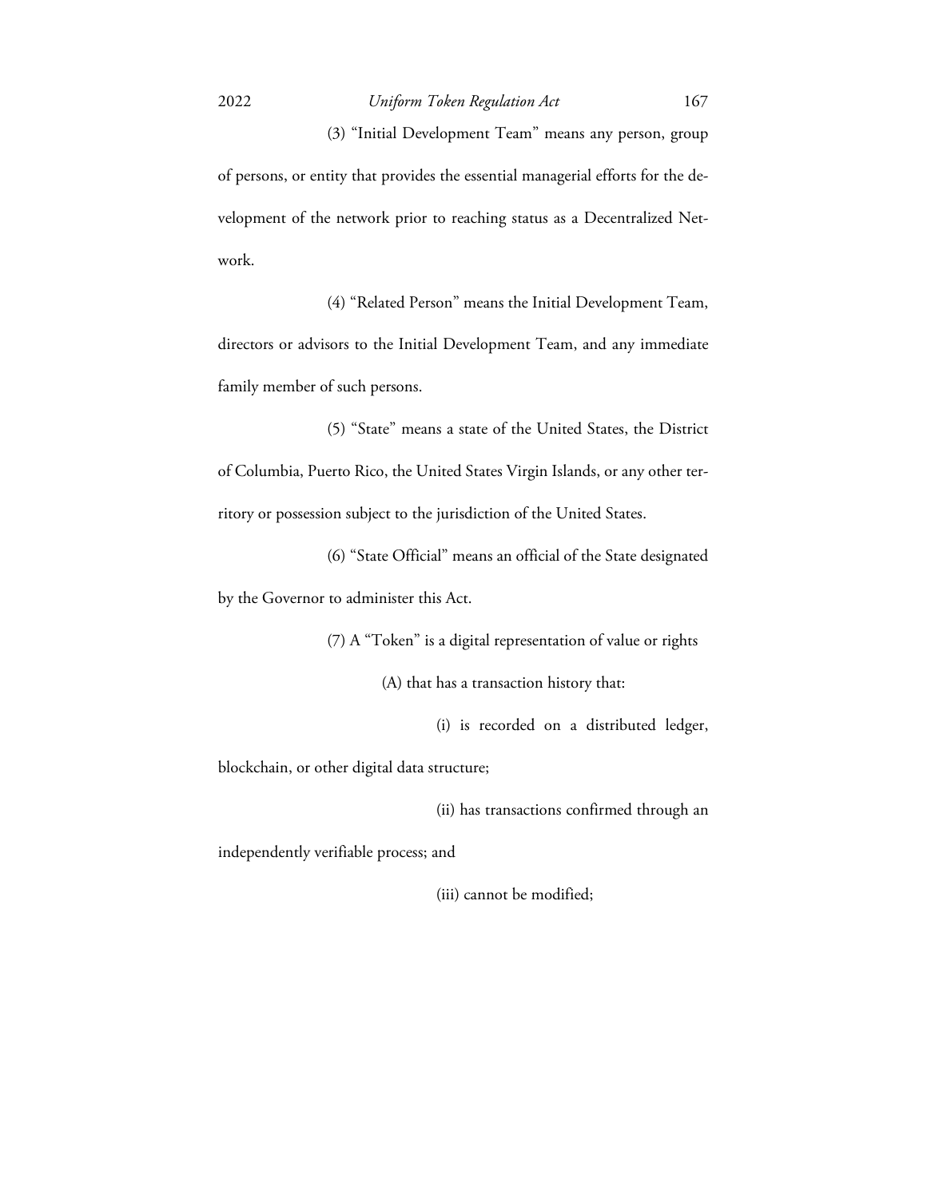(3) "Initial Development Team" means any person, group of persons, or entity that provides the essential managerial efforts for the development of the network prior to reaching status as a Decentralized Network.

(4) "Related Person" means the Initial Development Team, directors or advisors to the Initial Development Team, and any immediate family member of such persons.

(5) "State" means a state of the United States, the District of Columbia, Puerto Rico, the United States Virgin Islands, or any other territory or possession subject to the jurisdiction of the United States.

(6) "State Official" means an official of the State designated by the Governor to administer this Act.

(7) A "Token" is a digital representation of value or rights

(A) that has a transaction history that:

(i) is recorded on a distributed ledger, blockchain, or other digital data structure;

(ii) has transactions confirmed through an independently verifiable process; and

(iii) cannot be modified;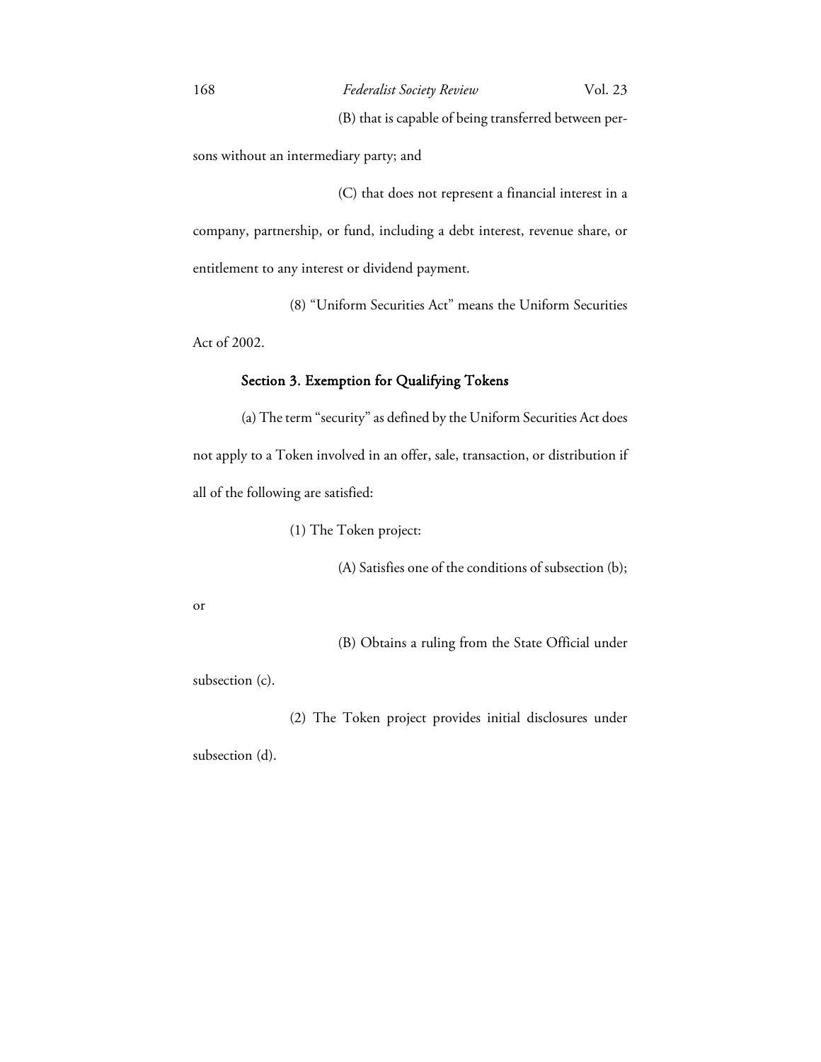(B) that is capable of being transferred between persons without an intermediary party; and

(C) that does not represent a financial interest in a company, partnership, or fund, including a debt interest, revenue share, or entitlement to any interest or dividend payment.

(8) "Uniform Securities Act" means the Uniform Securities Act of 2002.

**Section 3. Exemption for Qualifying Tokens**

(a) The term "security" as defined by the Uniform Securities Act does not apply to a Token involved in an offer, sale, transaction, or distribution if all of the following are satisfied:

(1) The Token project:

(A) Satisfies one of the conditions of subsection (b); or

(B) Obtains a ruling from the State Official under subsection (c).

(2) The Token project provides initial disclosures under subsection (d).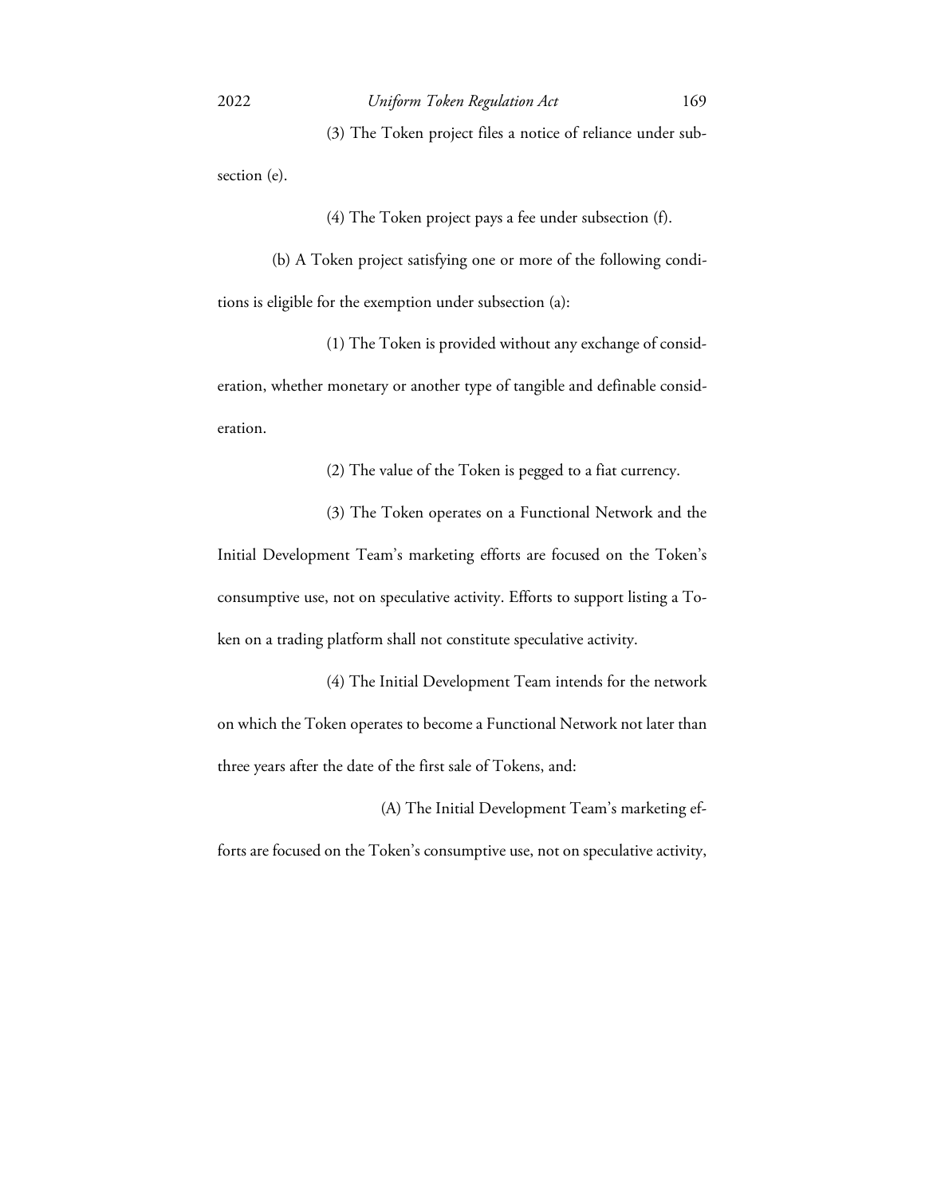(3) The Token project files a notice of reliance under subsection (e).

(4) The Token project pays a fee under subsection (f).

(b) A Token project satisfying one or more of the following conditions is eligible for the exemption under subsection (a):

(1) The Token is provided without any exchange of consideration, whether monetary or another type of tangible and definable consideration.

(2) The value of the Token is pegged to a fiat currency.

(3) The Token operates on a Functional Network and the Initial Development Team's marketing efforts are focused on the Token's consumptive use, not on speculative activity. Efforts to support listing a Token on a trading platform shall not constitute speculative activity.

(4) The Initial Development Team intends for the network on which the Token operates to become a Functional Network not later than three years after the date of the first sale of Tokens, and:

(A) The Initial Development Team's marketing efforts are focused on the Token's consumptive use, not on speculative activity,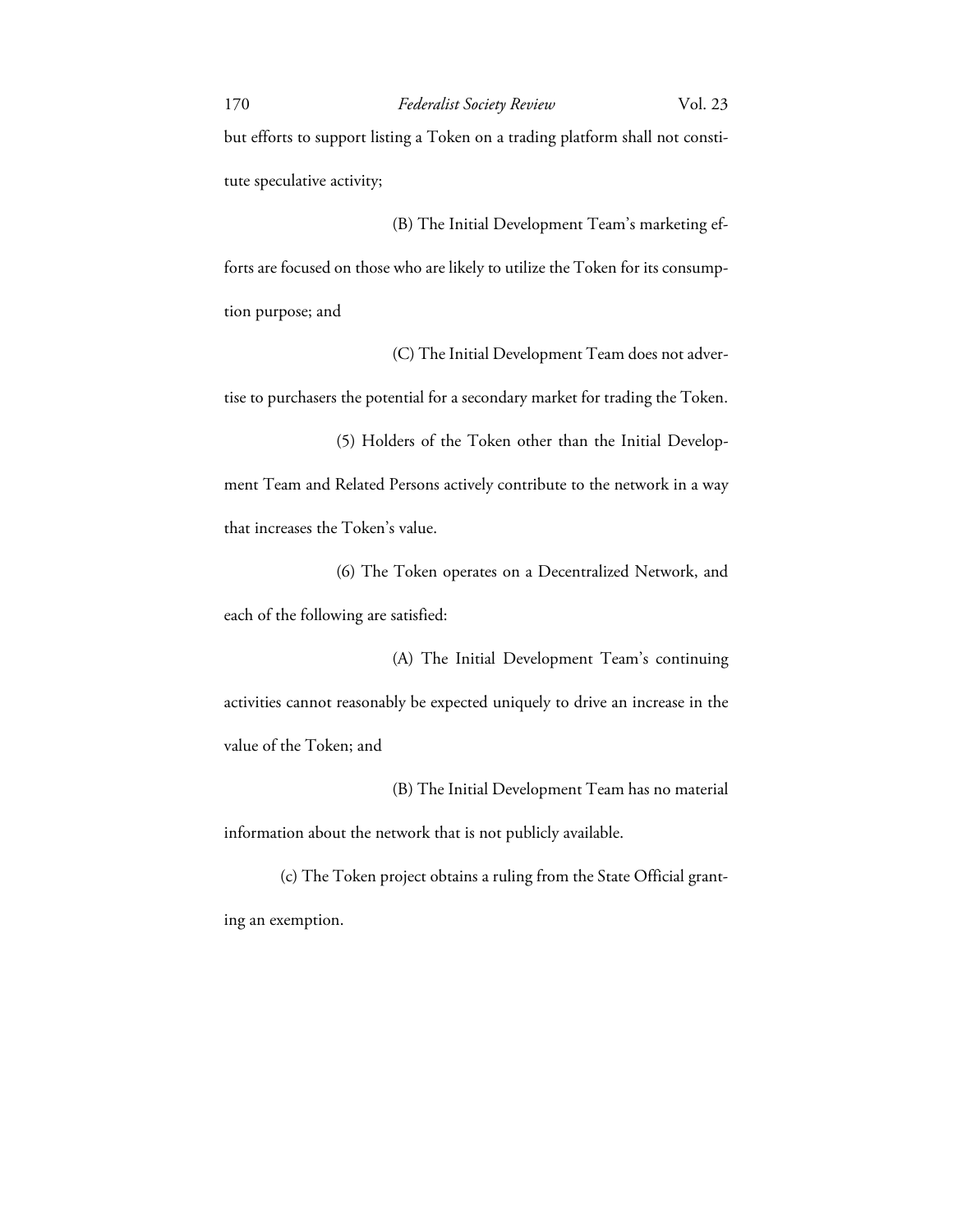but efforts to support listing a Token on a trading platform shall not constitute speculative activity;

(B) The Initial Development Team's marketing efforts are focused on those who are likely to utilize the Token for its consumption purpose; and

(C) The Initial Development Team does not advertise to purchasers the potential for a secondary market for trading the Token.

(5) Holders of the Token other than the Initial Development Team and Related Persons actively contribute to the network in a way that increases the Token's value.

(6) The Token operates on a Decentralized Network, and each of the following are satisfied:

(A) The Initial Development Team's continuing activities cannot reasonably be expected uniquely to drive an increase in the value of the Token; and

(B) The Initial Development Team has no material information about the network that is not publicly available.

(c) The Token project obtains a ruling from the State Official granting an exemption.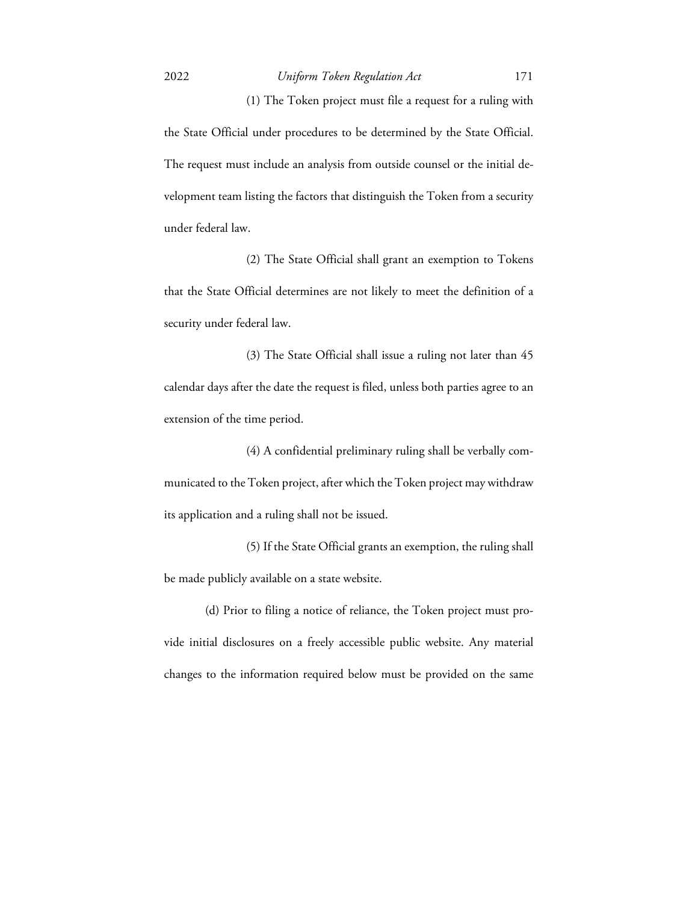(1) The Token project must file a request for a ruling with the State Official under procedures to be determined by the State Official. The request must include an analysis from outside counsel or the initial development team listing the factors that distinguish the Token from a security under federal law.

(2) The State Official shall grant an exemption to Tokens that the State Official determines are not likely to meet the definition of a security under federal law.

(3) The State Official shall issue a ruling not later than 45 calendar days after the date the request is filed, unless both parties agree to an extension of the time period.

(4) A confidential preliminary ruling shall be verbally communicated to the Token project, after which the Token project may withdraw its application and a ruling shall not be issued.

(5) If the State Official grants an exemption, the ruling shall be made publicly available on a state website.

(d) Prior to filing a notice of reliance, the Token project must provide initial disclosures on a freely accessible public website. Any material changes to the information required below must be provided on the same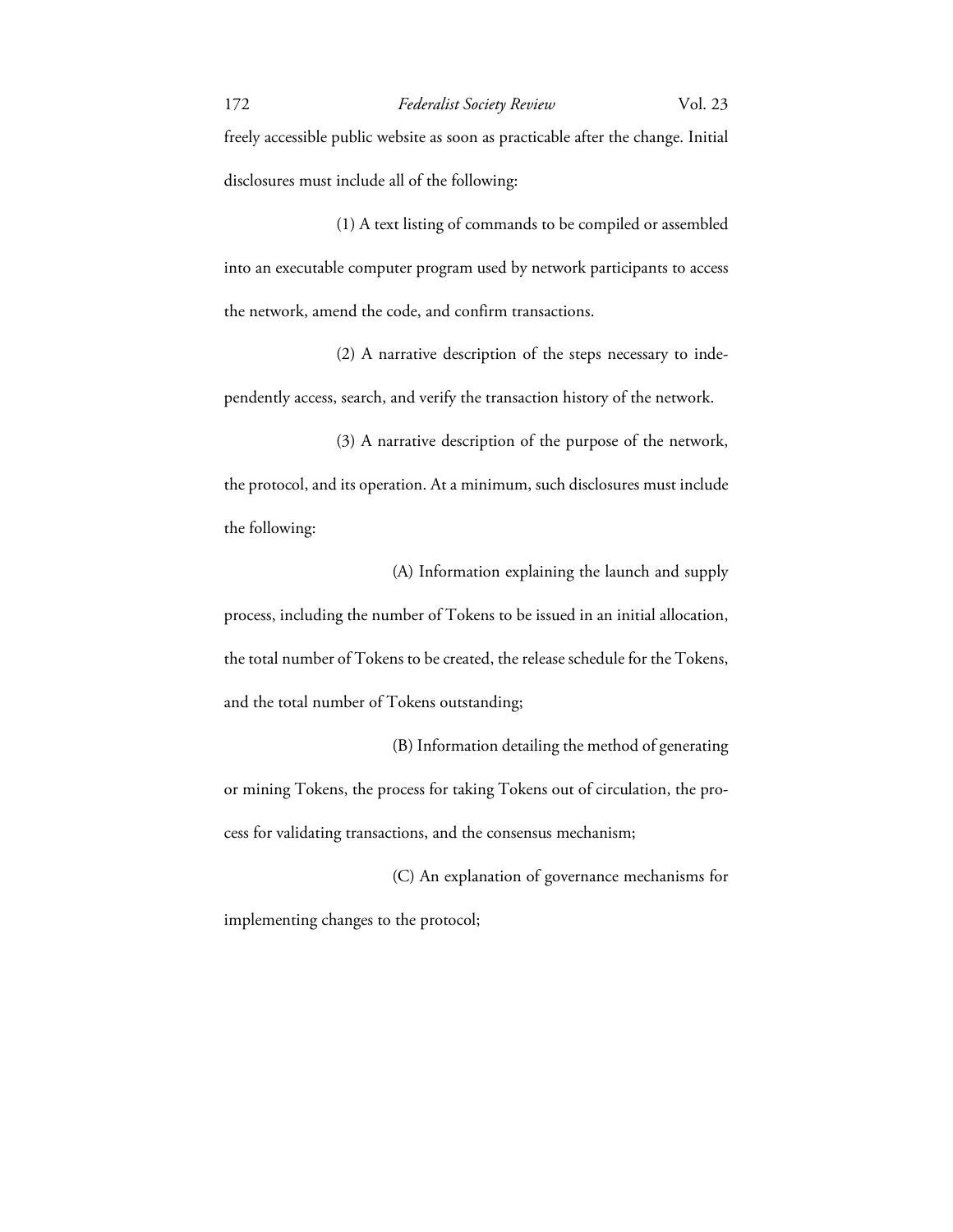freely accessible public website as soon as practicable after the change. Initial disclosures must include all of the following:

(1) A text listing of commands to be compiled or assembled into an executable computer program used by network participants to access the network, amend the code, and confirm transactions.

(2) A narrative description of the steps necessary to independently access, search, and verify the transaction history of the network.

(3) A narrative description of the purpose of the network, the protocol, and its operation. At a minimum, such disclosures must include the following:

(A) Information explaining the launch and supply process, including the number of Tokens to be issued in an initial allocation, the total number of Tokens to be created, the release schedule for the Tokens, and the total number of Tokens outstanding;

(B) Information detailing the method of generating or mining Tokens, the process for taking Tokens out of circulation, the process for validating transactions, and the consensus mechanism;

(C) An explanation of governance mechanisms for implementing changes to the protocol;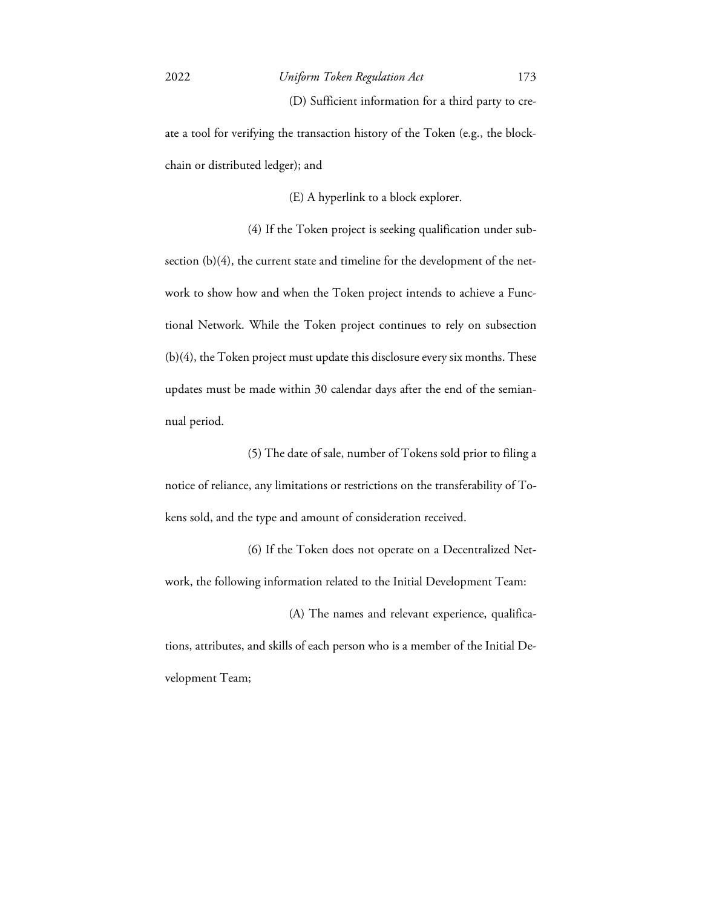(D) Sufficient information for a third party to create a tool for verifying the transaction history of the Token (e.g., the blockchain or distributed ledger); and

(E) A hyperlink to a block explorer.

(4) If the Token project is seeking qualification under subsection (b)(4), the current state and timeline for the development of the network to show how and when the Token project intends to achieve a Functional Network. While the Token project continues to rely on subsection (b)(4), the Token project must update this disclosure every six months. These updates must be made within 30 calendar days after the end of the semiannual period.

(5) The date of sale, number of Tokens sold prior to filing a notice of reliance, any limitations or restrictions on the transferability of Tokens sold, and the type and amount of consideration received.

(6) If the Token does not operate on a Decentralized Network, the following information related to the Initial Development Team:

(A) The names and relevant experience, qualifications, attributes, and skills of each person who is a member of the Initial Development Team;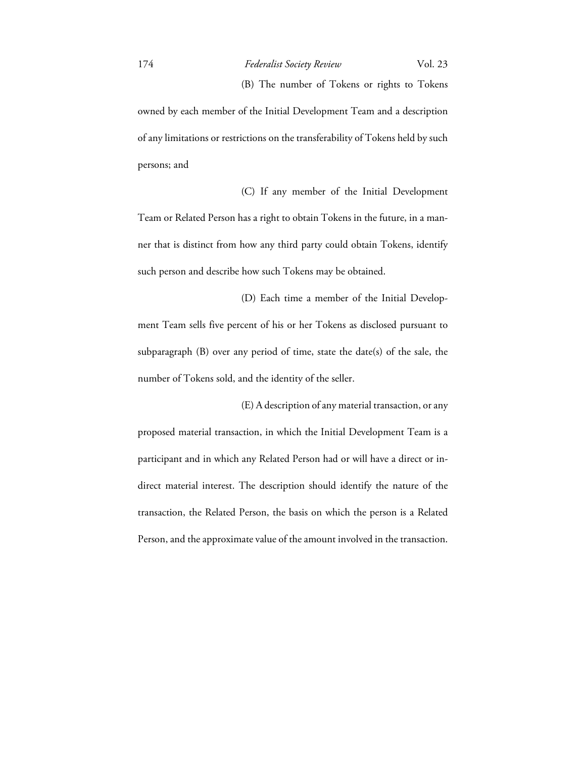(B) The number of Tokens or rights to Tokens owned by each member of the Initial Development Team and a description of any limitations or restrictions on the transferability of Tokens held by such persons; and

(C) If any member of the Initial Development Team or Related Person has a right to obtain Tokens in the future, in a manner that is distinct from how any third party could obtain Tokens, identify such person and describe how such Tokens may be obtained.

(D) Each time a member of the Initial Development Team sells five percent of his or her Tokens as disclosed pursuant to subparagraph (B) over any period of time, state the date(s) of the sale, the number of Tokens sold, and the identity of the seller.

(E) A description of any material transaction, or any proposed material transaction, in which the Initial Development Team is a participant and in which any Related Person had or will have a direct or indirect material interest. The description should identify the nature of the transaction, the Related Person, the basis on which the person is a Related Person, and the approximate value of the amount involved in the transaction.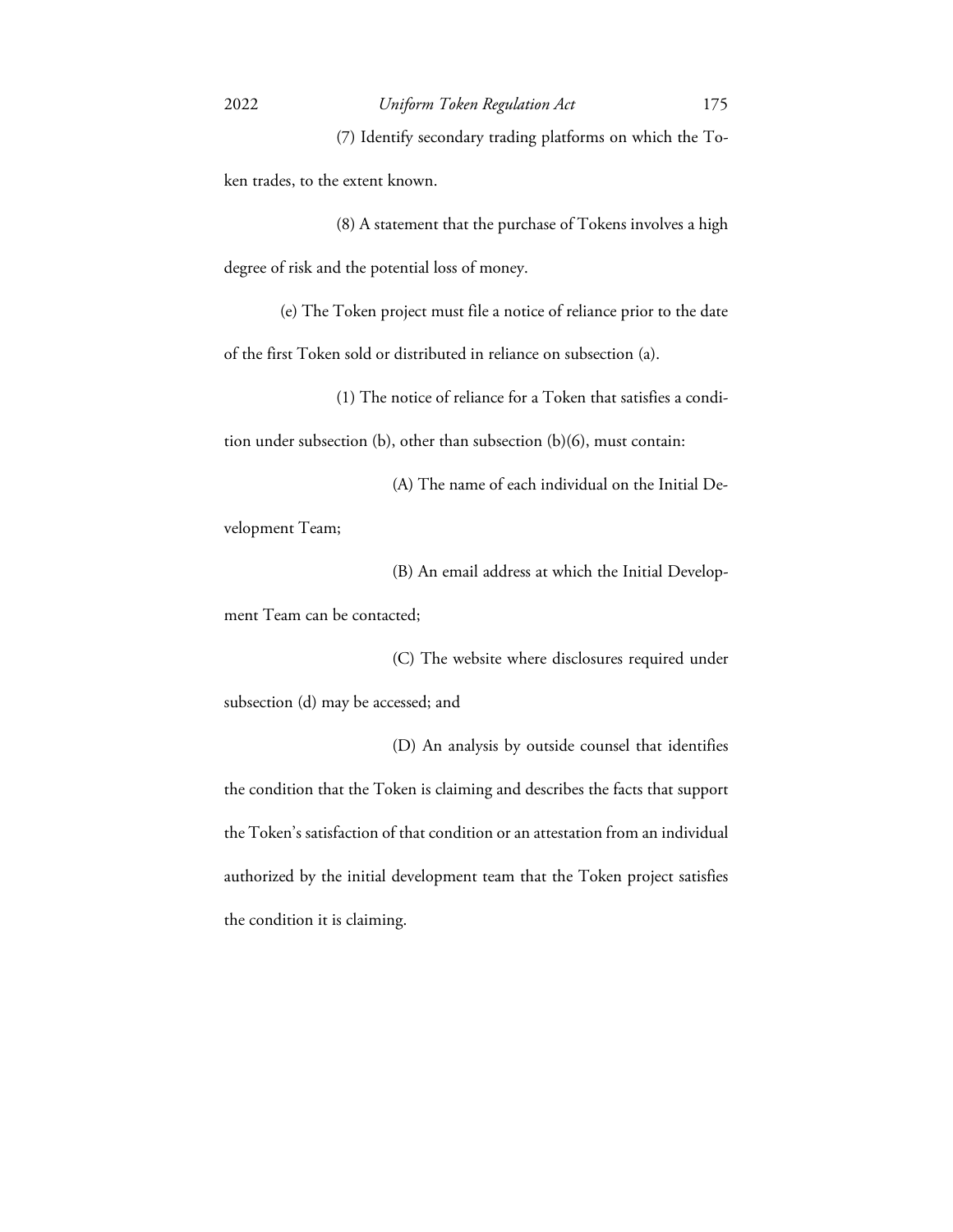(7) Identify secondary trading platforms on which the Token trades, to the extent known.

(8) A statement that the purchase of Tokens involves a high degree of risk and the potential loss of money.

(e) The Token project must file a notice of reliance prior to the date of the first Token sold or distributed in reliance on subsection (a).

(1) The notice of reliance for a Token that satisfies a condition under subsection (b), other than subsection (b)(6), must contain:

(A) The name of each individual on the Initial Development Team;

(B) An email address at which the Initial Development Team can be contacted;

(C) The website where disclosures required under subsection (d) may be accessed; and

(D) An analysis by outside counsel that identifies the condition that the Token is claiming and describes the facts that support the Token's satisfaction of that condition or an attestation from an individual authorized by the initial development team that the Token project satisfies the condition it is claiming.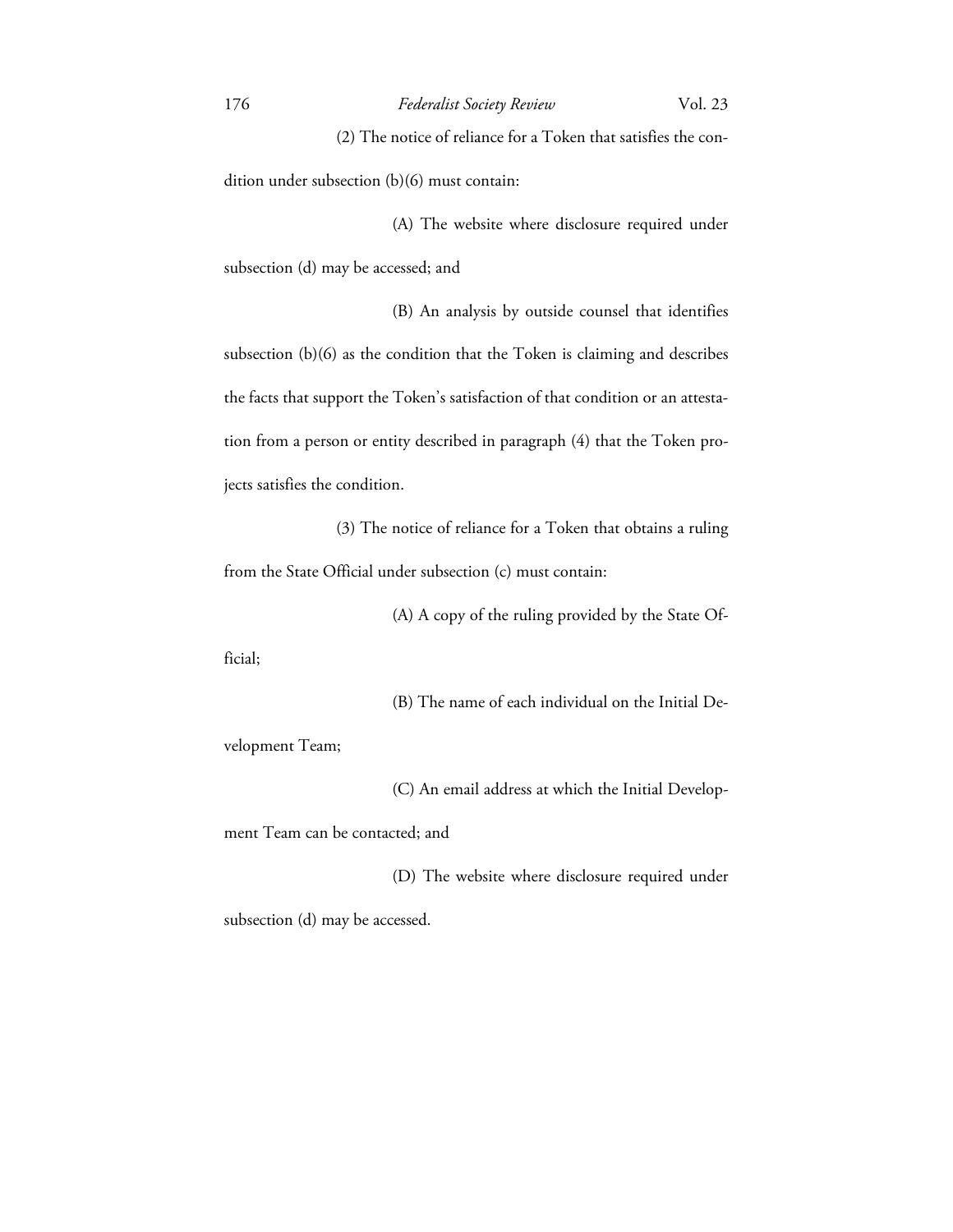(2) The notice of reliance for a Token that satisfies the condition under subsection (b)(6) must contain:

(A) The website where disclosure required under subsection (d) may be accessed; and

(B) An analysis by outside counsel that identifies subsection (b)(6) as the condition that the Token is claiming and describes the facts that support the Token's satisfaction of that condition or an attestation from a person or entity described in paragraph (4) that the Token projects satisfies the condition.

(3) The notice of reliance for a Token that obtains a ruling from the State Official under subsection (c) must contain:

(A) A copy of the ruling provided by the State Official;

(B) The name of each individual on the Initial Development Team;

(C) An email address at which the Initial Development Team can be contacted; and

(D) The website where disclosure required under subsection (d) may be accessed.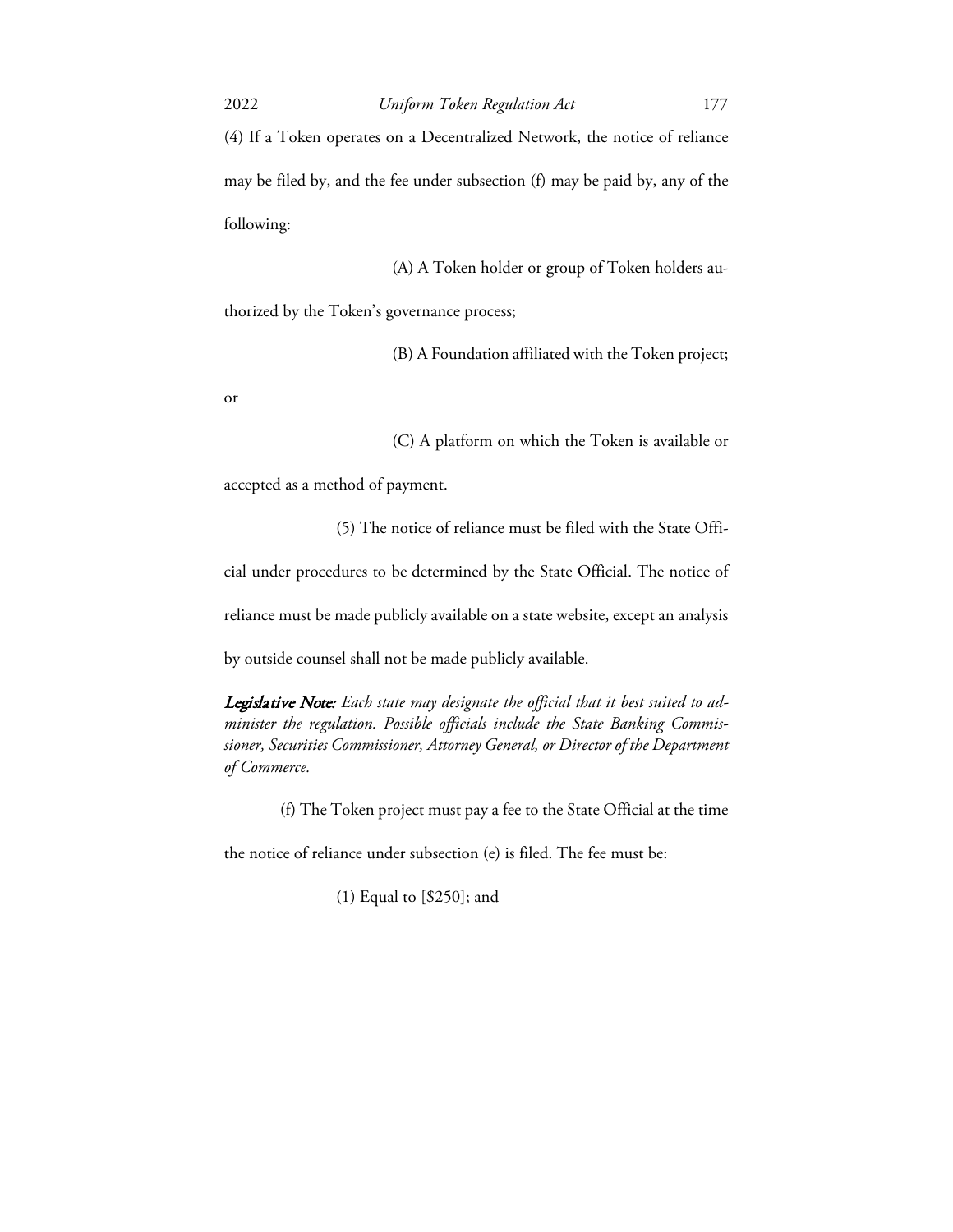(4) If a Token operates on a Decentralized Network, the notice of reliance may be filed by, and the fee under subsection (f) may be paid by, any of the following:

(A) A Token holder or group of Token holders authorized by the Token's governance process;

(B) A Foundation affiliated with the Token project; or

(C) A platform on which the Token is available or accepted as a method of payment.

(5) The notice of reliance must be filed with the State Official under procedures to be determined by the State Official. The notice of reliance must be made publicly available on a state website, except an analysis by outside counsel shall not be made publicly available.

***Legislative Note:*** *Each state may designate the official that it best suited to administer the regulation. Possible officials include the State Banking Commissioner, Securities Commissioner, Attorney General, or Director of the Department of Commerce.*

(f) The Token project must pay a fee to the State Official at the time the notice of reliance under subsection (e) is filed. The fee must be:

(1) Equal to [$250]; and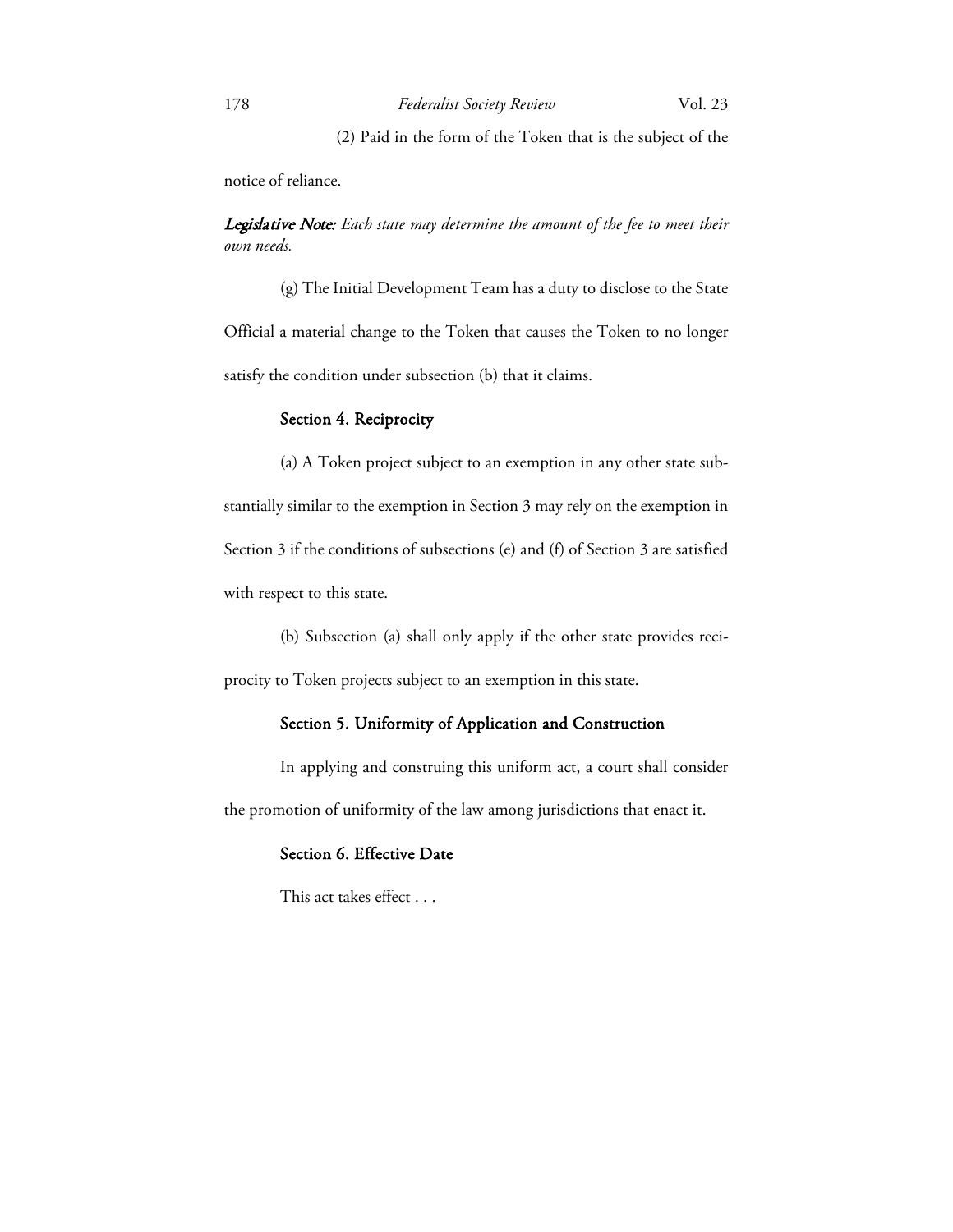(2) Paid in the form of the Token that is the subject of the notice of reliance.

***Legislative Note:*** *Each state may determine the amount of the fee to meet their own needs.*

(g) The Initial Development Team has a duty to disclose to the State Official a material change to the Token that causes the Token to no longer satisfy the condition under subsection (b) that it claims.

### Section 4. Reciprocity

(a) A Token project subject to an exemption in any other state substantially similar to the exemption in Section 3 may rely on the exemption in Section 3 if the conditions of subsections (e) and (f) of Section 3 are satisfied with respect to this state.

(b) Subsection (a) shall only apply if the other state provides reciprocity to Token projects subject to an exemption in this state.

### Section 5. Uniformity of Application and Construction

In applying and construing this uniform act, a court shall consider the promotion of uniformity of the law among jurisdictions that enact it.

### Section 6. Effective Date

This act takes effect . . .